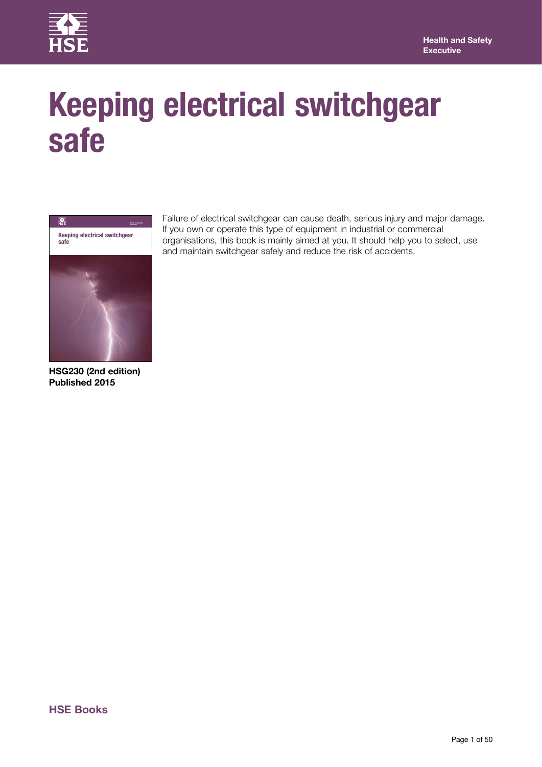Health and Safety Executive

# Keeping electrical switchgear safe

Failure of electrical switchgear can cause death, serious injury and major damage. If you own or operate this type of equipment in industrial or commercial organisations, this book is mainly aimed at you. It should help you to select, use and maintain switchgear safely and reduce the risk of accidents.

**HSG230 (2nd edition)**
**Published 2015**

**HSE Books**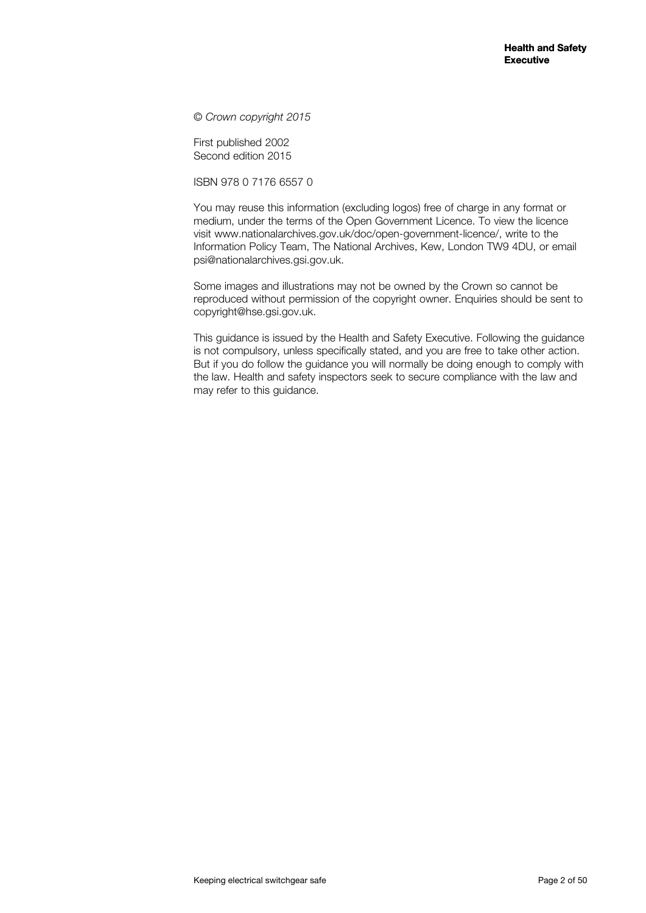*© Crown copyright 2015*

First published 2002
Second edition 2015

ISBN 978 0 7176 6557 0

You may reuse this information (excluding logos) free of charge in any format or medium, under the terms of the Open Government Licence. To view the licence visit www.nationalarchives.gov.uk/doc/open-government-licence/, write to the Information Policy Team, The National Archives, Kew, London TW9 4DU, or email psi@nationalarchives.gsi.gov.uk.

Some images and illustrations may not be owned by the Crown so cannot be reproduced without permission of the copyright owner. Enquiries should be sent to copyright@hse.gsi.gov.uk.

This guidance is issued by the Health and Safety Executive. Following the guidance is not compulsory, unless specifically stated, and you are free to take other action. But if you do follow the guidance you will normally be doing enough to comply with the law. Health and safety inspectors seek to secure compliance with the law and may refer to this guidance.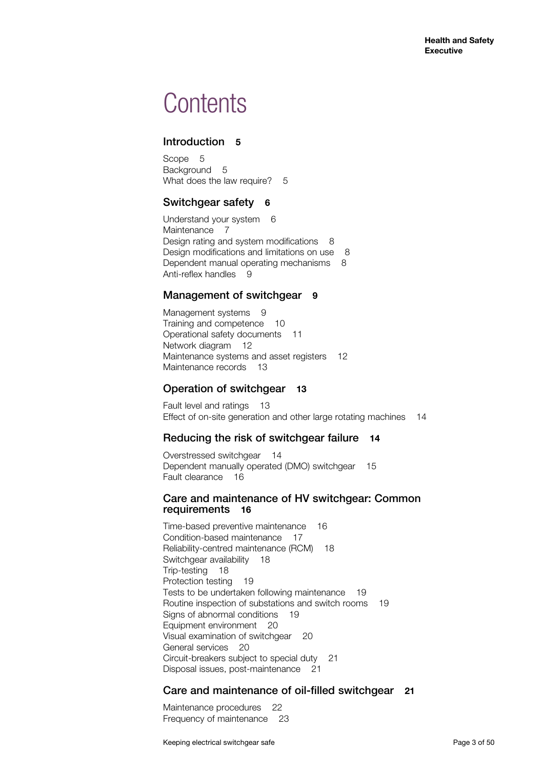# Contents

## Introduction **5**

Scope 5
Background 5
What does the law require? 5

## Switchgear safety **6**

Understand your system 6
Maintenance 7
Design rating and system modifications 8
Design modifications and limitations on use 8
Dependent manual operating mechanisms 8
Anti-reflex handles 9

## Management of switchgear **9**

Management systems 9
Training and competence 10
Operational safety documents 11
Network diagram 12
Maintenance systems and asset registers 12
Maintenance records 13

## Operation of switchgear **13**

Fault level and ratings 13
Effect of on-site generation and other large rotating machines 14

## Reducing the risk of switchgear failure **14**

Overstressed switchgear 14
Dependent manually operated (DMO) switchgear 15
Fault clearance 16

## Care and maintenance of HV switchgear: Common requirements **16**

Time-based preventive maintenance 16
Condition-based maintenance 17
Reliability-centred maintenance (RCM) 18
Switchgear availability 18
Trip-testing 18
Protection testing 19
Tests to be undertaken following maintenance 19
Routine inspection of substations and switch rooms 19
Signs of abnormal conditions 19
Equipment environment 20
Visual examination of switchgear 20
General services 20
Circuit-breakers subject to special duty 21
Disposal issues, post-maintenance 21

## Care and maintenance of oil-filled switchgear **21**

Maintenance procedures 22
Frequency of maintenance 23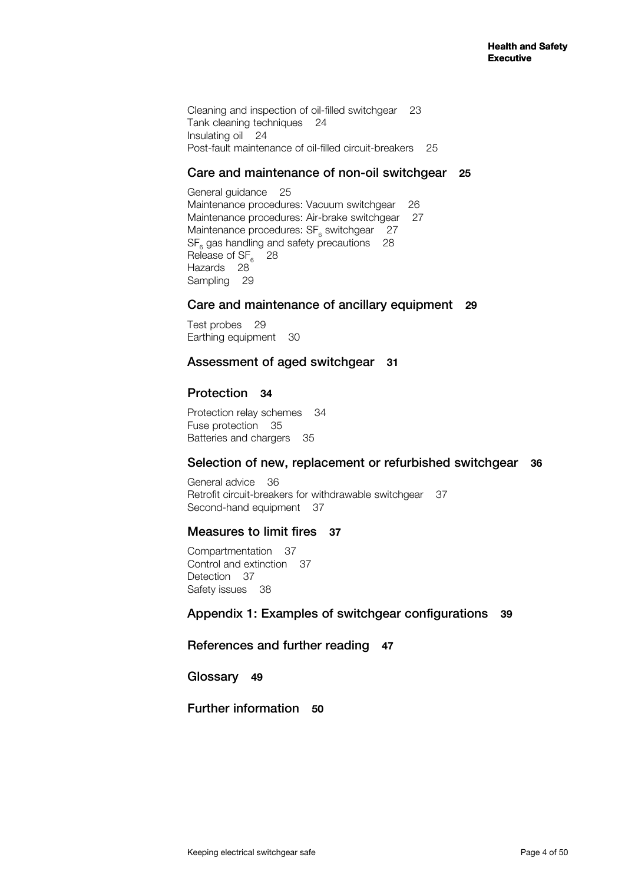Cleaning and inspection of oil-filled switchgear 23
Tank cleaning techniques 24
Insulating oil 24
Post-fault maintenance of oil-filled circuit-breakers 25

## Care and maintenance of non-oil switchgear **25**

General guidance 25
Maintenance procedures: Vacuum switchgear 26
Maintenance procedures: Air-brake switchgear 27
Maintenance procedures: $SF_6$ switchgear 27
$SF_6$ gas handling and safety precautions 28
Release of $SF_6$ 28
Hazards 28
Sampling 29

## Care and maintenance of ancillary equipment **29**

Test probes 29
Earthing equipment 30

## Assessment of aged switchgear **31**

## Protection **34**

Protection relay schemes 34
Fuse protection 35
Batteries and chargers 35

## Selection of new, replacement or refurbished switchgear **36**

General advice 36
Retrofit circuit-breakers for withdrawable switchgear 37
Second-hand equipment 37

## Measures to limit fires **37**

Compartmentation 37
Control and extinction 37
Detection 37
Safety issues 38

## Appendix 1: Examples of switchgear configurations **39**

## References and further reading **47**

## Glossary **49**

## Further information **50**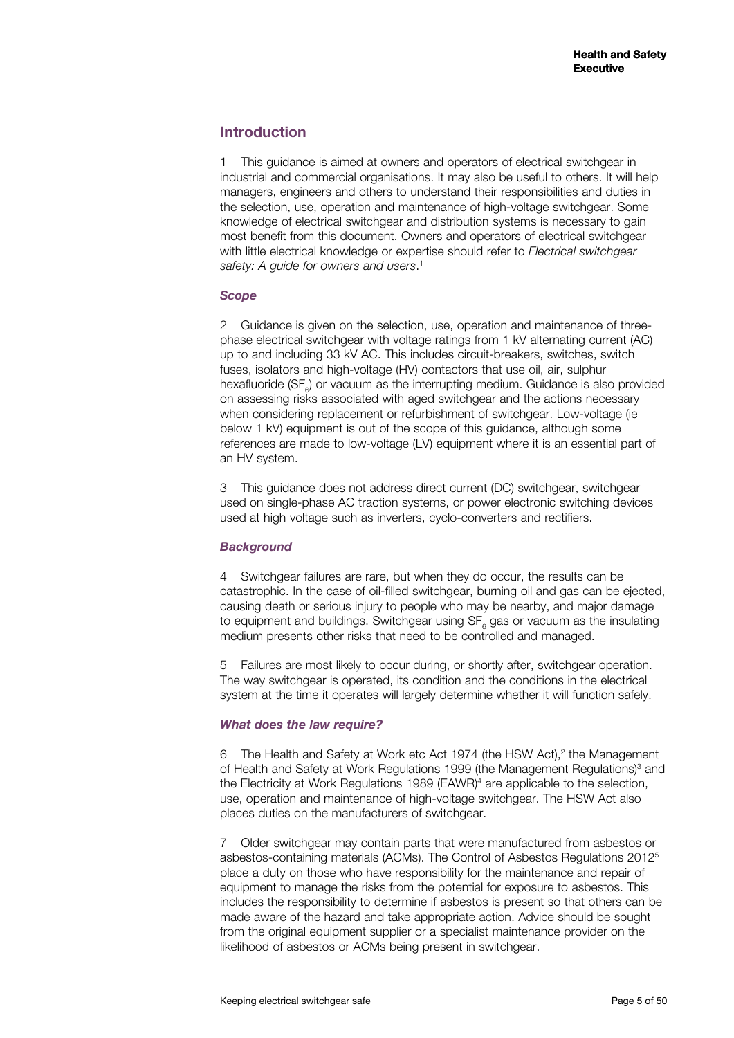## Introduction

1 This guidance is aimed at owners and operators of electrical switchgear in industrial and commercial organisations. It may also be useful to others. It will help managers, engineers and others to understand their responsibilities and duties in the selection, use, operation and maintenance of high-voltage switchgear. Some knowledge of electrical switchgear and distribution systems is necessary to gain most benefit from this document. Owners and operators of electrical switchgear with little electrical knowledge or expertise should refer to *Electrical switchgear safety: A guide for owners and users*.[1]

### *Scope*

2 Guidance is given on the selection, use, operation and maintenance of three-phase electrical switchgear with voltage ratings from 1 kV alternating current (AC) up to and including 33 kV AC. This includes circuit-breakers, switches, switch fuses, isolators and high-voltage (HV) contactors that use oil, air, sulphur hexafluoride ($SF_6$) or vacuum as the interrupting medium. Guidance is also provided on assessing risks associated with aged switchgear and the actions necessary when considering replacement or refurbishment of switchgear. Low-voltage (ie below 1 kV) equipment is out of the scope of this guidance, although some references are made to low-voltage (LV) equipment where it is an essential part of an HV system.

3 This guidance does not address direct current (DC) switchgear, switchgear used on single-phase AC traction systems, or power electronic switching devices used at high voltage such as inverters, cyclo-converters and rectifiers.

### *Background*

4 Switchgear failures are rare, but when they do occur, the results can be catastrophic. In the case of oil-filled switchgear, burning oil and gas can be ejected, causing death or serious injury to people who may be nearby, and major damage to equipment and buildings. Switchgear using $SF_6$ gas or vacuum as the insulating medium presents other risks that need to be controlled and managed.

5 Failures are most likely to occur during, or shortly after, switchgear operation. The way switchgear is operated, its condition and the conditions in the electrical system at the time it operates will largely determine whether it will function safely.

### *What does the law require?*

6 The Health and Safety at Work etc Act 1974 (the HSW Act),[2] the Management of Health and Safety at Work Regulations 1999 (the Management Regulations)[3] and the Electricity at Work Regulations 1989 (EAWR)[4] are applicable to the selection, use, operation and maintenance of high-voltage switchgear. The HSW Act also places duties on the manufacturers of switchgear.

7 Older switchgear may contain parts that were manufactured from asbestos or asbestos-containing materials (ACMs). The Control of Asbestos Regulations 2012[5] place a duty on those who have responsibility for the maintenance and repair of equipment to manage the risks from the potential for exposure to asbestos. This includes the responsibility to determine if asbestos is present so that others can be made aware of the hazard and take appropriate action. Advice should be sought from the original equipment supplier or a specialist maintenance provider on the likelihood of asbestos or ACMs being present in switchgear.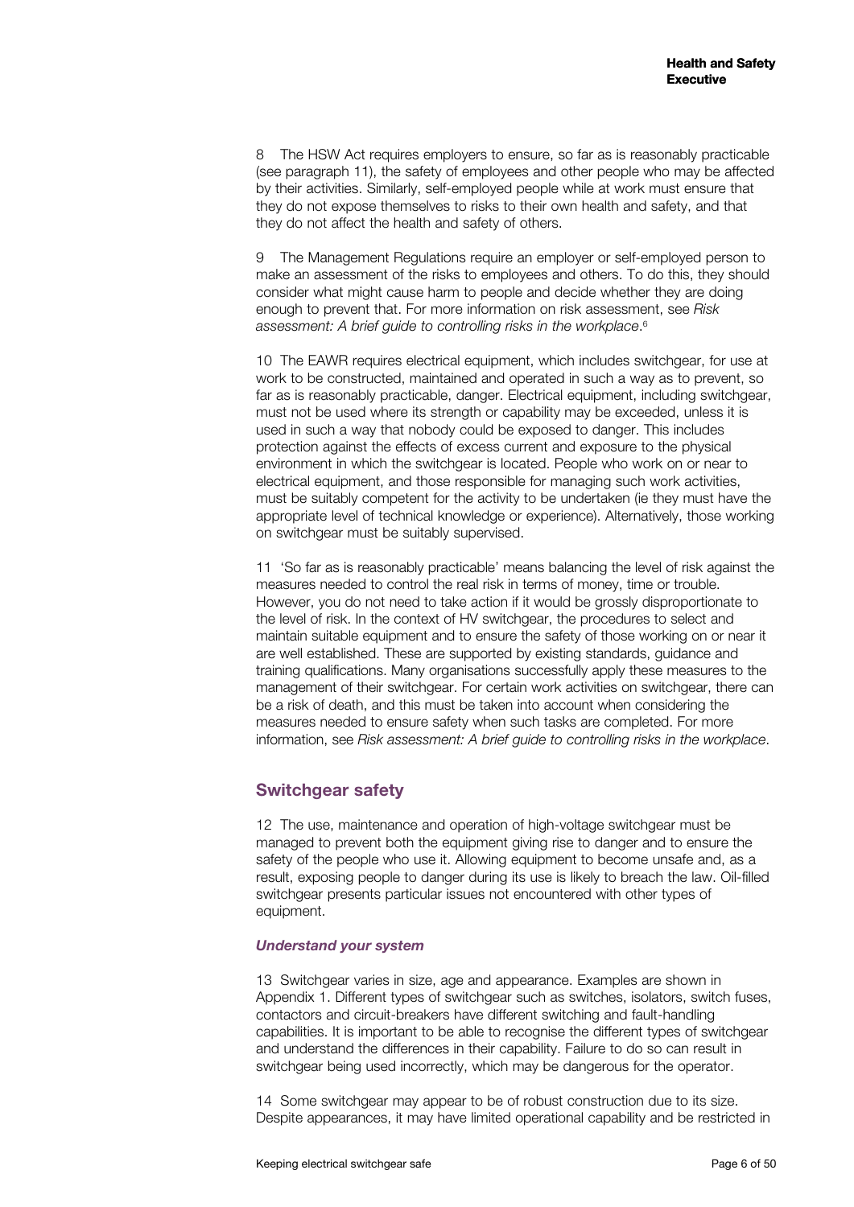8 The HSW Act requires employers to ensure, so far as is reasonably practicable (see paragraph 11), the safety of employees and other people who may be affected by their activities. Similarly, self-employed people while at work must ensure that they do not expose themselves to risks to their own health and safety, and that they do not affect the health and safety of others.

9 The Management Regulations require an employer or self-employed person to make an assessment of the risks to employees and others. To do this, they should consider what might cause harm to people and decide whether they are doing enough to prevent that. For more information on risk assessment, see *Risk assessment: A brief guide to controlling risks in the workplace*.[6]

10 The EAWR requires electrical equipment, which includes switchgear, for use at work to be constructed, maintained and operated in such a way as to prevent, so far as is reasonably practicable, danger. Electrical equipment, including switchgear, must not be used where its strength or capability may be exceeded, unless it is used in such a way that nobody could be exposed to danger. This includes protection against the effects of excess current and exposure to the physical environment in which the switchgear is located. People who work on or near to electrical equipment, and those responsible for managing such work activities, must be suitably competent for the activity to be undertaken (ie they must have the appropriate level of technical knowledge or experience). Alternatively, those working on switchgear must be suitably supervised.

11 'So far as is reasonably practicable' means balancing the level of risk against the measures needed to control the real risk in terms of money, time or trouble. However, you do not need to take action if it would be grossly disproportionate to the level of risk. In the context of HV switchgear, the procedures to select and maintain suitable equipment and to ensure the safety of those working on or near it are well established. These are supported by existing standards, guidance and training qualifications. Many organisations successfully apply these measures to the management of their switchgear. For certain work activities on switchgear, there can be a risk of death, and this must be taken into account when considering the measures needed to ensure safety when such tasks are completed. For more information, see *Risk assessment: A brief guide to controlling risks in the workplace*.

## Switchgear safety

12 The use, maintenance and operation of high-voltage switchgear must be managed to prevent both the equipment giving rise to danger and to ensure the safety of the people who use it. Allowing equipment to become unsafe and, as a result, exposing people to danger during its use is likely to breach the law. Oil-filled switchgear presents particular issues not encountered with other types of equipment.

### *Understand your system*

13 Switchgear varies in size, age and appearance. Examples are shown in Appendix 1. Different types of switchgear such as switches, isolators, switch fuses, contactors and circuit-breakers have different switching and fault-handling capabilities. It is important to be able to recognise the different types of switchgear and understand the differences in their capability. Failure to do so can result in switchgear being used incorrectly, which may be dangerous for the operator.

14 Some switchgear may appear to be of robust construction due to its size. Despite appearances, it may have limited operational capability and be restricted in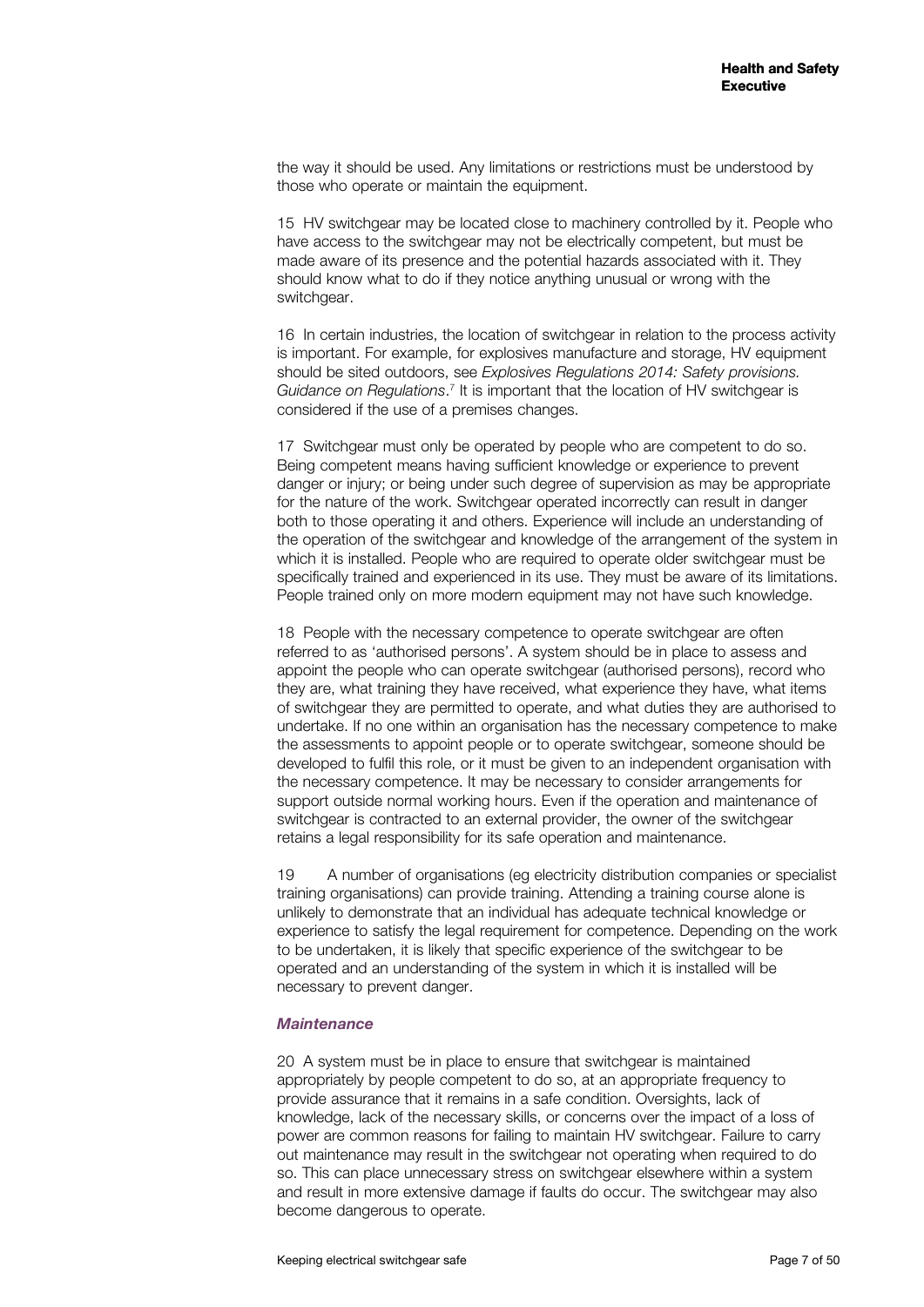the way it should be used. Any limitations or restrictions must be understood by those who operate or maintain the equipment.

15 HV switchgear may be located close to machinery controlled by it. People who have access to the switchgear may not be electrically competent, but must be made aware of its presence and the potential hazards associated with it. They should know what to do if they notice anything unusual or wrong with the switchgear.

16 In certain industries, the location of switchgear in relation to the process activity is important. For example, for explosives manufacture and storage, HV equipment should be sited outdoors, see *Explosives Regulations 2014: Safety provisions. Guidance on Regulations*.[7] It is important that the location of HV switchgear is considered if the use of a premises changes.

17 Switchgear must only be operated by people who are competent to do so. Being competent means having sufficient knowledge or experience to prevent danger or injury; or being under such degree of supervision as may be appropriate for the nature of the work. Switchgear operated incorrectly can result in danger both to those operating it and others. Experience will include an understanding of the operation of the switchgear and knowledge of the arrangement of the system in which it is installed. People who are required to operate older switchgear must be specifically trained and experienced in its use. They must be aware of its limitations. People trained only on more modern equipment may not have such knowledge.

18 People with the necessary competence to operate switchgear are often referred to as 'authorised persons'. A system should be in place to assess and appoint the people who can operate switchgear (authorised persons), record who they are, what training they have received, what experience they have, what items of switchgear they are permitted to operate, and what duties they are authorised to undertake. If no one within an organisation has the necessary competence to make the assessments to appoint people or to operate switchgear, someone should be developed to fulfil this role, or it must be given to an independent organisation with the necessary competence. It may be necessary to consider arrangements for support outside normal working hours. Even if the operation and maintenance of switchgear is contracted to an external provider, the owner of the switchgear retains a legal responsibility for its safe operation and maintenance.

19 A number of organisations (eg electricity distribution companies or specialist training organisations) can provide training. Attending a training course alone is unlikely to demonstrate that an individual has adequate technical knowledge or experience to satisfy the legal requirement for competence. Depending on the work to be undertaken, it is likely that specific experience of the switchgear to be operated and an understanding of the system in which it is installed will be necessary to prevent danger.

### *Maintenance*

20 A system must be in place to ensure that switchgear is maintained appropriately by people competent to do so, at an appropriate frequency to provide assurance that it remains in a safe condition. Oversights, lack of knowledge, lack of the necessary skills, or concerns over the impact of a loss of power are common reasons for failing to maintain HV switchgear. Failure to carry out maintenance may result in the switchgear not operating when required to do so. This can place unnecessary stress on switchgear elsewhere within a system and result in more extensive damage if faults do occur. The switchgear may also become dangerous to operate.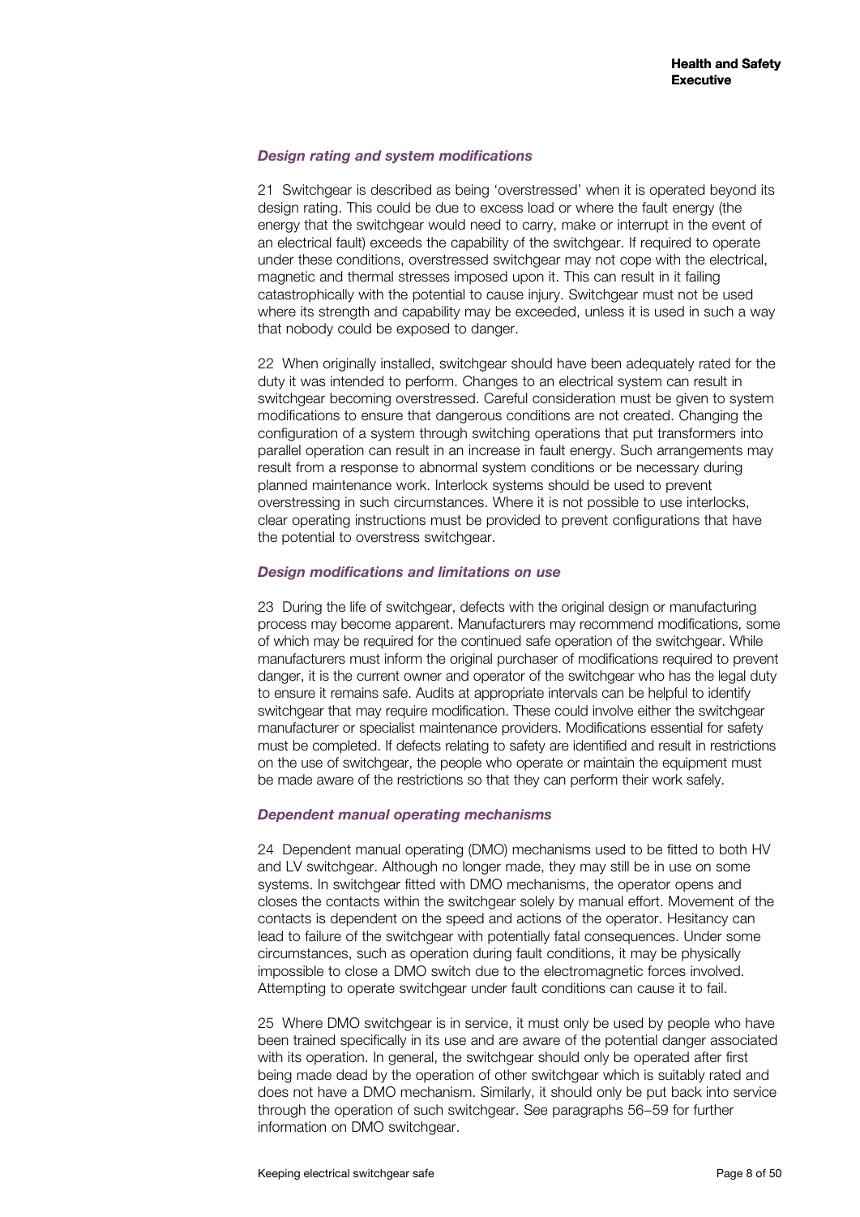### *Design rating and system modifications*

21 Switchgear is described as being 'overstressed' when it is operated beyond its design rating. This could be due to excess load or where the fault energy (the energy that the switchgear would need to carry, make or interrupt in the event of an electrical fault) exceeds the capability of the switchgear. If required to operate under these conditions, overstressed switchgear may not cope with the electrical, magnetic and thermal stresses imposed upon it. This can result in it failing catastrophically with the potential to cause injury. Switchgear must not be used where its strength and capability may be exceeded, unless it is used in such a way that nobody could be exposed to danger.

22 When originally installed, switchgear should have been adequately rated for the duty it was intended to perform. Changes to an electrical system can result in switchgear becoming overstressed. Careful consideration must be given to system modifications to ensure that dangerous conditions are not created. Changing the configuration of a system through switching operations that put transformers into parallel operation can result in an increase in fault energy. Such arrangements may result from a response to abnormal system conditions or be necessary during planned maintenance work. Interlock systems should be used to prevent overstressing in such circumstances. Where it is not possible to use interlocks, clear operating instructions must be provided to prevent configurations that have the potential to overstress switchgear.

### *Design modifications and limitations on use*

23 During the life of switchgear, defects with the original design or manufacturing process may become apparent. Manufacturers may recommend modifications, some of which may be required for the continued safe operation of the switchgear. While manufacturers must inform the original purchaser of modifications required to prevent danger, it is the current owner and operator of the switchgear who has the legal duty to ensure it remains safe. Audits at appropriate intervals can be helpful to identify switchgear that may require modification. These could involve either the switchgear manufacturer or specialist maintenance providers. Modifications essential for safety must be completed. If defects relating to safety are identified and result in restrictions on the use of switchgear, the people who operate or maintain the equipment must be made aware of the restrictions so that they can perform their work safely.

### *Dependent manual operating mechanisms*

24 Dependent manual operating (DMO) mechanisms used to be fitted to both HV and LV switchgear. Although no longer made, they may still be in use on some systems. In switchgear fitted with DMO mechanisms, the operator opens and closes the contacts within the switchgear solely by manual effort. Movement of the contacts is dependent on the speed and actions of the operator. Hesitancy can lead to failure of the switchgear with potentially fatal consequences. Under some circumstances, such as operation during fault conditions, it may be physically impossible to close a DMO switch due to the electromagnetic forces involved. Attempting to operate switchgear under fault conditions can cause it to fail.

25 Where DMO switchgear is in service, it must only be used by people who have been trained specifically in its use and are aware of the potential danger associated with its operation. In general, the switchgear should only be operated after first being made dead by the operation of other switchgear which is suitably rated and does not have a DMO mechanism. Similarly, it should only be put back into service through the operation of such switchgear. See paragraphs 56–59 for further information on DMO switchgear.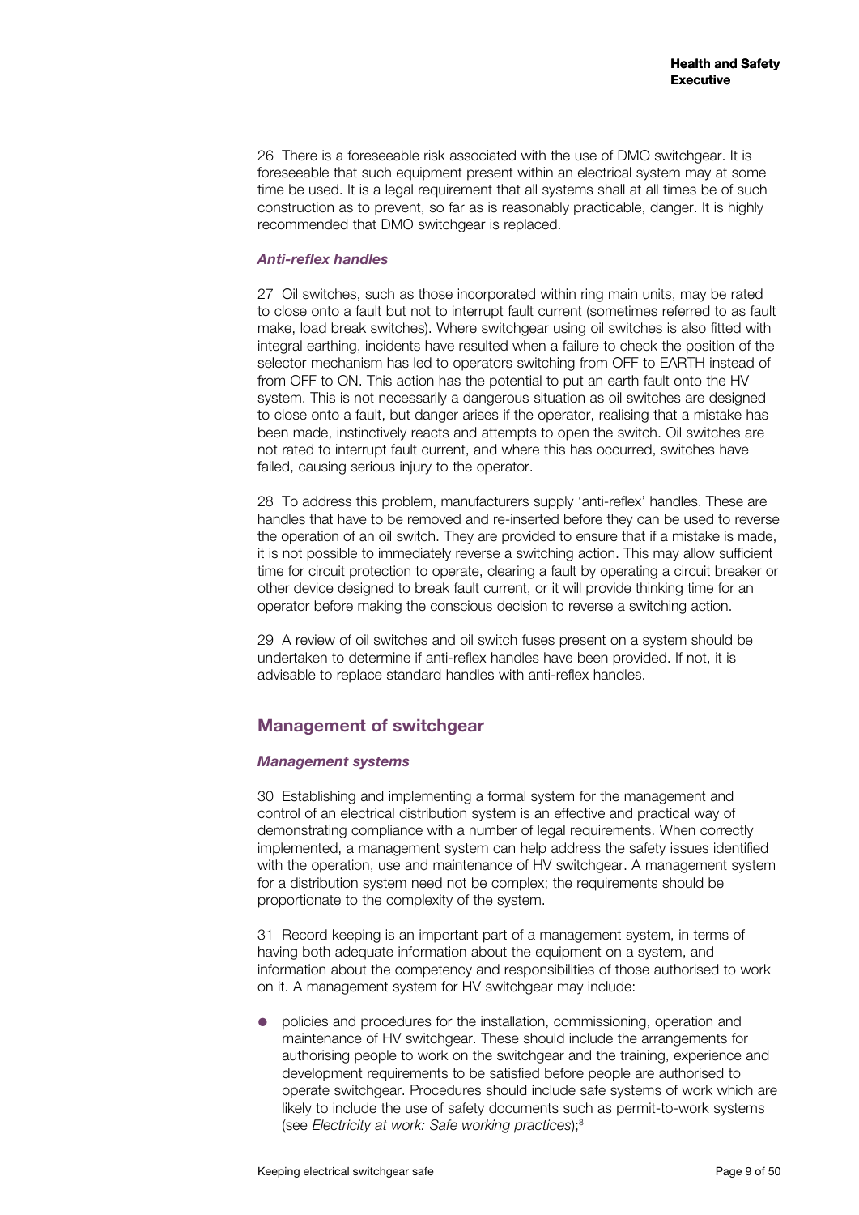26 There is a foreseeable risk associated with the use of DMO switchgear. It is foreseeable that such equipment present within an electrical system may at some time be used. It is a legal requirement that all systems shall at all times be of such construction as to prevent, so far as is reasonably practicable, danger. It is highly recommended that DMO switchgear is replaced.

### *Anti-reflex handles*

27 Oil switches, such as those incorporated within ring main units, may be rated to close onto a fault but not to interrupt fault current (sometimes referred to as fault make, load break switches). Where switchgear using oil switches is also fitted with integral earthing, incidents have resulted when a failure to check the position of the selector mechanism has led to operators switching from OFF to EARTH instead of from OFF to ON. This action has the potential to put an earth fault onto the HV system. This is not necessarily a dangerous situation as oil switches are designed to close onto a fault, but danger arises if the operator, realising that a mistake has been made, instinctively reacts and attempts to open the switch. Oil switches are not rated to interrupt fault current, and where this has occurred, switches have failed, causing serious injury to the operator.

28 To address this problem, manufacturers supply 'anti-reflex' handles. These are handles that have to be removed and re-inserted before they can be used to reverse the operation of an oil switch. They are provided to ensure that if a mistake is made, it is not possible to immediately reverse a switching action. This may allow sufficient time for circuit protection to operate, clearing a fault by operating a circuit breaker or other device designed to break fault current, or it will provide thinking time for an operator before making the conscious decision to reverse a switching action.

29 A review of oil switches and oil switch fuses present on a system should be undertaken to determine if anti-reflex handles have been provided. If not, it is advisable to replace standard handles with anti-reflex handles.

## Management of switchgear

### *Management systems*

30 Establishing and implementing a formal system for the management and control of an electrical distribution system is an effective and practical way of demonstrating compliance with a number of legal requirements. When correctly implemented, a management system can help address the safety issues identified with the operation, use and maintenance of HV switchgear. A management system for a distribution system need not be complex; the requirements should be proportionate to the complexity of the system.

31 Record keeping is an important part of a management system, in terms of having both adequate information about the equipment on a system, and information about the competency and responsibilities of those authorised to work on it. A management system for HV switchgear may include:

- policies and procedures for the installation, commissioning, operation and maintenance of HV switchgear. These should include the arrangements for authorising people to work on the switchgear and the training, experience and development requirements to be satisfied before people are authorised to operate switchgear. Procedures should include safe systems of work which are likely to include the use of safety documents such as permit-to-work systems (see *Electricity at work: Safe working practices*);[8]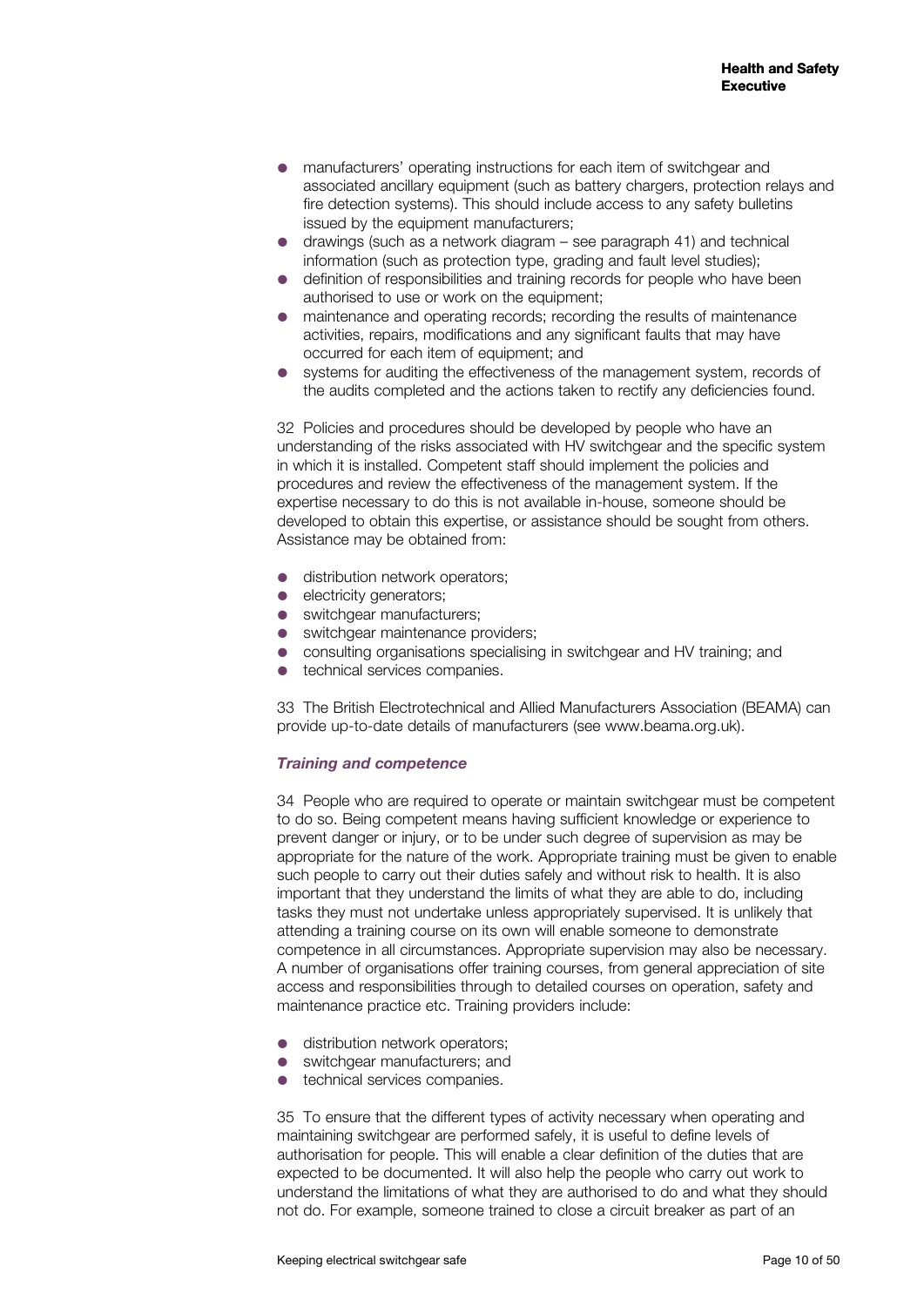- manufacturers' operating instructions for each item of switchgear and associated ancillary equipment (such as battery chargers, protection relays and fire detection systems). This should include access to any safety bulletins issued by the equipment manufacturers;
- drawings (such as a network diagram – see paragraph 41) and technical information (such as protection type, grading and fault level studies);
- definition of responsibilities and training records for people who have been authorised to use or work on the equipment;
- maintenance and operating records; recording the results of maintenance activities, repairs, modifications and any significant faults that may have occurred for each item of equipment; and
- systems for auditing the effectiveness of the management system, records of the audits completed and the actions taken to rectify any deficiencies found.

32 Policies and procedures should be developed by people who have an understanding of the risks associated with HV switchgear and the specific system in which it is installed. Competent staff should implement the policies and procedures and review the effectiveness of the management system. If the expertise necessary to do this is not available in-house, someone should be developed to obtain this expertise, or assistance should be sought from others. Assistance may be obtained from:

- distribution network operators;
- electricity generators;
- switchgear manufacturers;
- switchgear maintenance providers;
- consulting organisations specialising in switchgear and HV training; and
- technical services companies.

33 The British Electrotechnical and Allied Manufacturers Association (BEAMA) can provide up-to-date details of manufacturers (see www.beama.org.uk).

### *Training and competence*

34 People who are required to operate or maintain switchgear must be competent to do so. Being competent means having sufficient knowledge or experience to prevent danger or injury, or to be under such degree of supervision as may be appropriate for the nature of the work. Appropriate training must be given to enable such people to carry out their duties safely and without risk to health. It is also important that they understand the limits of what they are able to do, including tasks they must not undertake unless appropriately supervised. It is unlikely that attending a training course on its own will enable someone to demonstrate competence in all circumstances. Appropriate supervision may also be necessary. A number of organisations offer training courses, from general appreciation of site access and responsibilities through to detailed courses on operation, safety and maintenance practice etc. Training providers include:

- distribution network operators;
- switchgear manufacturers; and
- technical services companies.

35 To ensure that the different types of activity necessary when operating and maintaining switchgear are performed safely, it is useful to define levels of authorisation for people. This will enable a clear definition of the duties that are expected to be documented. It will also help the people who carry out work to understand the limitations of what they are authorised to do and what they should not do. For example, someone trained to close a circuit breaker as part of an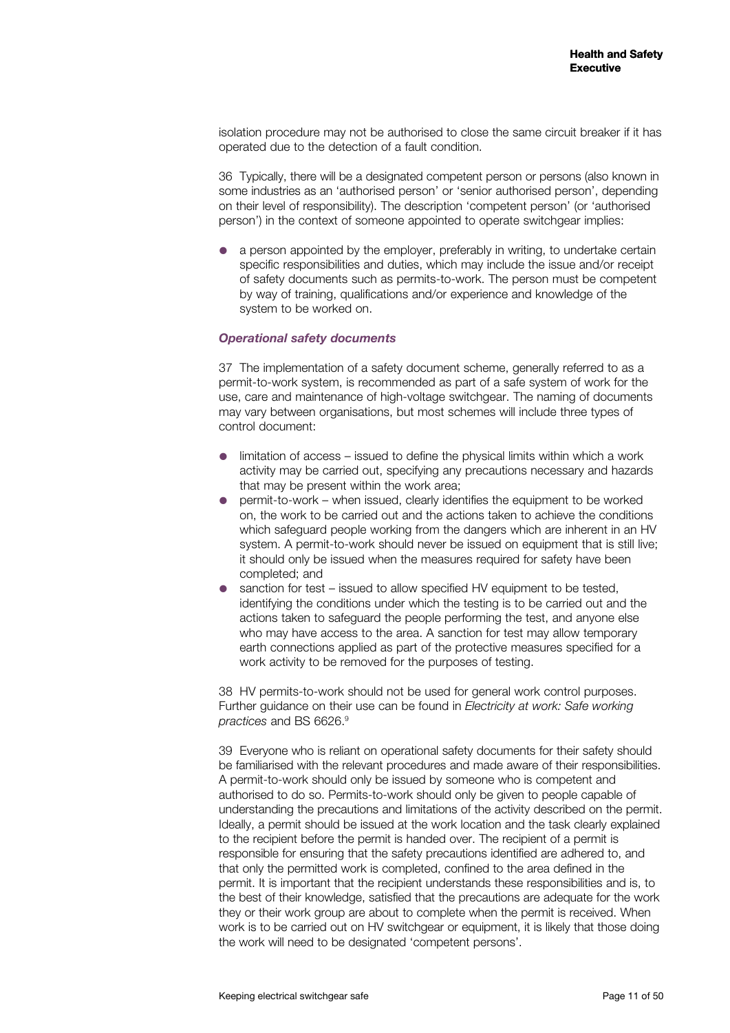isolation procedure may not be authorised to close the same circuit breaker if it has operated due to the detection of a fault condition.

36 Typically, there will be a designated competent person or persons (also known in some industries as an 'authorised person' or 'senior authorised person', depending on their level of responsibility). The description 'competent person' (or 'authorised person') in the context of someone appointed to operate switchgear implies:

- a person appointed by the employer, preferably in writing, to undertake certain specific responsibilities and duties, which may include the issue and/or receipt of safety documents such as permits-to-work. The person must be competent by way of training, qualifications and/or experience and knowledge of the system to be worked on.

### *Operational safety documents*

37 The implementation of a safety document scheme, generally referred to as a permit-to-work system, is recommended as part of a safe system of work for the use, care and maintenance of high-voltage switchgear. The naming of documents may vary between organisations, but most schemes will include three types of control document:

- limitation of access – issued to define the physical limits within which a work activity may be carried out, specifying any precautions necessary and hazards that may be present within the work area;
- permit-to-work – when issued, clearly identifies the equipment to be worked on, the work to be carried out and the actions taken to achieve the conditions which safeguard people working from the dangers which are inherent in an HV system. A permit-to-work should never be issued on equipment that is still live; it should only be issued when the measures required for safety have been completed; and
- sanction for test – issued to allow specified HV equipment to be tested, identifying the conditions under which the testing is to be carried out and the actions taken to safeguard the people performing the test, and anyone else who may have access to the area. A sanction for test may allow temporary earth connections applied as part of the protective measures specified for a work activity to be removed for the purposes of testing.

38 HV permits-to-work should not be used for general work control purposes. Further guidance on their use can be found in *Electricity at work: Safe working practices* and BS 6626.[9]

39 Everyone who is reliant on operational safety documents for their safety should be familiarised with the relevant procedures and made aware of their responsibilities. A permit-to-work should only be issued by someone who is competent and authorised to do so. Permits-to-work should only be given to people capable of understanding the precautions and limitations of the activity described on the permit. Ideally, a permit should be issued at the work location and the task clearly explained to the recipient before the permit is handed over. The recipient of a permit is responsible for ensuring that the safety precautions identified are adhered to, and that only the permitted work is completed, confined to the area defined in the permit. It is important that the recipient understands these responsibilities and is, to the best of their knowledge, satisfied that the precautions are adequate for the work they or their work group are about to complete when the permit is received. When work is to be carried out on HV switchgear or equipment, it is likely that those doing the work will need to be designated 'competent persons'.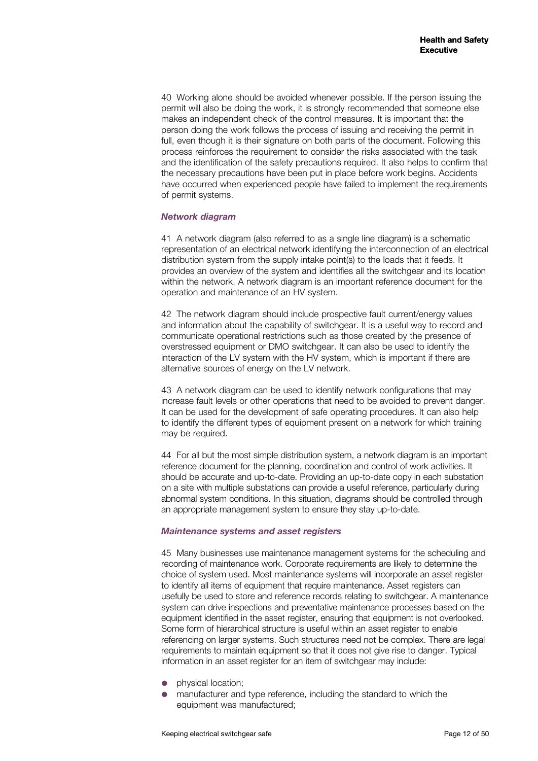40 Working alone should be avoided whenever possible. If the person issuing the permit will also be doing the work, it is strongly recommended that someone else makes an independent check of the control measures. It is important that the person doing the work follows the process of issuing and receiving the permit in full, even though it is their signature on both parts of the document. Following this process reinforces the requirement to consider the risks associated with the task and the identification of the safety precautions required. It also helps to confirm that the necessary precautions have been put in place before work begins. Accidents have occurred when experienced people have failed to implement the requirements of permit systems.

### *Network diagram*

41 A network diagram (also referred to as a single line diagram) is a schematic representation of an electrical network identifying the interconnection of an electrical distribution system from the supply intake point(s) to the loads that it feeds. It provides an overview of the system and identifies all the switchgear and its location within the network. A network diagram is an important reference document for the operation and maintenance of an HV system.

42 The network diagram should include prospective fault current/energy values and information about the capability of switchgear. It is a useful way to record and communicate operational restrictions such as those created by the presence of overstressed equipment or DMO switchgear. It can also be used to identify the interaction of the LV system with the HV system, which is important if there are alternative sources of energy on the LV network.

43 A network diagram can be used to identify network configurations that may increase fault levels or other operations that need to be avoided to prevent danger. It can be used for the development of safe operating procedures. It can also help to identify the different types of equipment present on a network for which training may be required.

44 For all but the most simple distribution system, a network diagram is an important reference document for the planning, coordination and control of work activities. It should be accurate and up-to-date. Providing an up-to-date copy in each substation on a site with multiple substations can provide a useful reference, particularly during abnormal system conditions. In this situation, diagrams should be controlled through an appropriate management system to ensure they stay up-to-date.

### *Maintenance systems and asset registers*

45 Many businesses use maintenance management systems for the scheduling and recording of maintenance work. Corporate requirements are likely to determine the choice of system used. Most maintenance systems will incorporate an asset register to identify all items of equipment that require maintenance. Asset registers can usefully be used to store and reference records relating to switchgear. A maintenance system can drive inspections and preventative maintenance processes based on the equipment identified in the asset register, ensuring that equipment is not overlooked. Some form of hierarchical structure is useful within an asset register to enable referencing on larger systems. Such structures need not be complex. There are legal requirements to maintain equipment so that it does not give rise to danger. Typical information in an asset register for an item of switchgear may include:

- physical location;
- manufacturer and type reference, including the standard to which the equipment was manufactured;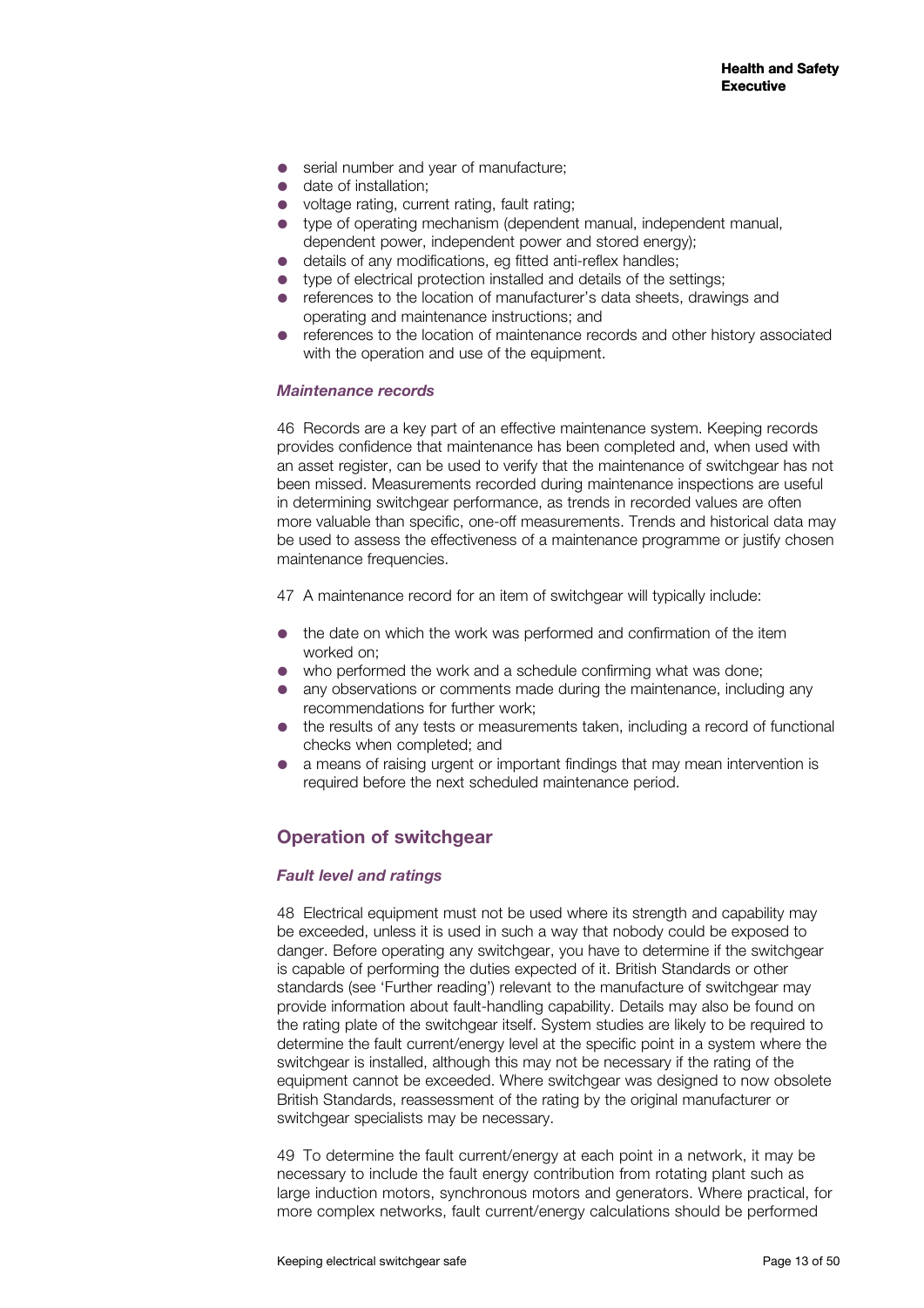- serial number and year of manufacture;
- date of installation;
- voltage rating, current rating, fault rating;
- type of operating mechanism (dependent manual, independent manual, dependent power, independent power and stored energy);
- details of any modifications, eg fitted anti-reflex handles;
- type of electrical protection installed and details of the settings;
- references to the location of manufacturer's data sheets, drawings and operating and maintenance instructions; and
- references to the location of maintenance records and other history associated with the operation and use of the equipment.

### *Maintenance records*

46 Records are a key part of an effective maintenance system. Keeping records provides confidence that maintenance has been completed and, when used with an asset register, can be used to verify that the maintenance of switchgear has not been missed. Measurements recorded during maintenance inspections are useful in determining switchgear performance, as trends in recorded values are often more valuable than specific, one-off measurements. Trends and historical data may be used to assess the effectiveness of a maintenance programme or justify chosen maintenance frequencies.

47 A maintenance record for an item of switchgear will typically include:

- the date on which the work was performed and confirmation of the item worked on;
- who performed the work and a schedule confirming what was done;
- any observations or comments made during the maintenance, including any recommendations for further work;
- the results of any tests or measurements taken, including a record of functional checks when completed; and
- a means of raising urgent or important findings that may mean intervention is required before the next scheduled maintenance period.

## Operation of switchgear

### *Fault level and ratings*

48 Electrical equipment must not be used where its strength and capability may be exceeded, unless it is used in such a way that nobody could be exposed to danger. Before operating any switchgear, you have to determine if the switchgear is capable of performing the duties expected of it. British Standards or other standards (see 'Further reading') relevant to the manufacture of switchgear may provide information about fault-handling capability. Details may also be found on the rating plate of the switchgear itself. System studies are likely to be required to determine the fault current/energy level at the specific point in a system where the switchgear is installed, although this may not be necessary if the rating of the equipment cannot be exceeded. Where switchgear was designed to now obsolete British Standards, reassessment of the rating by the original manufacturer or switchgear specialists may be necessary.

49 To determine the fault current/energy at each point in a network, it may be necessary to include the fault energy contribution from rotating plant such as large induction motors, synchronous motors and generators. Where practical, for more complex networks, fault current/energy calculations should be performed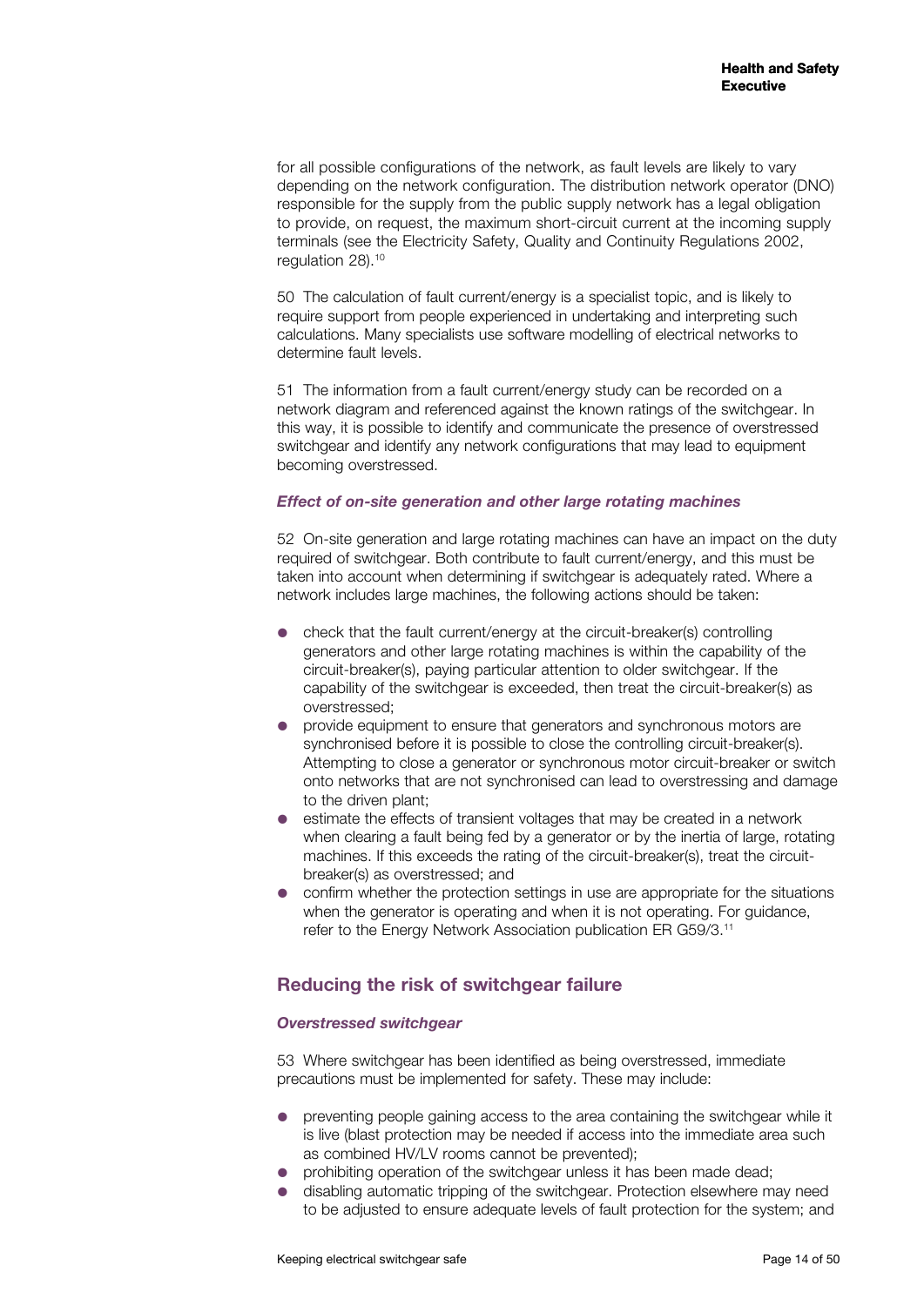for all possible configurations of the network, as fault levels are likely to vary depending on the network configuration. The distribution network operator (DNO) responsible for the supply from the public supply network has a legal obligation to provide, on request, the maximum short-circuit current at the incoming supply terminals (see the Electricity Safety, Quality and Continuity Regulations 2002, regulation 28).[10]

50 The calculation of fault current/energy is a specialist topic, and is likely to require support from people experienced in undertaking and interpreting such calculations. Many specialists use software modelling of electrical networks to determine fault levels.

51 The information from a fault current/energy study can be recorded on a network diagram and referenced against the known ratings of the switchgear. In this way, it is possible to identify and communicate the presence of overstressed switchgear and identify any network configurations that may lead to equipment becoming overstressed.

### *Effect of on-site generation and other large rotating machines*

52 On-site generation and large rotating machines can have an impact on the duty required of switchgear. Both contribute to fault current/energy, and this must be taken into account when determining if switchgear is adequately rated. Where a network includes large machines, the following actions should be taken:

- check that the fault current/energy at the circuit-breaker(s) controlling generators and other large rotating machines is within the capability of the circuit-breaker(s), paying particular attention to older switchgear. If the capability of the switchgear is exceeded, then treat the circuit-breaker(s) as overstressed;
- provide equipment to ensure that generators and synchronous motors are synchronised before it is possible to close the controlling circuit-breaker(s). Attempting to close a generator or synchronous motor circuit-breaker or switch onto networks that are not synchronised can lead to overstressing and damage to the driven plant;
- estimate the effects of transient voltages that may be created in a network when clearing a fault being fed by a generator or by the inertia of large, rotating machines. If this exceeds the rating of the circuit-breaker(s), treat the circuit-breaker(s) as overstressed; and
- confirm whether the protection settings in use are appropriate for the situations when the generator is operating and when it is not operating. For guidance, refer to the Energy Network Association publication ER G59/3.[11]

## Reducing the risk of switchgear failure

### *Overstressed switchgear*

53 Where switchgear has been identified as being overstressed, immediate precautions must be implemented for safety. These may include:

- preventing people gaining access to the area containing the switchgear while it is live (blast protection may be needed if access into the immediate area such as combined HV/LV rooms cannot be prevented);
- prohibiting operation of the switchgear unless it has been made dead;
- disabling automatic tripping of the switchgear. Protection elsewhere may need to be adjusted to ensure adequate levels of fault protection for the system; and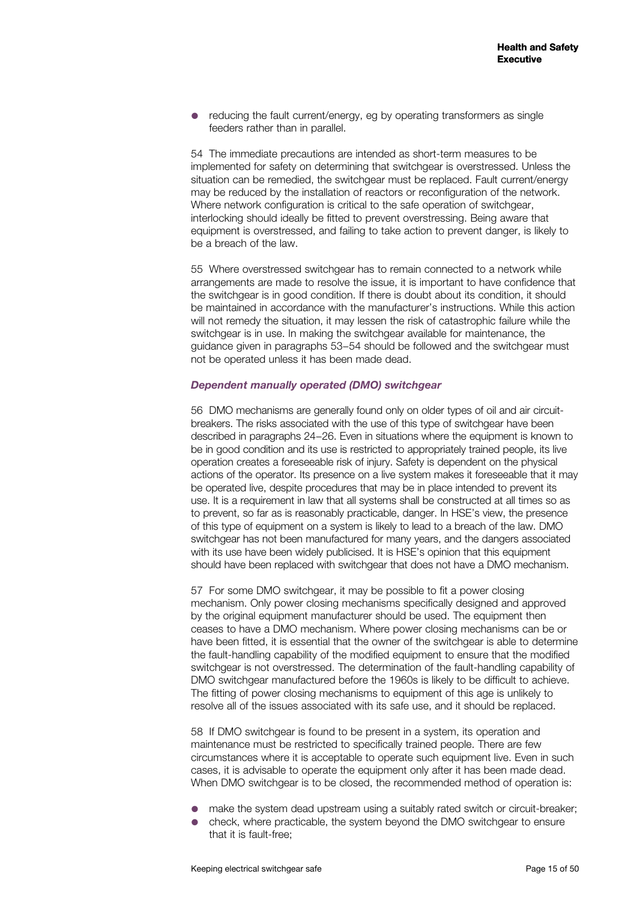- reducing the fault current/energy, eg by operating transformers as single feeders rather than in parallel.

54 The immediate precautions are intended as short-term measures to be implemented for safety on determining that switchgear is overstressed. Unless the situation can be remedied, the switchgear must be replaced. Fault current/energy may be reduced by the installation of reactors or reconfiguration of the network. Where network configuration is critical to the safe operation of switchgear, interlocking should ideally be fitted to prevent overstressing. Being aware that equipment is overstressed, and failing to take action to prevent danger, is likely to be a breach of the law.

55 Where overstressed switchgear has to remain connected to a network while arrangements are made to resolve the issue, it is important to have confidence that the switchgear is in good condition. If there is doubt about its condition, it should be maintained in accordance with the manufacturer's instructions. While this action will not remedy the situation, it may lessen the risk of catastrophic failure while the switchgear is in use. In making the switchgear available for maintenance, the guidance given in paragraphs 53–54 should be followed and the switchgear must not be operated unless it has been made dead.

### *Dependent manually operated (DMO) switchgear*

56 DMO mechanisms are generally found only on older types of oil and air circuit-breakers. The risks associated with the use of this type of switchgear have been described in paragraphs 24–26. Even in situations where the equipment is known to be in good condition and its use is restricted to appropriately trained people, its live operation creates a foreseeable risk of injury. Safety is dependent on the physical actions of the operator. Its presence on a live system makes it foreseeable that it may be operated live, despite procedures that may be in place intended to prevent its use. It is a requirement in law that all systems shall be constructed at all times so as to prevent, so far as is reasonably practicable, danger. In HSE's view, the presence of this type of equipment on a system is likely to lead to a breach of the law. DMO switchgear has not been manufactured for many years, and the dangers associated with its use have been widely publicised. It is HSE's opinion that this equipment should have been replaced with switchgear that does not have a DMO mechanism.

57 For some DMO switchgear, it may be possible to fit a power closing mechanism. Only power closing mechanisms specifically designed and approved by the original equipment manufacturer should be used. The equipment then ceases to have a DMO mechanism. Where power closing mechanisms can be or have been fitted, it is essential that the owner of the switchgear is able to determine the fault-handling capability of the modified equipment to ensure that the modified switchgear is not overstressed. The determination of the fault-handling capability of DMO switchgear manufactured before the 1960s is likely to be difficult to achieve. The fitting of power closing mechanisms to equipment of this age is unlikely to resolve all of the issues associated with its safe use, and it should be replaced.

58 If DMO switchgear is found to be present in a system, its operation and maintenance must be restricted to specifically trained people. There are few circumstances where it is acceptable to operate such equipment live. Even in such cases, it is advisable to operate the equipment only after it has been made dead. When DMO switchgear is to be closed, the recommended method of operation is:

- make the system dead upstream using a suitably rated switch or circuit-breaker;
- check, where practicable, the system beyond the DMO switchgear to ensure that it is fault-free;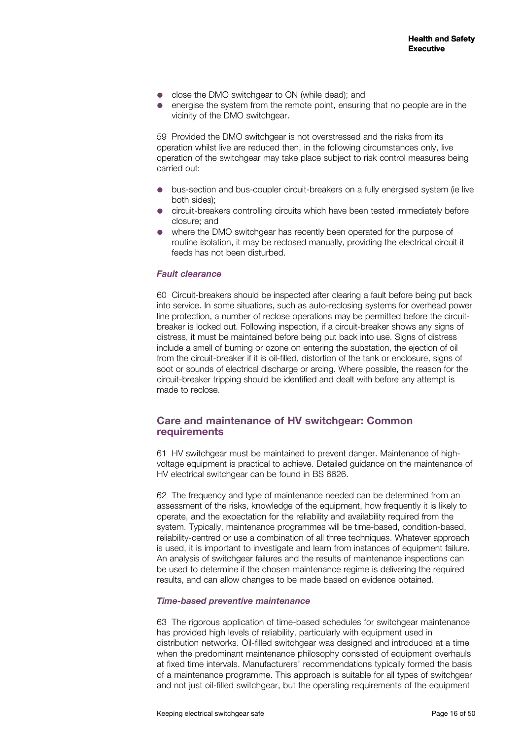- close the DMO switchgear to ON (while dead); and
- energise the system from the remote point, ensuring that no people are in the vicinity of the DMO switchgear.

59 Provided the DMO switchgear is not overstressed and the risks from its operation whilst live are reduced then, in the following circumstances only, live operation of the switchgear may take place subject to risk control measures being carried out:

- bus-section and bus-coupler circuit-breakers on a fully energised system (ie live both sides);
- circuit-breakers controlling circuits which have been tested immediately before closure; and
- where the DMO switchgear has recently been operated for the purpose of routine isolation, it may be reclosed manually, providing the electrical circuit it feeds has not been disturbed.

### *Fault clearance*

60 Circuit-breakers should be inspected after clearing a fault before being put back into service. In some situations, such as auto-reclosing systems for overhead power line protection, a number of reclose operations may be permitted before the circuit-breaker is locked out. Following inspection, if a circuit-breaker shows any signs of distress, it must be maintained before being put back into use. Signs of distress include a smell of burning or ozone on entering the substation, the ejection of oil from the circuit-breaker if it is oil-filled, distortion of the tank or enclosure, signs of soot or sounds of electrical discharge or arcing. Where possible, the reason for the circuit-breaker tripping should be identified and dealt with before any attempt is made to reclose.

## Care and maintenance of HV switchgear: Common requirements

61 HV switchgear must be maintained to prevent danger. Maintenance of high-voltage equipment is practical to achieve. Detailed guidance on the maintenance of HV electrical switchgear can be found in BS 6626.

62 The frequency and type of maintenance needed can be determined from an assessment of the risks, knowledge of the equipment, how frequently it is likely to operate, and the expectation for the reliability and availability required from the system. Typically, maintenance programmes will be time-based, condition-based, reliability-centred or use a combination of all three techniques. Whatever approach is used, it is important to investigate and learn from instances of equipment failure. An analysis of switchgear failures and the results of maintenance inspections can be used to determine if the chosen maintenance regime is delivering the required results, and can allow changes to be made based on evidence obtained.

### *Time-based preventive maintenance*

63 The rigorous application of time-based schedules for switchgear maintenance has provided high levels of reliability, particularly with equipment used in distribution networks. Oil-filled switchgear was designed and introduced at a time when the predominant maintenance philosophy consisted of equipment overhauls at fixed time intervals. Manufacturers' recommendations typically formed the basis of a maintenance programme. This approach is suitable for all types of switchgear and not just oil-filled switchgear, but the operating requirements of the equipment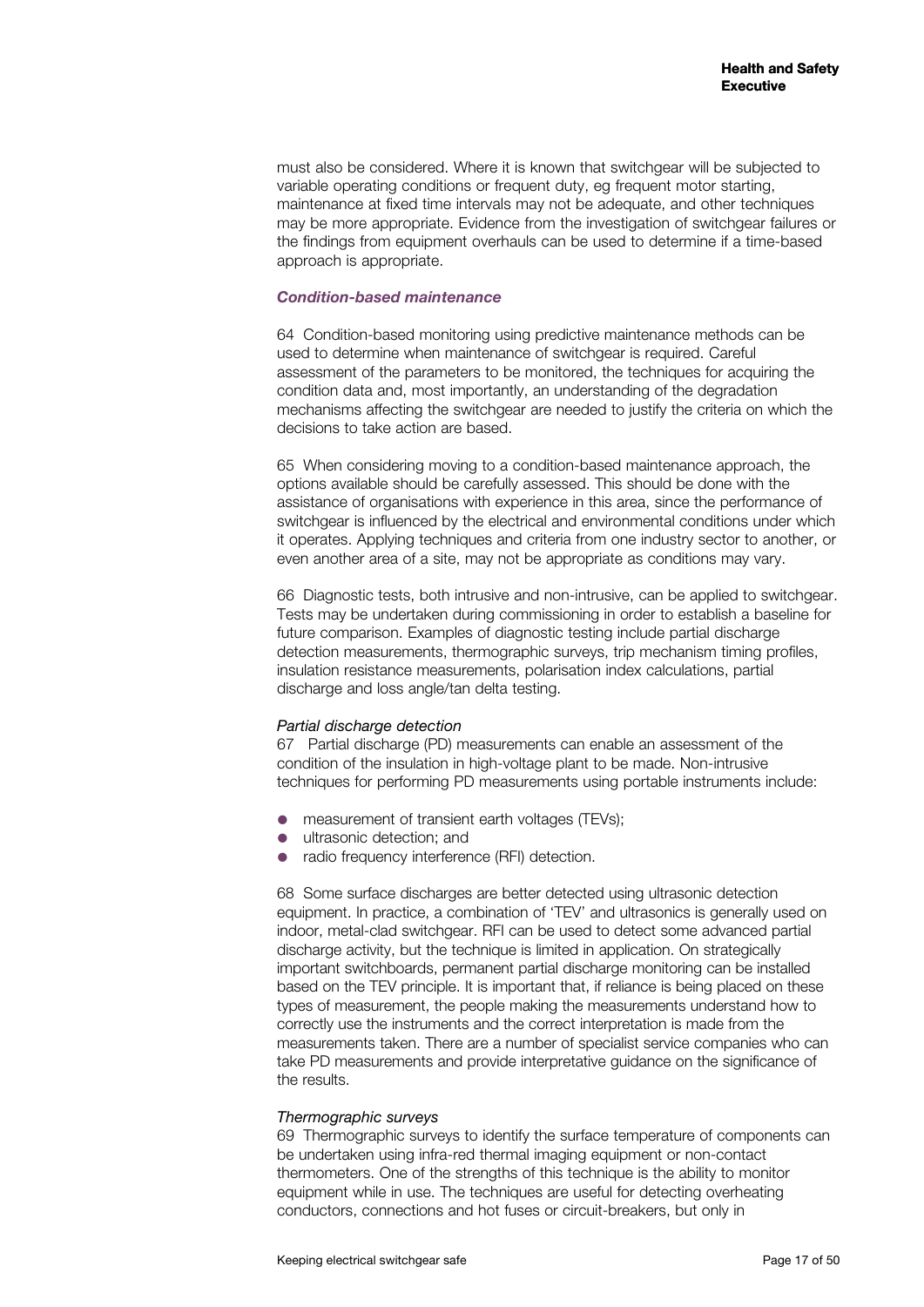must also be considered. Where it is known that switchgear will be subjected to variable operating conditions or frequent duty, eg frequent motor starting, maintenance at fixed time intervals may not be adequate, and other techniques may be more appropriate. Evidence from the investigation of switchgear failures or the findings from equipment overhauls can be used to determine if a time-based approach is appropriate.

### *Condition-based maintenance*

64 Condition-based monitoring using predictive maintenance methods can be used to determine when maintenance of switchgear is required. Careful assessment of the parameters to be monitored, the techniques for acquiring the condition data and, most importantly, an understanding of the degradation mechanisms affecting the switchgear are needed to justify the criteria on which the decisions to take action are based.

65 When considering moving to a condition-based maintenance approach, the options available should be carefully assessed. This should be done with the assistance of organisations with experience in this area, since the performance of switchgear is influenced by the electrical and environmental conditions under which it operates. Applying techniques and criteria from one industry sector to another, or even another area of a site, may not be appropriate as conditions may vary.

66 Diagnostic tests, both intrusive and non-intrusive, can be applied to switchgear. Tests may be undertaken during commissioning in order to establish a baseline for future comparison. Examples of diagnostic testing include partial discharge detection measurements, thermographic surveys, trip mechanism timing profiles, insulation resistance measurements, polarisation index calculations, partial discharge and loss angle/tan delta testing.

#### *Partial discharge detection*

67 Partial discharge (PD) measurements can enable an assessment of the condition of the insulation in high-voltage plant to be made. Non-intrusive techniques for performing PD measurements using portable instruments include:

- measurement of transient earth voltages (TEVs);
- ultrasonic detection; and
- radio frequency interference (RFI) detection.

68 Some surface discharges are better detected using ultrasonic detection equipment. In practice, a combination of 'TEV' and ultrasonics is generally used on indoor, metal-clad switchgear. RFI can be used to detect some advanced partial discharge activity, but the technique is limited in application. On strategically important switchboards, permanent partial discharge monitoring can be installed based on the TEV principle. It is important that, if reliance is being placed on these types of measurement, the people making the measurements understand how to correctly use the instruments and the correct interpretation is made from the measurements taken. There are a number of specialist service companies who can take PD measurements and provide interpretative guidance on the significance of the results.

#### *Thermographic surveys*

69 Thermographic surveys to identify the surface temperature of components can be undertaken using infra-red thermal imaging equipment or non-contact thermometers. One of the strengths of this technique is the ability to monitor equipment while in use. The techniques are useful for detecting overheating conductors, connections and hot fuses or circuit-breakers, but only in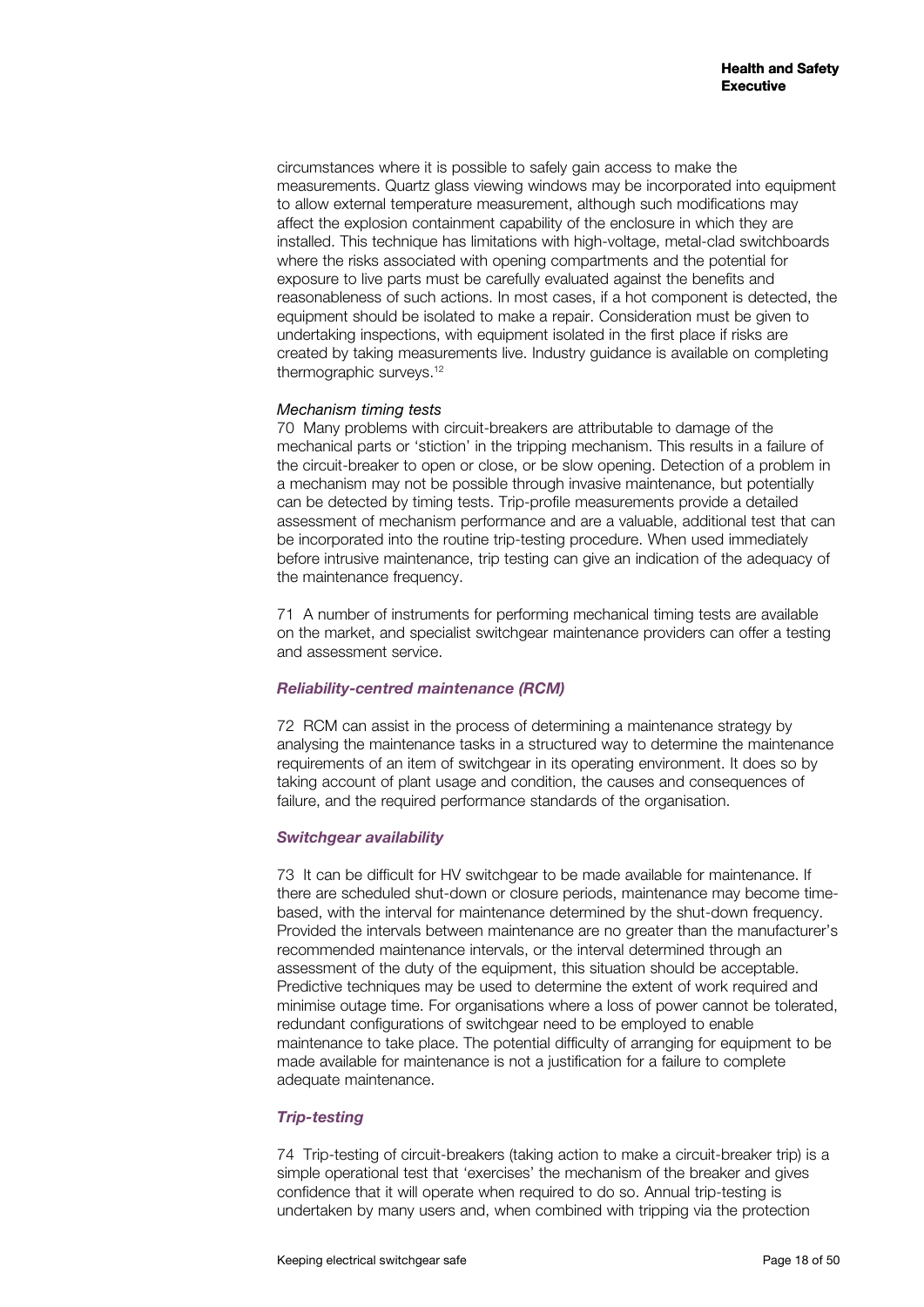circumstances where it is possible to safely gain access to make the measurements. Quartz glass viewing windows may be incorporated into equipment to allow external temperature measurement, although such modifications may affect the explosion containment capability of the enclosure in which they are installed. This technique has limitations with high-voltage, metal-clad switchboards where the risks associated with opening compartments and the potential for exposure to live parts must be carefully evaluated against the benefits and reasonableness of such actions. In most cases, if a hot component is detected, the equipment should be isolated to make a repair. Consideration must be given to undertaking inspections, with equipment isolated in the first place if risks are created by taking measurements live. Industry guidance is available on completing thermographic surveys.[12]

*Mechanism timing tests*

70 Many problems with circuit-breakers are attributable to damage of the mechanical parts or 'stiction' in the tripping mechanism. This results in a failure of the circuit-breaker to open or close, or be slow opening. Detection of a problem in a mechanism may not be possible through invasive maintenance, but potentially can be detected by timing tests. Trip-profile measurements provide a detailed assessment of mechanism performance and are a valuable, additional test that can be incorporated into the routine trip-testing procedure. When used immediately before intrusive maintenance, trip testing can give an indication of the adequacy of the maintenance frequency.

71 A number of instruments for performing mechanical timing tests are available on the market, and specialist switchgear maintenance providers can offer a testing and assessment service.

### *Reliability-centred maintenance (RCM)*

72 RCM can assist in the process of determining a maintenance strategy by analysing the maintenance tasks in a structured way to determine the maintenance requirements of an item of switchgear in its operating environment. It does so by taking account of plant usage and condition, the causes and consequences of failure, and the required performance standards of the organisation.

### *Switchgear availability*

73 It can be difficult for HV switchgear to be made available for maintenance. If there are scheduled shut-down or closure periods, maintenance may become time-based, with the interval for maintenance determined by the shut-down frequency. Provided the intervals between maintenance are no greater than the manufacturer's recommended maintenance intervals, or the interval determined through an assessment of the duty of the equipment, this situation should be acceptable. Predictive techniques may be used to determine the extent of work required and minimise outage time. For organisations where a loss of power cannot be tolerated, redundant configurations of switchgear need to be employed to enable maintenance to take place. The potential difficulty of arranging for equipment to be made available for maintenance is not a justification for a failure to complete adequate maintenance.

### *Trip-testing*

74 Trip-testing of circuit-breakers (taking action to make a circuit-breaker trip) is a simple operational test that 'exercises' the mechanism of the breaker and gives confidence that it will operate when required to do so. Annual trip-testing is undertaken by many users and, when combined with tripping via the protection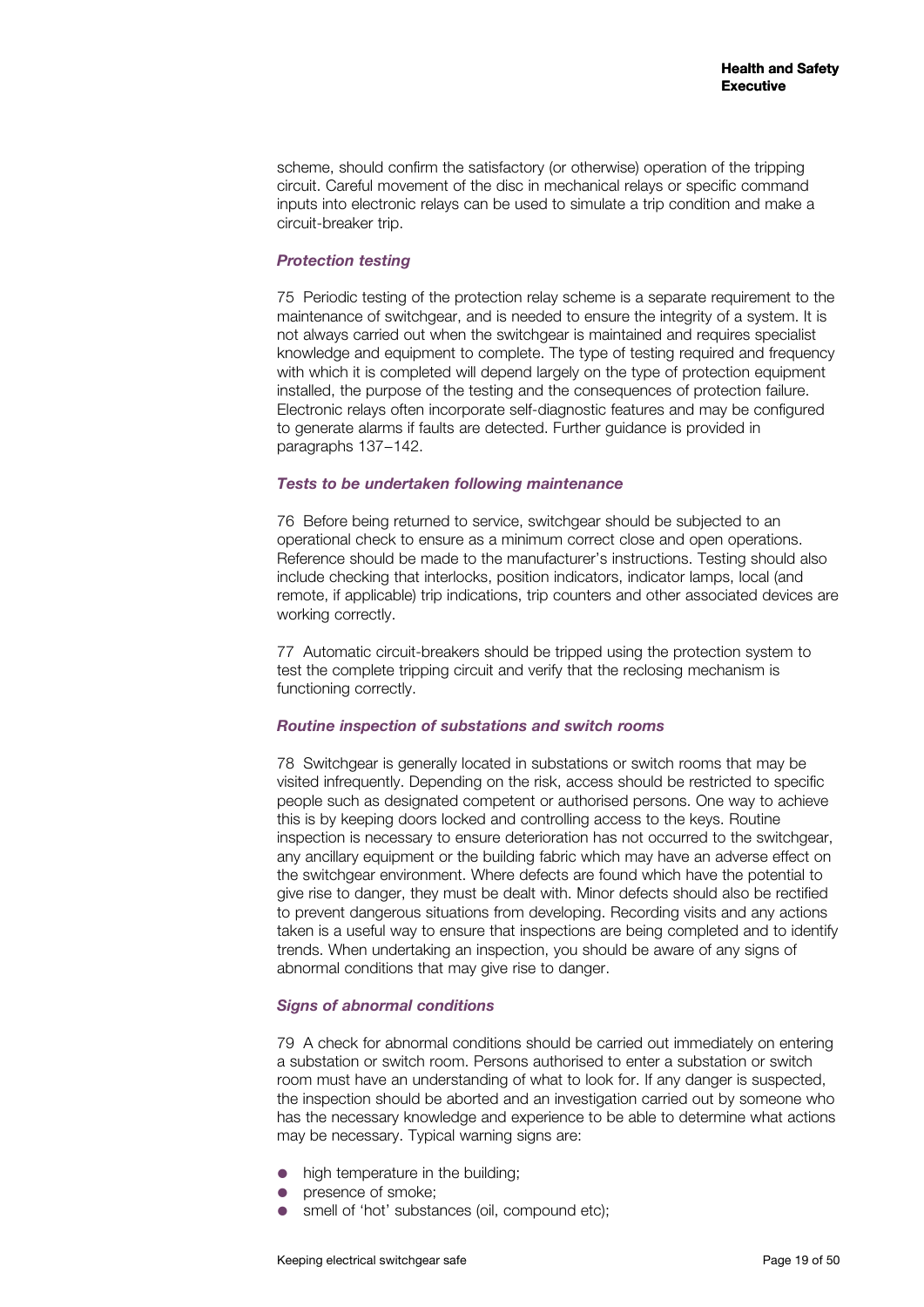scheme, should confirm the satisfactory (or otherwise) operation of the tripping circuit. Careful movement of the disc in mechanical relays or specific command inputs into electronic relays can be used to simulate a trip condition and make a circuit-breaker trip.

### *Protection testing*

75 Periodic testing of the protection relay scheme is a separate requirement to the maintenance of switchgear, and is needed to ensure the integrity of a system. It is not always carried out when the switchgear is maintained and requires specialist knowledge and equipment to complete. The type of testing required and frequency with which it is completed will depend largely on the type of protection equipment installed, the purpose of the testing and the consequences of protection failure. Electronic relays often incorporate self-diagnostic features and may be configured to generate alarms if faults are detected. Further guidance is provided in paragraphs 137–142.

### *Tests to be undertaken following maintenance*

76 Before being returned to service, switchgear should be subjected to an operational check to ensure as a minimum correct close and open operations. Reference should be made to the manufacturer's instructions. Testing should also include checking that interlocks, position indicators, indicator lamps, local (and remote, if applicable) trip indications, trip counters and other associated devices are working correctly.

77 Automatic circuit-breakers should be tripped using the protection system to test the complete tripping circuit and verify that the reclosing mechanism is functioning correctly.

### *Routine inspection of substations and switch rooms*

78 Switchgear is generally located in substations or switch rooms that may be visited infrequently. Depending on the risk, access should be restricted to specific people such as designated competent or authorised persons. One way to achieve this is by keeping doors locked and controlling access to the keys. Routine inspection is necessary to ensure deterioration has not occurred to the switchgear, any ancillary equipment or the building fabric which may have an adverse effect on the switchgear environment. Where defects are found which have the potential to give rise to danger, they must be dealt with. Minor defects should also be rectified to prevent dangerous situations from developing. Recording visits and any actions taken is a useful way to ensure that inspections are being completed and to identify trends. When undertaking an inspection, you should be aware of any signs of abnormal conditions that may give rise to danger.

### *Signs of abnormal conditions*

79 A check for abnormal conditions should be carried out immediately on entering a substation or switch room. Persons authorised to enter a substation or switch room must have an understanding of what to look for. If any danger is suspected, the inspection should be aborted and an investigation carried out by someone who has the necessary knowledge and experience to be able to determine what actions may be necessary. Typical warning signs are:

- high temperature in the building;
- presence of smoke;
- smell of 'hot' substances (oil, compound etc);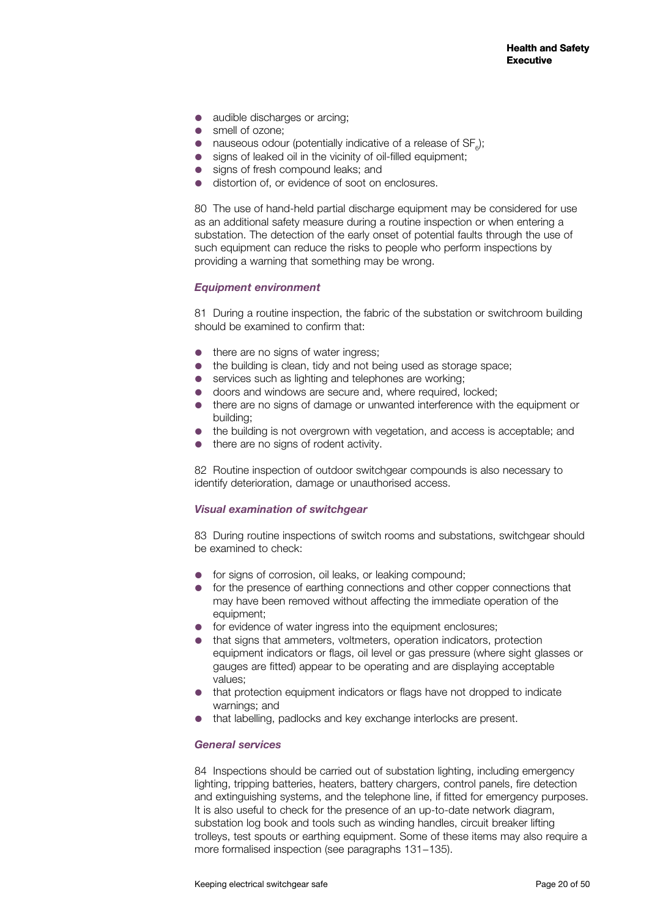- audible discharges or arcing;
- smell of ozone;
- nauseous odour (potentially indicative of a release of $SF_6$);
- signs of leaked oil in the vicinity of oil-filled equipment;
- signs of fresh compound leaks; and
- distortion of, or evidence of soot on enclosures.

80 The use of hand-held partial discharge equipment may be considered for use as an additional safety measure during a routine inspection or when entering a substation. The detection of the early onset of potential faults through the use of such equipment can reduce the risks to people who perform inspections by providing a warning that something may be wrong.

### *Equipment environment*

81 During a routine inspection, the fabric of the substation or switchroom building should be examined to confirm that:

- there are no signs of water ingress;
- the building is clean, tidy and not being used as storage space;
- services such as lighting and telephones are working;
- doors and windows are secure and, where required, locked;
- there are no signs of damage or unwanted interference with the equipment or building;
- the building is not overgrown with vegetation, and access is acceptable; and
- there are no signs of rodent activity.

82 Routine inspection of outdoor switchgear compounds is also necessary to identify deterioration, damage or unauthorised access.

### *Visual examination of switchgear*

83 During routine inspections of switch rooms and substations, switchgear should be examined to check:

- for signs of corrosion, oil leaks, or leaking compound;
- for the presence of earthing connections and other copper connections that may have been removed without affecting the immediate operation of the equipment;
- for evidence of water ingress into the equipment enclosures;
- that signs that ammeters, voltmeters, operation indicators, protection equipment indicators or flags, oil level or gas pressure (where sight glasses or gauges are fitted) appear to be operating and are displaying acceptable values;
- that protection equipment indicators or flags have not dropped to indicate warnings; and
- that labelling, padlocks and key exchange interlocks are present.

### *General services*

84 Inspections should be carried out of substation lighting, including emergency lighting, tripping batteries, heaters, battery chargers, control panels, fire detection and extinguishing systems, and the telephone line, if fitted for emergency purposes. It is also useful to check for the presence of an up-to-date network diagram, substation log book and tools such as winding handles, circuit breaker lifting trolleys, test spouts or earthing equipment. Some of these items may also require a more formalised inspection (see paragraphs 131–135).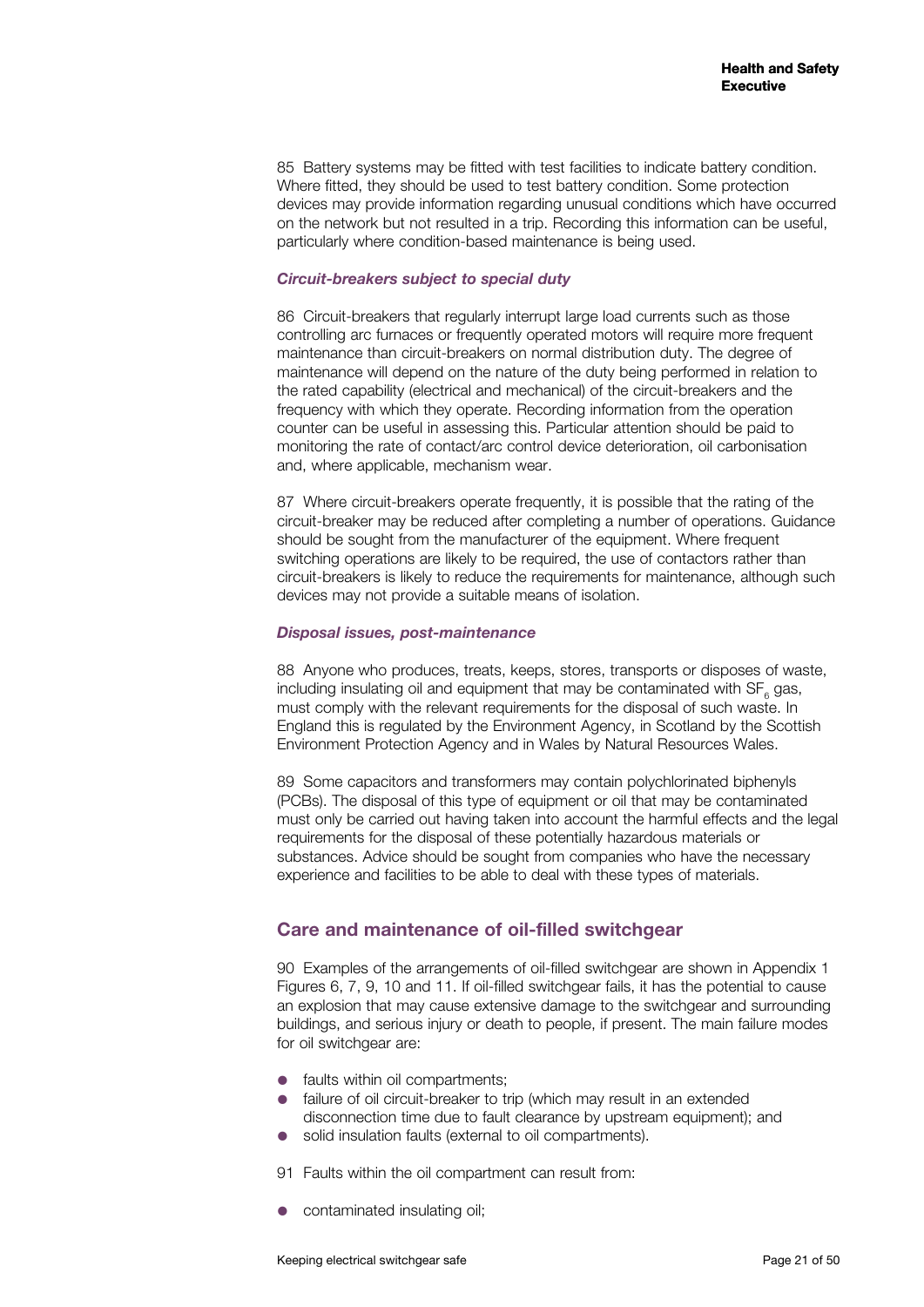85 Battery systems may be fitted with test facilities to indicate battery condition. Where fitted, they should be used to test battery condition. Some protection devices may provide information regarding unusual conditions which have occurred on the network but not resulted in a trip. Recording this information can be useful, particularly where condition-based maintenance is being used.

### *Circuit-breakers subject to special duty*

86 Circuit-breakers that regularly interrupt large load currents such as those controlling arc furnaces or frequently operated motors will require more frequent maintenance than circuit-breakers on normal distribution duty. The degree of maintenance will depend on the nature of the duty being performed in relation to the rated capability (electrical and mechanical) of the circuit-breakers and the frequency with which they operate. Recording information from the operation counter can be useful in assessing this. Particular attention should be paid to monitoring the rate of contact/arc control device deterioration, oil carbonisation and, where applicable, mechanism wear.

87 Where circuit-breakers operate frequently, it is possible that the rating of the circuit-breaker may be reduced after completing a number of operations. Guidance should be sought from the manufacturer of the equipment. Where frequent switching operations are likely to be required, the use of contactors rather than circuit-breakers is likely to reduce the requirements for maintenance, although such devices may not provide a suitable means of isolation.

### *Disposal issues, post-maintenance*

88 Anyone who produces, treats, keeps, stores, transports or disposes of waste, including insulating oil and equipment that may be contaminated with $SF_6$ gas, must comply with the relevant requirements for the disposal of such waste. In England this is regulated by the Environment Agency, in Scotland by the Scottish Environment Protection Agency and in Wales by Natural Resources Wales.

89 Some capacitors and transformers may contain polychlorinated biphenyls (PCBs). The disposal of this type of equipment or oil that may be contaminated must only be carried out having taken into account the harmful effects and the legal requirements for the disposal of these potentially hazardous materials or substances. Advice should be sought from companies who have the necessary experience and facilities to be able to deal with these types of materials.

## Care and maintenance of oil-filled switchgear

90 Examples of the arrangements of oil-filled switchgear are shown in Appendix 1 Figures 6, 7, 9, 10 and 11. If oil-filled switchgear fails, it has the potential to cause an explosion that may cause extensive damage to the switchgear and surrounding buildings, and serious injury or death to people, if present. The main failure modes for oil switchgear are:

- faults within oil compartments;
- failure of oil circuit-breaker to trip (which may result in an extended disconnection time due to fault clearance by upstream equipment); and
- solid insulation faults (external to oil compartments).

91 Faults within the oil compartment can result from:

- contaminated insulating oil;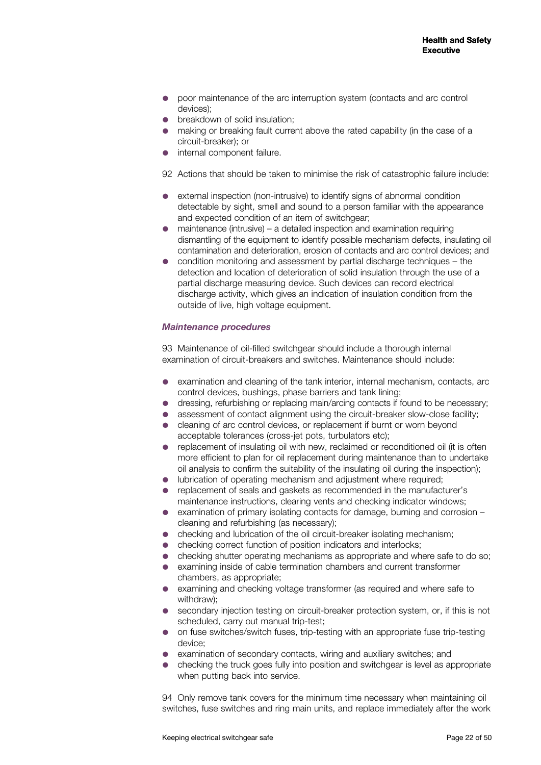- poor maintenance of the arc interruption system (contacts and arc control devices);
- breakdown of solid insulation;
- making or breaking fault current above the rated capability (in the case of a circuit-breaker); or
- internal component failure.

92 Actions that should be taken to minimise the risk of catastrophic failure include:

- external inspection (non-intrusive) to identify signs of abnormal condition detectable by sight, smell and sound to a person familiar with the appearance and expected condition of an item of switchgear;
- maintenance (intrusive) – a detailed inspection and examination requiring dismantling of the equipment to identify possible mechanism defects, insulating oil contamination and deterioration, erosion of contacts and arc control devices; and
- condition monitoring and assessment by partial discharge techniques – the detection and location of deterioration of solid insulation through the use of a partial discharge measuring device. Such devices can record electrical discharge activity, which gives an indication of insulation condition from the outside of live, high voltage equipment.

### *Maintenance procedures*

93 Maintenance of oil-filled switchgear should include a thorough internal examination of circuit-breakers and switches. Maintenance should include:

- examination and cleaning of the tank interior, internal mechanism, contacts, arc control devices, bushings, phase barriers and tank lining;
- dressing, refurbishing or replacing main/arcing contacts if found to be necessary;
- assessment of contact alignment using the circuit-breaker slow-close facility;
- cleaning of arc control devices, or replacement if burnt or worn beyond acceptable tolerances (cross-jet pots, turbulators etc);
- replacement of insulating oil with new, reclaimed or reconditioned oil (it is often more efficient to plan for oil replacement during maintenance than to undertake oil analysis to confirm the suitability of the insulating oil during the inspection);
- lubrication of operating mechanism and adjustment where required;
- replacement of seals and gaskets as recommended in the manufacturer's maintenance instructions, clearing vents and checking indicator windows;
- examination of primary isolating contacts for damage, burning and corrosion – cleaning and refurbishing (as necessary);
- checking and lubrication of the oil circuit-breaker isolating mechanism;
- checking correct function of position indicators and interlocks;
- checking shutter operating mechanisms as appropriate and where safe to do so;
- examining inside of cable termination chambers and current transformer chambers, as appropriate;
- examining and checking voltage transformer (as required and where safe to withdraw);
- secondary injection testing on circuit-breaker protection system, or, if this is not scheduled, carry out manual trip-test;
- on fuse switches/switch fuses, trip-testing with an appropriate fuse trip-testing device;
- examination of secondary contacts, wiring and auxiliary switches; and
- checking the truck goes fully into position and switchgear is level as appropriate when putting back into service.

94 Only remove tank covers for the minimum time necessary when maintaining oil switches, fuse switches and ring main units, and replace immediately after the work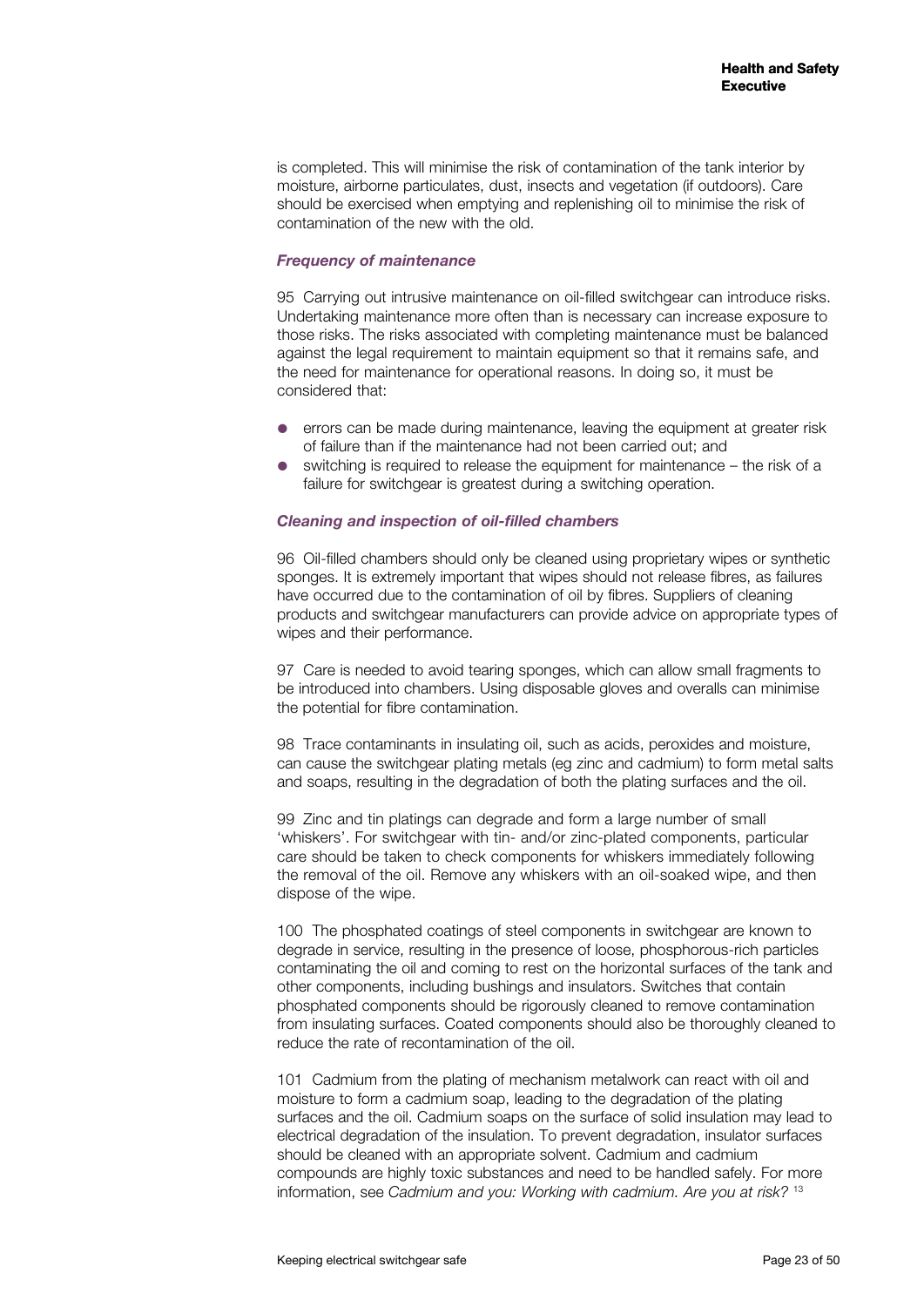is completed. This will minimise the risk of contamination of the tank interior by moisture, airborne particulates, dust, insects and vegetation (if outdoors). Care should be exercised when emptying and replenishing oil to minimise the risk of contamination of the new with the old.

### *Frequency of maintenance*

95 Carrying out intrusive maintenance on oil-filled switchgear can introduce risks. Undertaking maintenance more often than is necessary can increase exposure to those risks. The risks associated with completing maintenance must be balanced against the legal requirement to maintain equipment so that it remains safe, and the need for maintenance for operational reasons. In doing so, it must be considered that:

- errors can be made during maintenance, leaving the equipment at greater risk of failure than if the maintenance had not been carried out; and
- switching is required to release the equipment for maintenance – the risk of a failure for switchgear is greatest during a switching operation.

### *Cleaning and inspection of oil-filled chambers*

96 Oil-filled chambers should only be cleaned using proprietary wipes or synthetic sponges. It is extremely important that wipes should not release fibres, as failures have occurred due to the contamination of oil by fibres. Suppliers of cleaning products and switchgear manufacturers can provide advice on appropriate types of wipes and their performance.

97 Care is needed to avoid tearing sponges, which can allow small fragments to be introduced into chambers. Using disposable gloves and overalls can minimise the potential for fibre contamination.

98 Trace contaminants in insulating oil, such as acids, peroxides and moisture, can cause the switchgear plating metals (eg zinc and cadmium) to form metal salts and soaps, resulting in the degradation of both the plating surfaces and the oil.

99 Zinc and tin platings can degrade and form a large number of small 'whiskers'. For switchgear with tin- and/or zinc-plated components, particular care should be taken to check components for whiskers immediately following the removal of the oil. Remove any whiskers with an oil-soaked wipe, and then dispose of the wipe.

100 The phosphated coatings of steel components in switchgear are known to degrade in service, resulting in the presence of loose, phosphorous-rich particles contaminating the oil and coming to rest on the horizontal surfaces of the tank and other components, including bushings and insulators. Switches that contain phosphated components should be rigorously cleaned to remove contamination from insulating surfaces. Coated components should also be thoroughly cleaned to reduce the rate of recontamination of the oil.

101 Cadmium from the plating of mechanism metalwork can react with oil and moisture to form a cadmium soap, leading to the degradation of the plating surfaces and the oil. Cadmium soaps on the surface of solid insulation may lead to electrical degradation of the insulation. To prevent degradation, insulator surfaces should be cleaned with an appropriate solvent. Cadmium and cadmium compounds are highly toxic substances and need to be handled safely. For more information, see *Cadmium and you: Working with cadmium. Are you at risk?* [13]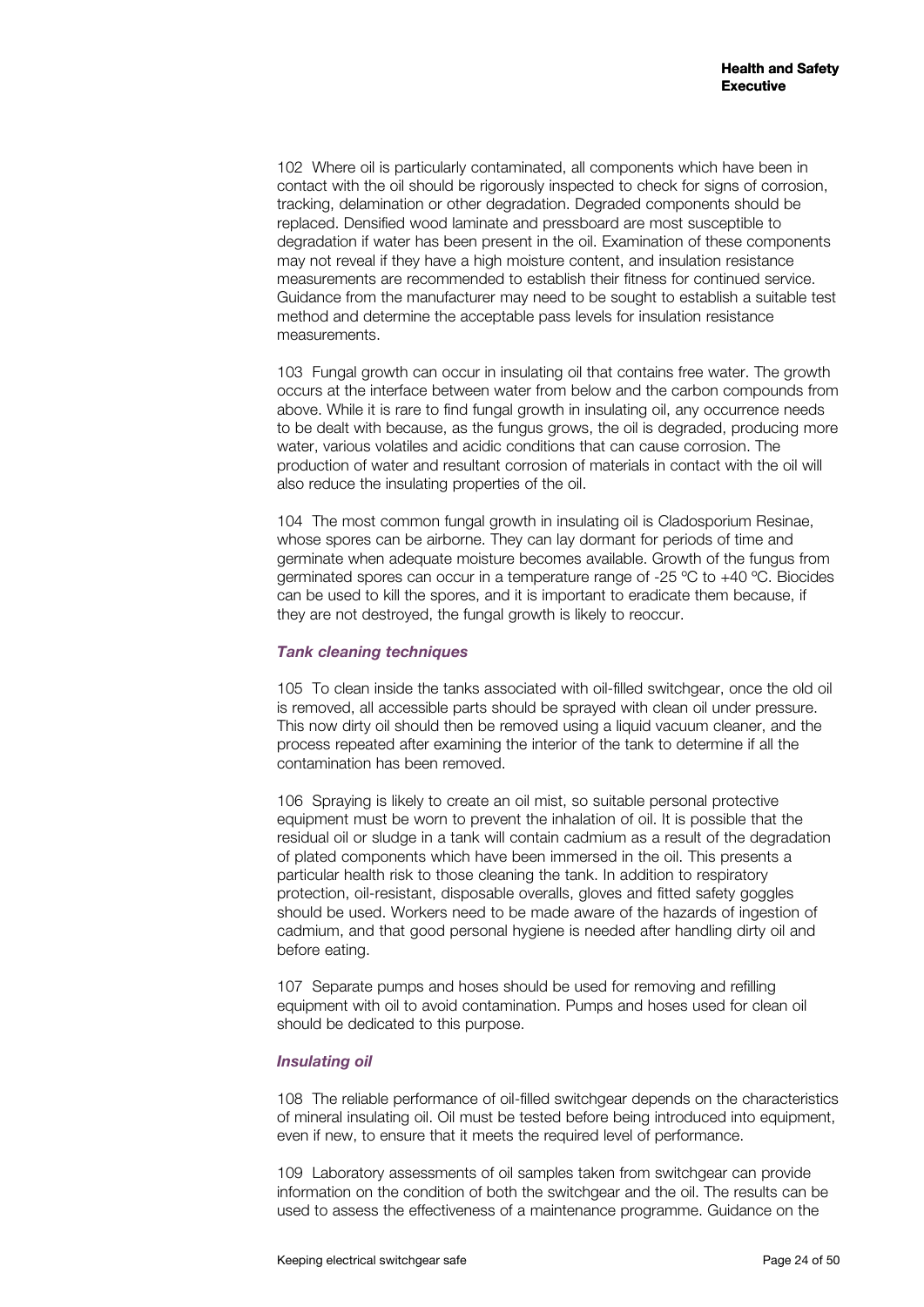102 Where oil is particularly contaminated, all components which have been in contact with the oil should be rigorously inspected to check for signs of corrosion, tracking, delamination or other degradation. Degraded components should be replaced. Densified wood laminate and pressboard are most susceptible to degradation if water has been present in the oil. Examination of these components may not reveal if they have a high moisture content, and insulation resistance measurements are recommended to establish their fitness for continued service. Guidance from the manufacturer may need to be sought to establish a suitable test method and determine the acceptable pass levels for insulation resistance measurements.

103 Fungal growth can occur in insulating oil that contains free water. The growth occurs at the interface between water from below and the carbon compounds from above. While it is rare to find fungal growth in insulating oil, any occurrence needs to be dealt with because, as the fungus grows, the oil is degraded, producing more water, various volatiles and acidic conditions that can cause corrosion. The production of water and resultant corrosion of materials in contact with the oil will also reduce the insulating properties of the oil.

104 The most common fungal growth in insulating oil is Cladosporium Resinae, whose spores can be airborne. They can lay dormant for periods of time and germinate when adequate moisture becomes available. Growth of the fungus from germinated spores can occur in a temperature range of -25 ºC to +40 ºC. Biocides can be used to kill the spores, and it is important to eradicate them because, if they are not destroyed, the fungal growth is likely to reoccur.

### *Tank cleaning techniques*

105 To clean inside the tanks associated with oil-filled switchgear, once the old oil is removed, all accessible parts should be sprayed with clean oil under pressure. This now dirty oil should then be removed using a liquid vacuum cleaner, and the process repeated after examining the interior of the tank to determine if all the contamination has been removed.

106 Spraying is likely to create an oil mist, so suitable personal protective equipment must be worn to prevent the inhalation of oil. It is possible that the residual oil or sludge in a tank will contain cadmium as a result of the degradation of plated components which have been immersed in the oil. This presents a particular health risk to those cleaning the tank. In addition to respiratory protection, oil-resistant, disposable overalls, gloves and fitted safety goggles should be used. Workers need to be made aware of the hazards of ingestion of cadmium, and that good personal hygiene is needed after handling dirty oil and before eating.

107 Separate pumps and hoses should be used for removing and refilling equipment with oil to avoid contamination. Pumps and hoses used for clean oil should be dedicated to this purpose.

### *Insulating oil*

108 The reliable performance of oil-filled switchgear depends on the characteristics of mineral insulating oil. Oil must be tested before being introduced into equipment, even if new, to ensure that it meets the required level of performance.

109 Laboratory assessments of oil samples taken from switchgear can provide information on the condition of both the switchgear and the oil. The results can be used to assess the effectiveness of a maintenance programme. Guidance on the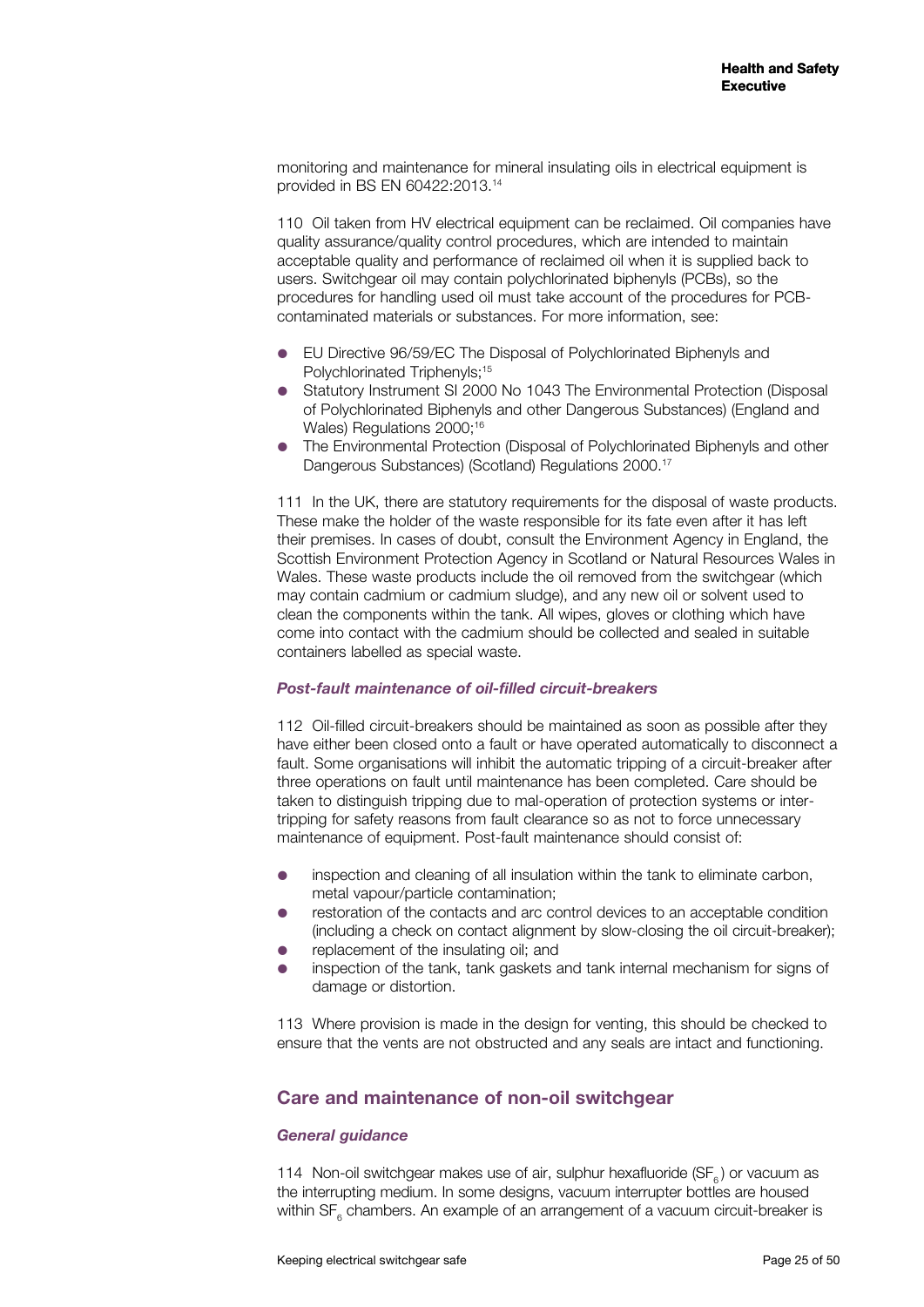monitoring and maintenance for mineral insulating oils in electrical equipment is provided in BS EN 60422:2013.[14]

110 Oil taken from HV electrical equipment can be reclaimed. Oil companies have quality assurance/quality control procedures, which are intended to maintain acceptable quality and performance of reclaimed oil when it is supplied back to users. Switchgear oil may contain polychlorinated biphenyls (PCBs), so the procedures for handling used oil must take account of the procedures for PCB-contaminated materials or substances. For more information, see:

- EU Directive 96/59/EC The Disposal of Polychlorinated Biphenyls and Polychlorinated Triphenyls;[15]
- Statutory Instrument SI 2000 No 1043 The Environmental Protection (Disposal of Polychlorinated Biphenyls and other Dangerous Substances) (England and Wales) Regulations 2000;[16]
- The Environmental Protection (Disposal of Polychlorinated Biphenyls and other Dangerous Substances) (Scotland) Regulations 2000.[17]

111 In the UK, there are statutory requirements for the disposal of waste products. These make the holder of the waste responsible for its fate even after it has left their premises. In cases of doubt, consult the Environment Agency in England, the Scottish Environment Protection Agency in Scotland or Natural Resources Wales in Wales. These waste products include the oil removed from the switchgear (which may contain cadmium or cadmium sludge), and any new oil or solvent used to clean the components within the tank. All wipes, gloves or clothing which have come into contact with the cadmium should be collected and sealed in suitable containers labelled as special waste.

#### *Post-fault maintenance of oil-filled circuit-breakers*

112 Oil-filled circuit-breakers should be maintained as soon as possible after they have either been closed onto a fault or have operated automatically to disconnect a fault. Some organisations will inhibit the automatic tripping of a circuit-breaker after three operations on fault until maintenance has been completed. Care should be taken to distinguish tripping due to mal-operation of protection systems or inter-tripping for safety reasons from fault clearance so as not to force unnecessary maintenance of equipment. Post-fault maintenance should consist of:

- inspection and cleaning of all insulation within the tank to eliminate carbon, metal vapour/particle contamination;
- restoration of the contacts and arc control devices to an acceptable condition (including a check on contact alignment by slow-closing the oil circuit-breaker);
- replacement of the insulating oil; and
- inspection of the tank, tank gaskets and tank internal mechanism for signs of damage or distortion.

113 Where provision is made in the design for venting, this should be checked to ensure that the vents are not obstructed and any seals are intact and functioning.

## Care and maintenance of non-oil switchgear

#### *General guidance*

114 Non-oil switchgear makes use of air, sulphur hexafluoride ($SF_6$) or vacuum as the interrupting medium. In some designs, vacuum interrupter bottles are housed within $SF_6$ chambers. An example of an arrangement of a vacuum circuit-breaker is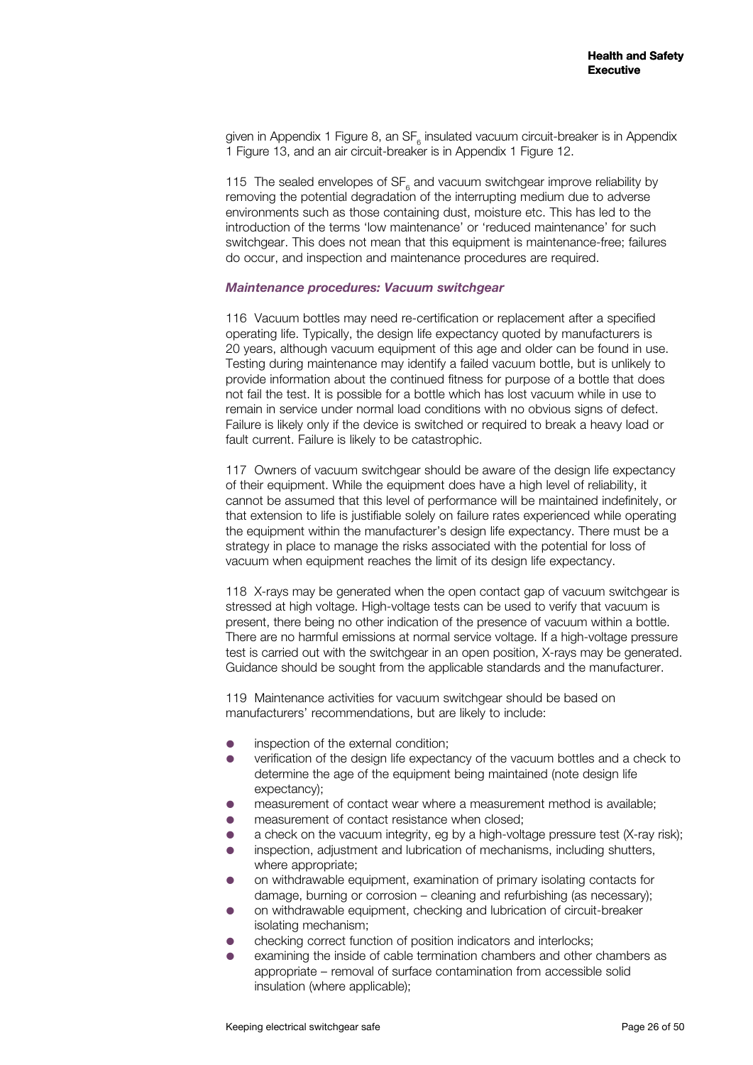given in Appendix 1 Figure 8, an $SF_6$ insulated vacuum circuit-breaker is in Appendix 1 Figure 13, and an air circuit-breaker is in Appendix 1 Figure 12.

115 The sealed envelopes of $SF_6$ and vacuum switchgear improve reliability by removing the potential degradation of the interrupting medium due to adverse environments such as those containing dust, moisture etc. This has led to the introduction of the terms 'low maintenance' or 'reduced maintenance' for such switchgear. This does not mean that this equipment is maintenance-free; failures do occur, and inspection and maintenance procedures are required.

### *Maintenance procedures: Vacuum switchgear*

116 Vacuum bottles may need re-certification or replacement after a specified operating life. Typically, the design life expectancy quoted by manufacturers is 20 years, although vacuum equipment of this age and older can be found in use. Testing during maintenance may identify a failed vacuum bottle, but is unlikely to provide information about the continued fitness for purpose of a bottle that does not fail the test. It is possible for a bottle which has lost vacuum while in use to remain in service under normal load conditions with no obvious signs of defect. Failure is likely only if the device is switched or required to break a heavy load or fault current. Failure is likely to be catastrophic.

117 Owners of vacuum switchgear should be aware of the design life expectancy of their equipment. While the equipment does have a high level of reliability, it cannot be assumed that this level of performance will be maintained indefinitely, or that extension to life is justifiable solely on failure rates experienced while operating the equipment within the manufacturer's design life expectancy. There must be a strategy in place to manage the risks associated with the potential for loss of vacuum when equipment reaches the limit of its design life expectancy.

118 X-rays may be generated when the open contact gap of vacuum switchgear is stressed at high voltage. High-voltage tests can be used to verify that vacuum is present, there being no other indication of the presence of vacuum within a bottle. There are no harmful emissions at normal service voltage. If a high-voltage pressure test is carried out with the switchgear in an open position, X-rays may be generated. Guidance should be sought from the applicable standards and the manufacturer.

119 Maintenance activities for vacuum switchgear should be based on manufacturers' recommendations, but are likely to include:

- inspection of the external condition;
- verification of the design life expectancy of the vacuum bottles and a check to determine the age of the equipment being maintained (note design life expectancy);
- measurement of contact wear where a measurement method is available;
- measurement of contact resistance when closed;
- a check on the vacuum integrity, eg by a high-voltage pressure test (X-ray risk);
- inspection, adjustment and lubrication of mechanisms, including shutters, where appropriate;
- on withdrawable equipment, examination of primary isolating contacts for damage, burning or corrosion – cleaning and refurbishing (as necessary);
- on withdrawable equipment, checking and lubrication of circuit-breaker isolating mechanism;
- checking correct function of position indicators and interlocks;
- examining the inside of cable termination chambers and other chambers as appropriate – removal of surface contamination from accessible solid insulation (where applicable);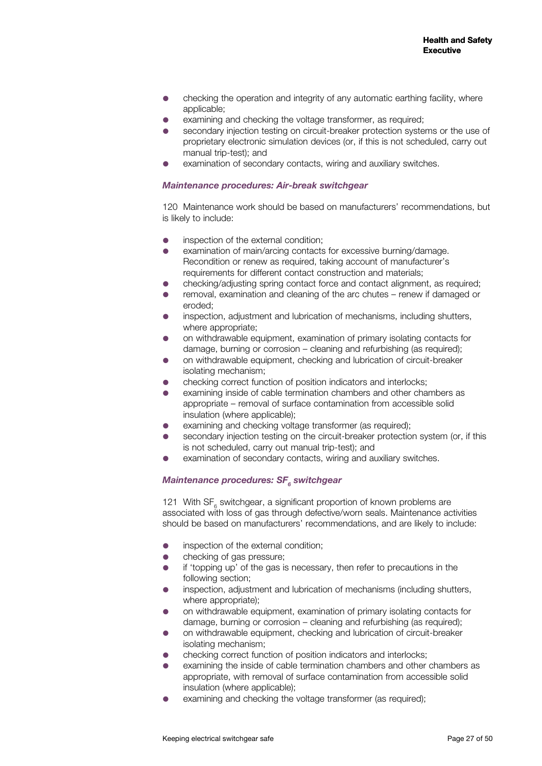- checking the operation and integrity of any automatic earthing facility, where applicable;
- examining and checking the voltage transformer, as required;
- secondary injection testing on circuit-breaker protection systems or the use of proprietary electronic simulation devices (or, if this is not scheduled, carry out manual trip-test); and
- examination of secondary contacts, wiring and auxiliary switches.

### *Maintenance procedures: Air-break switchgear*

120 Maintenance work should be based on manufacturers' recommendations, but is likely to include:

- inspection of the external condition;
- examination of main/arcing contacts for excessive burning/damage. Recondition or renew as required, taking account of manufacturer's requirements for different contact construction and materials;
- checking/adjusting spring contact force and contact alignment, as required;
- removal, examination and cleaning of the arc chutes – renew if damaged or eroded;
- inspection, adjustment and lubrication of mechanisms, including shutters, where appropriate;
- on withdrawable equipment, examination of primary isolating contacts for damage, burning or corrosion – cleaning and refurbishing (as required);
- on withdrawable equipment, checking and lubrication of circuit-breaker isolating mechanism;
- checking correct function of position indicators and interlocks;
- examining inside of cable termination chambers and other chambers as appropriate – removal of surface contamination from accessible solid insulation (where applicable);
- examining and checking voltage transformer (as required);
- secondary injection testing on the circuit-breaker protection system (or, if this is not scheduled, carry out manual trip-test); and
- examination of secondary contacts, wiring and auxiliary switches.

### *Maintenance procedures: $SF_6$ switchgear*

121 With $SF_6$ switchgear, a significant proportion of known problems are associated with loss of gas through defective/worn seals. Maintenance activities should be based on manufacturers' recommendations, and are likely to include:

- inspection of the external condition;
- checking of gas pressure;
- if 'topping up' of the gas is necessary, then refer to precautions in the following section;
- inspection, adjustment and lubrication of mechanisms (including shutters, where appropriate);
- on withdrawable equipment, examination of primary isolating contacts for damage, burning or corrosion – cleaning and refurbishing (as required);
- on withdrawable equipment, checking and lubrication of circuit-breaker isolating mechanism;
- checking correct function of position indicators and interlocks;
- examining the inside of cable termination chambers and other chambers as appropriate, with removal of surface contamination from accessible solid insulation (where applicable);
- examining and checking the voltage transformer (as required);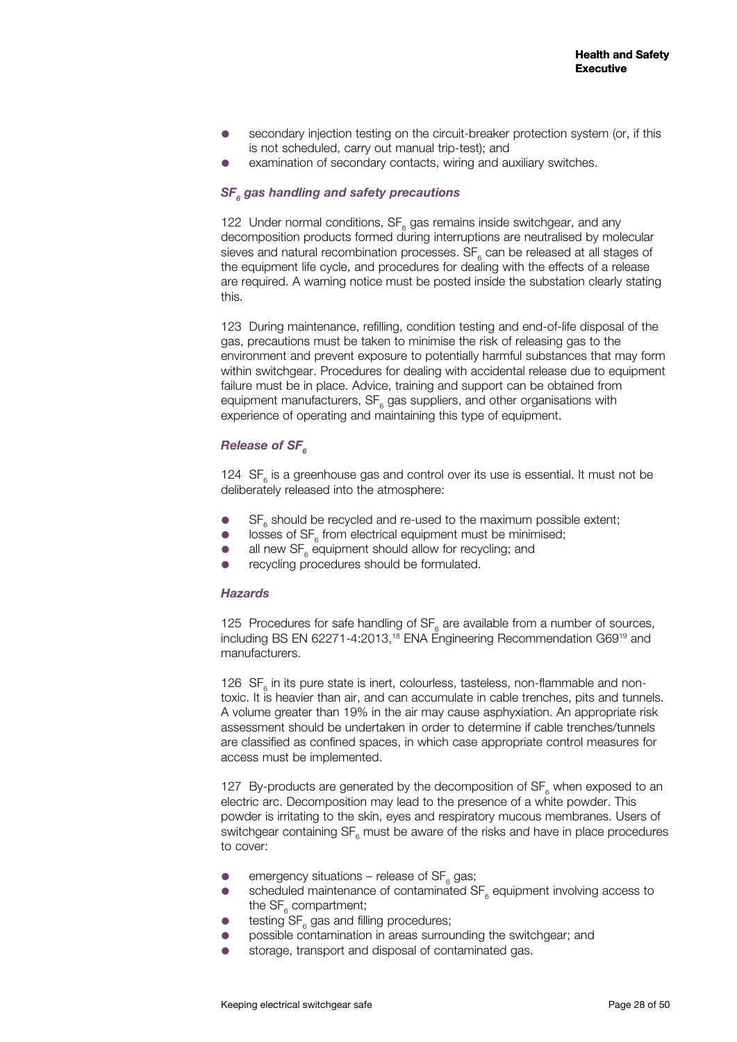- secondary injection testing on the circuit-breaker protection system (or, if this is not scheduled, carry out manual trip-test); and
- examination of secondary contacts, wiring and auxiliary switches.

### *$SF_6$ gas handling and safety precautions*

122 Under normal conditions, $SF_6$ gas remains inside switchgear, and any decomposition products formed during interruptions are neutralised by molecular sieves and natural recombination processes. $SF_6$ can be released at all stages of the equipment life cycle, and procedures for dealing with the effects of a release are required. A warning notice must be posted inside the substation clearly stating this.

123 During maintenance, refilling, condition testing and end-of-life disposal of the gas, precautions must be taken to minimise the risk of releasing gas to the environment and prevent exposure to potentially harmful substances that may form within switchgear. Procedures for dealing with accidental release due to equipment failure must be in place. Advice, training and support can be obtained from equipment manufacturers, $SF_6$ gas suppliers, and other organisations with experience of operating and maintaining this type of equipment.

### *Release of $SF_6$*

124 $SF_6$ is a greenhouse gas and control over its use is essential. It must not be deliberately released into the atmosphere:

- $SF_6$ should be recycled and re-used to the maximum possible extent;
- losses of $SF_6$ from electrical equipment must be minimised;
- all new $SF_6$ equipment should allow for recycling; and
- recycling procedures should be formulated.

### *Hazards*

125 Procedures for safe handling of $SF_6$ are available from a number of sources, including BS EN 62271-4:2013,[18] ENA Engineering Recommendation G69[19] and manufacturers.

126 $SF_6$ in its pure state is inert, colourless, tasteless, non-flammable and non-toxic. It is heavier than air, and can accumulate in cable trenches, pits and tunnels. A volume greater than 19% in the air may cause asphyxiation. An appropriate risk assessment should be undertaken in order to determine if cable trenches/tunnels are classified as confined spaces, in which case appropriate control measures for access must be implemented.

127 By-products are generated by the decomposition of $SF_6$ when exposed to an electric arc. Decomposition may lead to the presence of a white powder. This powder is irritating to the skin, eyes and respiratory mucous membranes. Users of switchgear containing $SF_6$ must be aware of the risks and have in place procedures to cover:

- emergency situations – release of $SF_6$ gas;
- scheduled maintenance of contaminated $SF_6$ equipment involving access to the $SF_6$ compartment;
- testing $SF_6$ gas and filling procedures;
- possible contamination in areas surrounding the switchgear; and
- storage, transport and disposal of contaminated gas.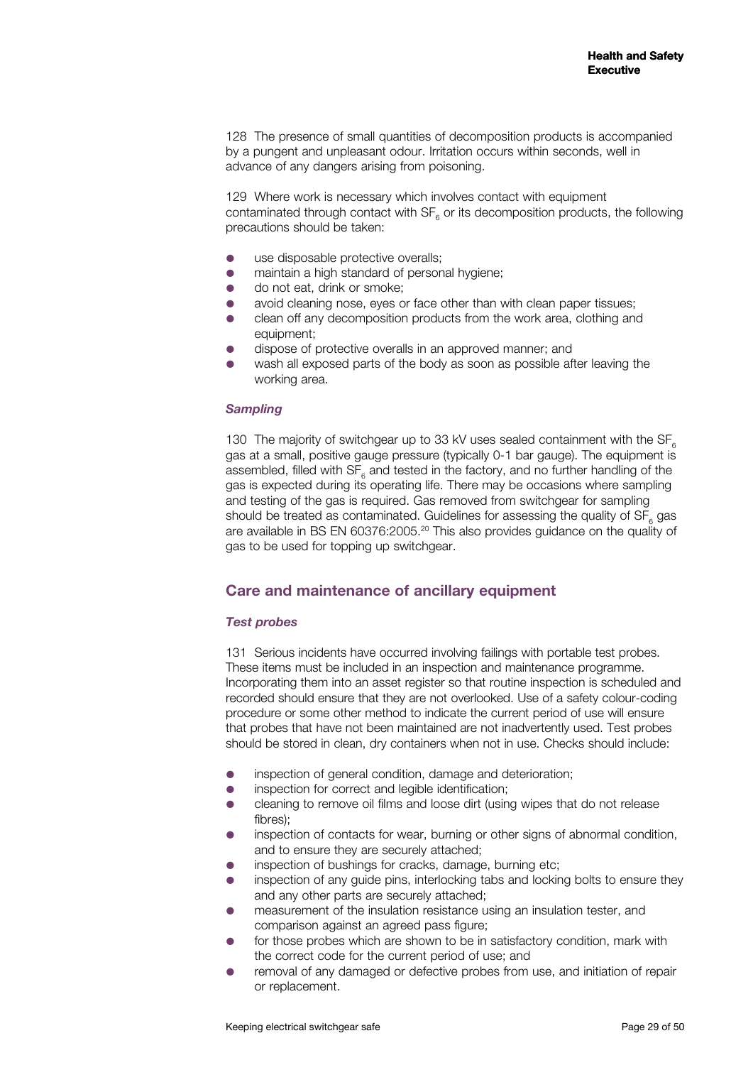128 The presence of small quantities of decomposition products is accompanied by a pungent and unpleasant odour. Irritation occurs within seconds, well in advance of any dangers arising from poisoning.

129 Where work is necessary which involves contact with equipment contaminated through contact with $SF_6$ or its decomposition products, the following precautions should be taken:

- use disposable protective overalls;
- maintain a high standard of personal hygiene;
- do not eat, drink or smoke;
- avoid cleaning nose, eyes or face other than with clean paper tissues;
- clean off any decomposition products from the work area, clothing and equipment;
- dispose of protective overalls in an approved manner; and
- wash all exposed parts of the body as soon as possible after leaving the working area.

### *Sampling*

130 The majority of switchgear up to 33 kV uses sealed containment with the $SF_6$ gas at a small, positive gauge pressure (typically 0-1 bar gauge). The equipment is assembled, filled with $SF_6$ and tested in the factory, and no further handling of the gas is expected during its operating life. There may be occasions where sampling and testing of the gas is required. Gas removed from switchgear for sampling should be treated as contaminated. Guidelines for assessing the quality of $SF_6$ gas are available in BS EN 60376:2005.[20] This also provides guidance on the quality of gas to be used for topping up switchgear.

## Care and maintenance of ancillary equipment

### *Test probes*

131 Serious incidents have occurred involving failings with portable test probes. These items must be included in an inspection and maintenance programme. Incorporating them into an asset register so that routine inspection is scheduled and recorded should ensure that they are not overlooked. Use of a safety colour-coding procedure or some other method to indicate the current period of use will ensure that probes that have not been maintained are not inadvertently used. Test probes should be stored in clean, dry containers when not in use. Checks should include:

- inspection of general condition, damage and deterioration;
- inspection for correct and legible identification;
- cleaning to remove oil films and loose dirt (using wipes that do not release fibres);
- inspection of contacts for wear, burning or other signs of abnormal condition, and to ensure they are securely attached;
- inspection of bushings for cracks, damage, burning etc;
- inspection of any guide pins, interlocking tabs and locking bolts to ensure they and any other parts are securely attached;
- measurement of the insulation resistance using an insulation tester, and comparison against an agreed pass figure;
- for those probes which are shown to be in satisfactory condition, mark with the correct code for the current period of use; and
- removal of any damaged or defective probes from use, and initiation of repair or replacement.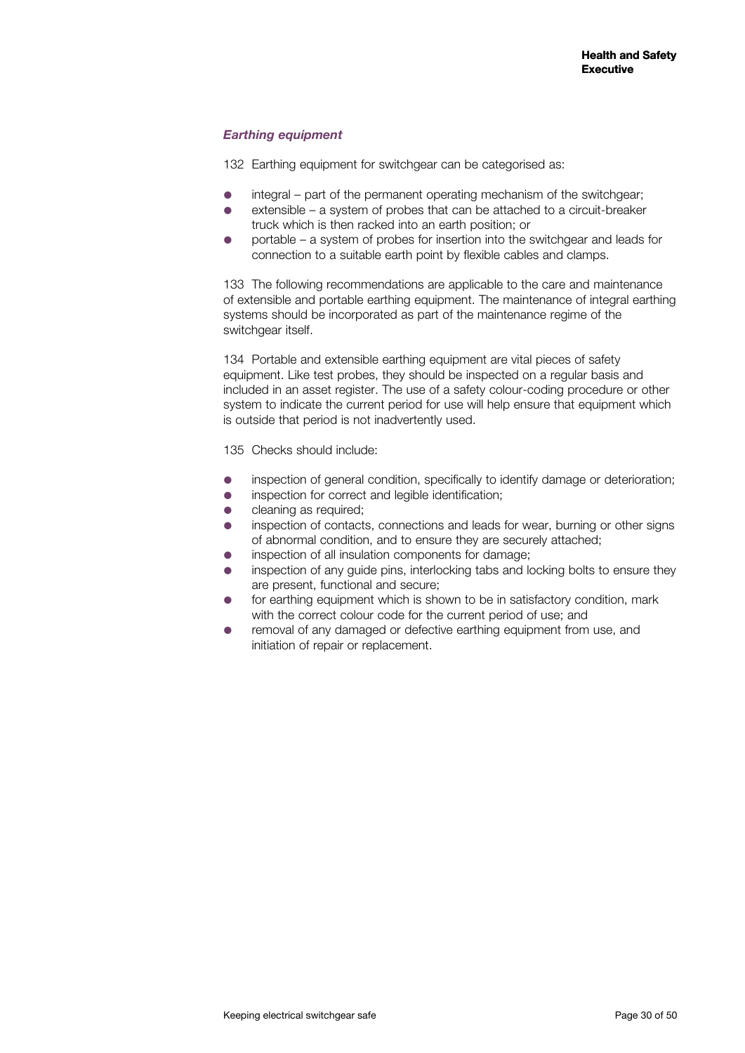### *Earthing equipment*

132 Earthing equipment for switchgear can be categorised as:

- integral – part of the permanent operating mechanism of the switchgear;
- extensible – a system of probes that can be attached to a circuit-breaker truck which is then racked into an earth position; or
- portable – a system of probes for insertion into the switchgear and leads for connection to a suitable earth point by flexible cables and clamps.

133 The following recommendations are applicable to the care and maintenance of extensible and portable earthing equipment. The maintenance of integral earthing systems should be incorporated as part of the maintenance regime of the switchgear itself.

134 Portable and extensible earthing equipment are vital pieces of safety equipment. Like test probes, they should be inspected on a regular basis and included in an asset register. The use of a safety colour-coding procedure or other system to indicate the current period for use will help ensure that equipment which is outside that period is not inadvertently used.

135 Checks should include:

- inspection of general condition, specifically to identify damage or deterioration;
- inspection for correct and legible identification;
- cleaning as required;
- inspection of contacts, connections and leads for wear, burning or other signs of abnormal condition, and to ensure they are securely attached;
- inspection of all insulation components for damage;
- inspection of any guide pins, interlocking tabs and locking bolts to ensure they are present, functional and secure;
- for earthing equipment which is shown to be in satisfactory condition, mark with the correct colour code for the current period of use; and
- removal of any damaged or defective earthing equipment from use, and initiation of repair or replacement.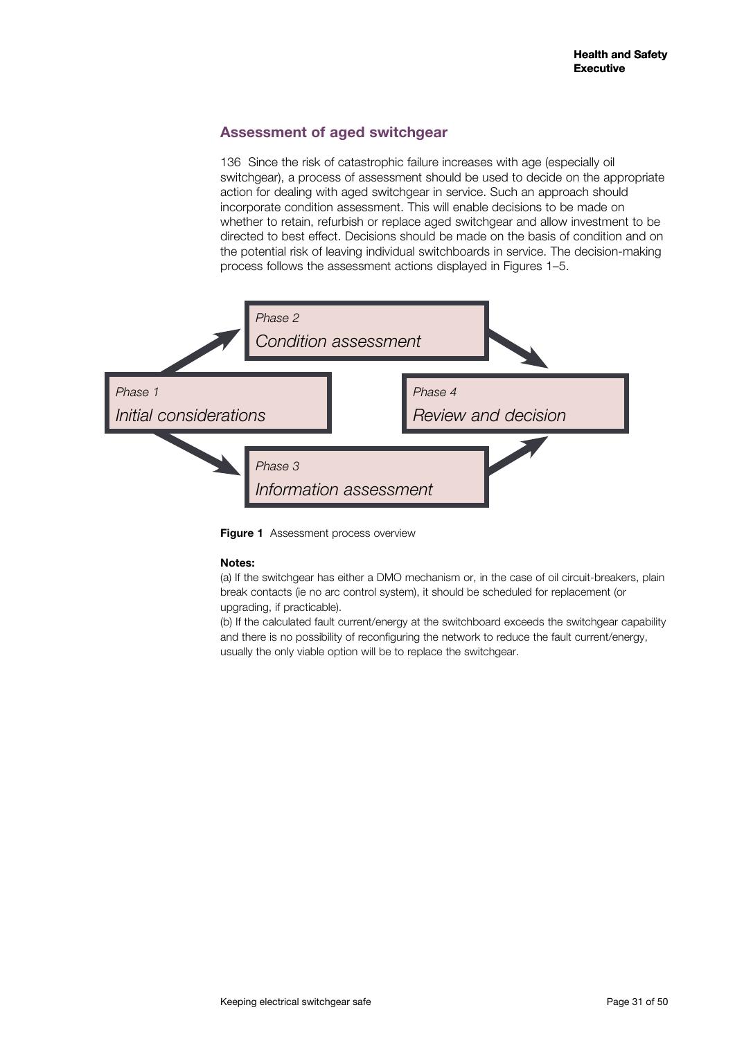## Assessment of aged switchgear

136 Since the risk of catastrophic failure increases with age (especially oil switchgear), a process of assessment should be used to decide on the appropriate action for dealing with aged switchgear in service. Such an approach should incorporate condition assessment. This will enable decisions to be made on whether to retain, refurbish or replace aged switchgear and allow investment to be directed to best effect. Decisions should be made on the basis of condition and on the potential risk of leaving individual switchboards in service. The decision-making process follows the assessment actions displayed in Figures 1–5.

*Phase 1*
*Initial considerations*

*Phase 2*
*Condition assessment*

*Phase 3*
*Information assessment*

*Phase 4*
*Review and decision*

**Figure 1** Assessment process overview

**Notes:**

(a) If the switchgear has either a DMO mechanism or, in the case of oil circuit-breakers, plain break contacts (ie no arc control system), it should be scheduled for replacement (or upgrading, if practicable).

(b) If the calculated fault current/energy at the switchboard exceeds the switchgear capability and there is no possibility of reconfiguring the network to reduce the fault current/energy, usually the only viable option will be to replace the switchgear.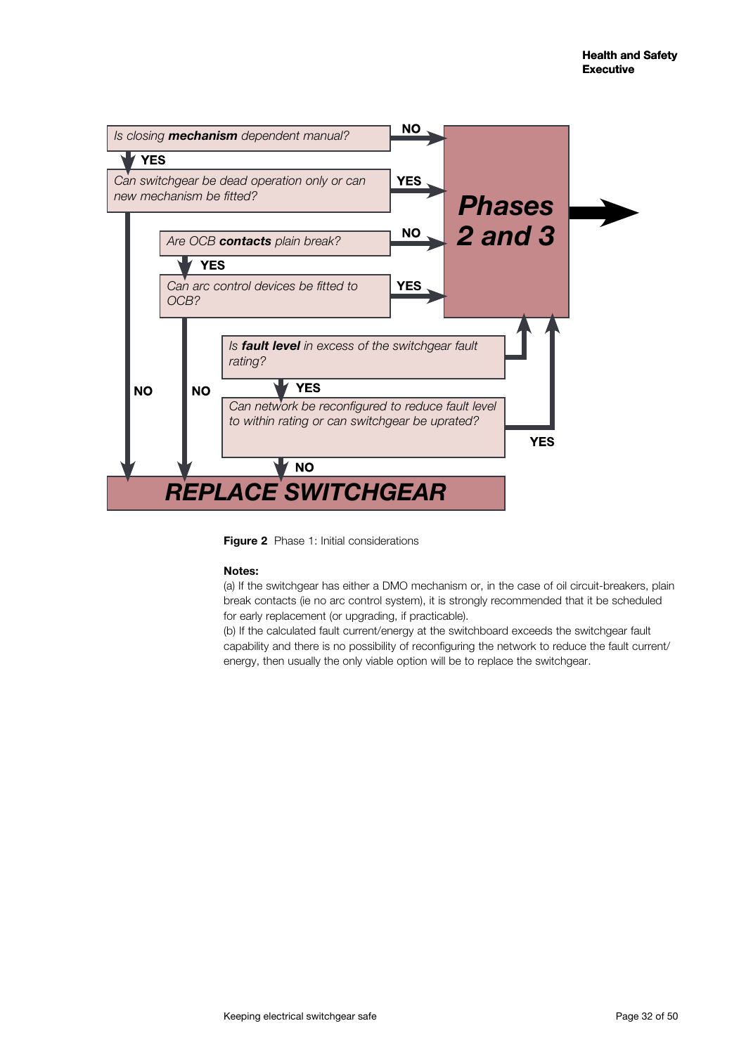Is closing **mechanism** dependent manual?
- NO → Phases 2 and 3
- YES → Can switchgear be dead operation only or can new mechanism be fitted?
  - YES → Phases 2 and 3
  - NO → REPLACE SWITCHGEAR

Are OCB **contacts** plain break?
- NO → Phases 2 and 3
- YES → Can arc control devices be fitted to OCB?
  - YES → Phases 2 and 3
  - NO → REPLACE SWITCHGEAR

Is **fault level** in excess of the switchgear fault rating?
- NO → Phases 2 and 3
- YES → Can network be reconfigured to reduce fault level to within rating or can switchgear be uprated?
  - YES → Phases 2 and 3
  - NO → REPLACE SWITCHGEAR

**Figure 2** Phase 1: Initial considerations

**Notes:**

(a) If the switchgear has either a DMO mechanism or, in the case of oil circuit-breakers, plain break contacts (ie no arc control system), it is strongly recommended that it be scheduled for early replacement (or upgrading, if practicable).

(b) If the calculated fault current/energy at the switchboard exceeds the switchgear fault capability and there is no possibility of reconfiguring the network to reduce the fault current/energy, then usually the only viable option will be to replace the switchgear.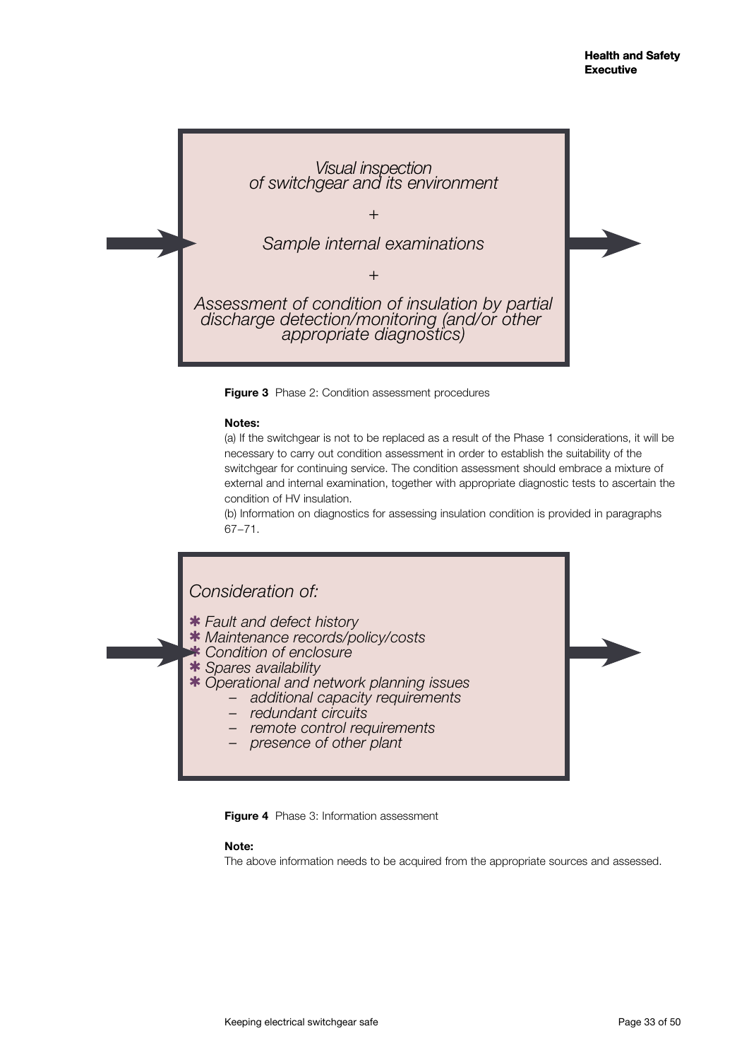*Visual inspection of switchgear and its environment*

*+*

*Sample internal examinations*

*+*

*Assessment of condition of insulation by partial discharge detection/monitoring (and/or other appropriate diagnostics)*

**Figure 3** Phase 2: Condition assessment procedures

**Notes:**

(a) If the switchgear is not to be replaced as a result of the Phase 1 considerations, it will be necessary to carry out condition assessment in order to establish the suitability of the switchgear for continuing service. The condition assessment should embrace a mixture of external and internal examination, together with appropriate diagnostic tests to ascertain the condition of HV insulation.

(b) Information on diagnostics for assessing insulation condition is provided in paragraphs 67–71.

*Consideration of:*

- *Fault and defect history*
- *Maintenance records/policy/costs*
- *Condition of enclosure*
- *Spares availability*
- *Operational and network planning issues*
  - *additional capacity requirements*
  - *redundant circuits*
  - *remote control requirements*
  - *presence of other plant*

**Figure 4** Phase 3: Information assessment

**Note:**

The above information needs to be acquired from the appropriate sources and assessed.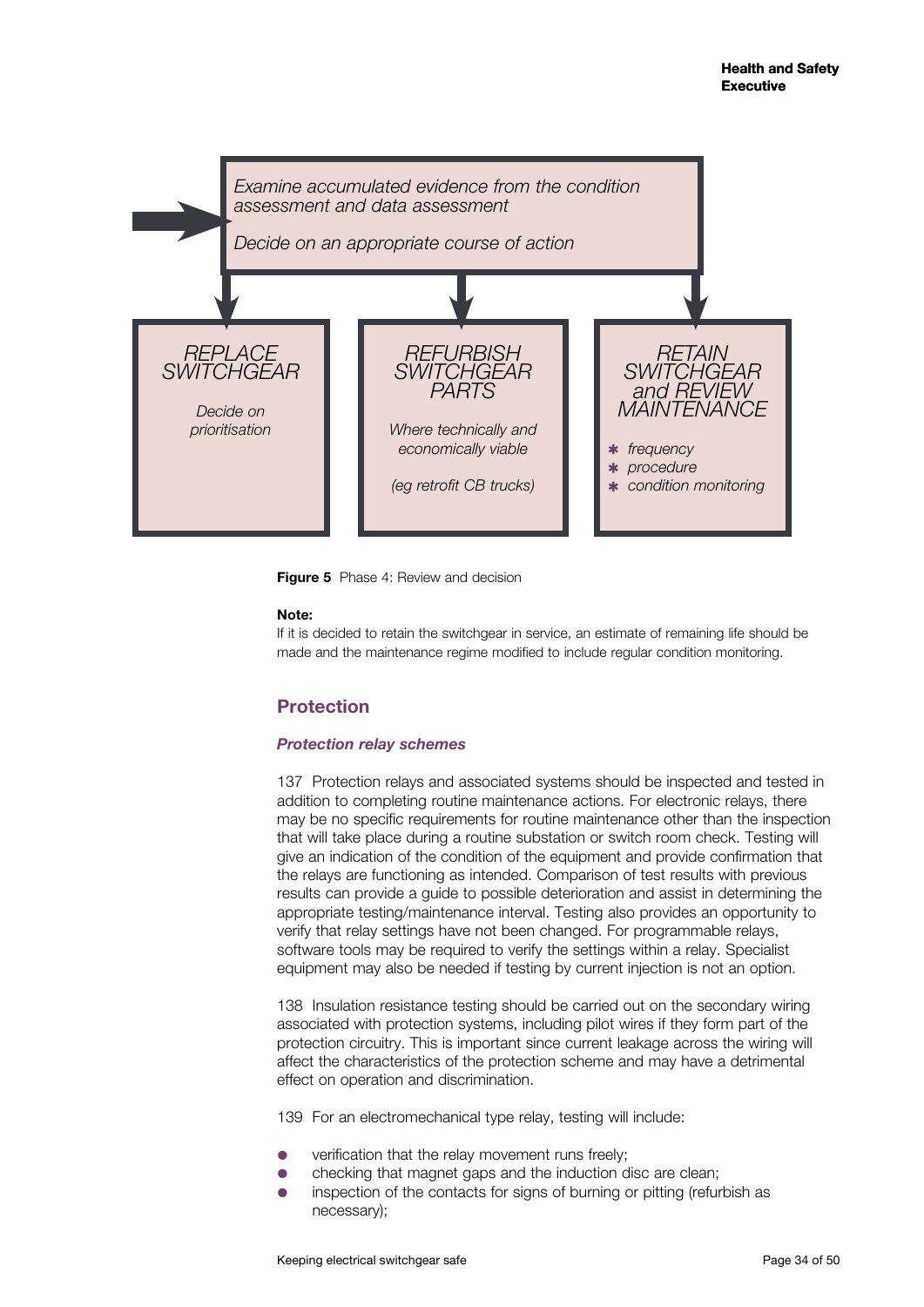Examine accumulated evidence from the condition assessment and data assessment

Decide on an appropriate course of action

**REPLACE SWITCHGEAR**

Decide on prioritisation

**REFURBISH SWITCHGEAR PARTS**

Where technically and economically viable

(eg retrofit CB trucks)

**RETAIN SWITCHGEAR and REVIEW MAINTENANCE**

- frequency
- procedure
- condition monitoring

**Figure 5** Phase 4: Review and decision

**Note:**
If it is decided to retain the switchgear in service, an estimate of remaining life should be made and the maintenance regime modified to include regular condition monitoring.

## Protection

### *Protection relay schemes*

137 Protection relays and associated systems should be inspected and tested in addition to completing routine maintenance actions. For electronic relays, there may be no specific requirements for routine maintenance other than the inspection that will take place during a routine substation or switch room check. Testing will give an indication of the condition of the equipment and provide confirmation that the relays are functioning as intended. Comparison of test results with previous results can provide a guide to possible deterioration and assist in determining the appropriate testing/maintenance interval. Testing also provides an opportunity to verify that relay settings have not been changed. For programmable relays, software tools may be required to verify the settings within a relay. Specialist equipment may also be needed if testing by current injection is not an option.

138 Insulation resistance testing should be carried out on the secondary wiring associated with protection systems, including pilot wires if they form part of the protection circuitry. This is important since current leakage across the wiring will affect the characteristics of the protection scheme and may have a detrimental effect on operation and discrimination.

139 For an electromechanical type relay, testing will include:

- verification that the relay movement runs freely;
- checking that magnet gaps and the induction disc are clean;
- inspection of the contacts for signs of burning or pitting (refurbish as necessary);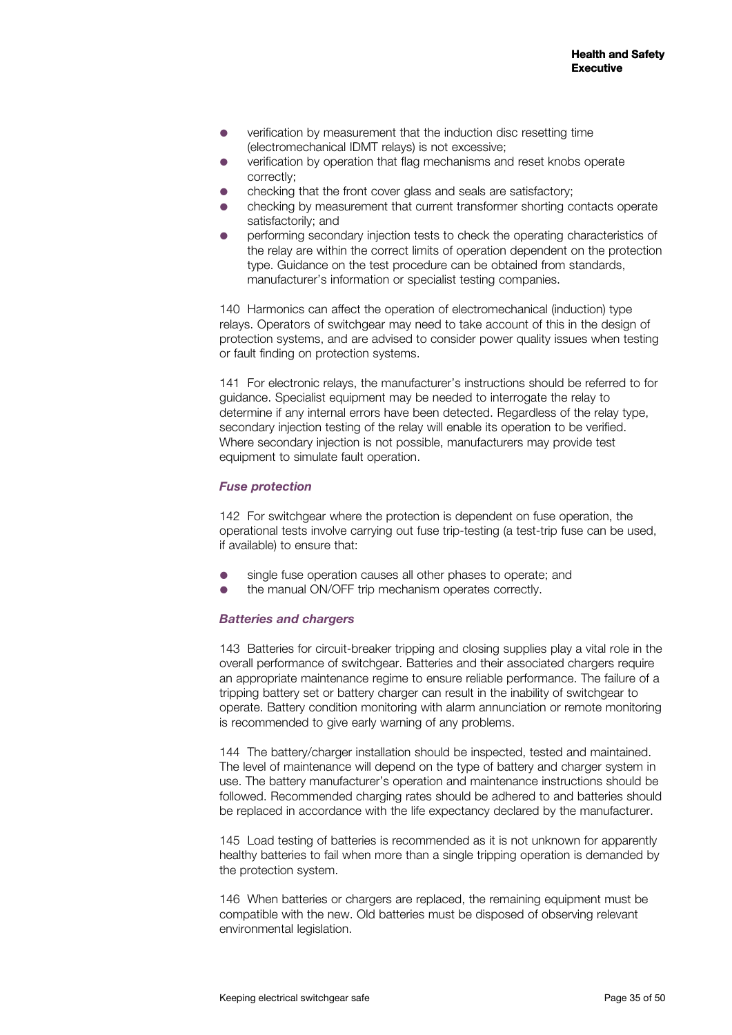- verification by measurement that the induction disc resetting time (electromechanical IDMT relays) is not excessive;
- verification by operation that flag mechanisms and reset knobs operate correctly;
- checking that the front cover glass and seals are satisfactory;
- checking by measurement that current transformer shorting contacts operate satisfactorily; and
- performing secondary injection tests to check the operating characteristics of the relay are within the correct limits of operation dependent on the protection type. Guidance on the test procedure can be obtained from standards, manufacturer's information or specialist testing companies.

140 Harmonics can affect the operation of electromechanical (induction) type relays. Operators of switchgear may need to take account of this in the design of protection systems, and are advised to consider power quality issues when testing or fault finding on protection systems.

141 For electronic relays, the manufacturer's instructions should be referred to for guidance. Specialist equipment may be needed to interrogate the relay to determine if any internal errors have been detected. Regardless of the relay type, secondary injection testing of the relay will enable its operation to be verified. Where secondary injection is not possible, manufacturers may provide test equipment to simulate fault operation.

### *Fuse protection*

142 For switchgear where the protection is dependent on fuse operation, the operational tests involve carrying out fuse trip-testing (a test-trip fuse can be used, if available) to ensure that:

- single fuse operation causes all other phases to operate; and
- the manual ON/OFF trip mechanism operates correctly.

### *Batteries and chargers*

143 Batteries for circuit-breaker tripping and closing supplies play a vital role in the overall performance of switchgear. Batteries and their associated chargers require an appropriate maintenance regime to ensure reliable performance. The failure of a tripping battery set or battery charger can result in the inability of switchgear to operate. Battery condition monitoring with alarm annunciation or remote monitoring is recommended to give early warning of any problems.

144 The battery/charger installation should be inspected, tested and maintained. The level of maintenance will depend on the type of battery and charger system in use. The battery manufacturer's operation and maintenance instructions should be followed. Recommended charging rates should be adhered to and batteries should be replaced in accordance with the life expectancy declared by the manufacturer.

145 Load testing of batteries is recommended as it is not unknown for apparently healthy batteries to fail when more than a single tripping operation is demanded by the protection system.

146 When batteries or chargers are replaced, the remaining equipment must be compatible with the new. Old batteries must be disposed of observing relevant environmental legislation.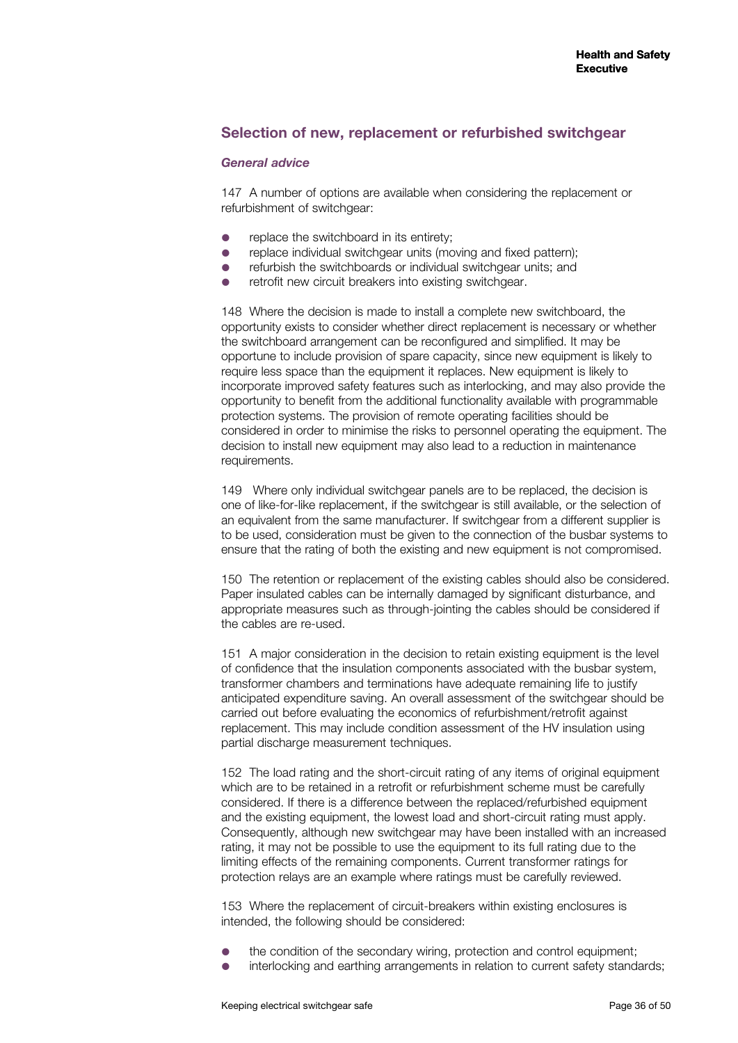## Selection of new, replacement or refurbished switchgear

### *General advice*

147 A number of options are available when considering the replacement or refurbishment of switchgear:

- replace the switchboard in its entirety;
- replace individual switchgear units (moving and fixed pattern);
- refurbish the switchboards or individual switchgear units; and
- retrofit new circuit breakers into existing switchgear.

148 Where the decision is made to install a complete new switchboard, the opportunity exists to consider whether direct replacement is necessary or whether the switchboard arrangement can be reconfigured and simplified. It may be opportune to include provision of spare capacity, since new equipment is likely to require less space than the equipment it replaces. New equipment is likely to incorporate improved safety features such as interlocking, and may also provide the opportunity to benefit from the additional functionality available with programmable protection systems. The provision of remote operating facilities should be considered in order to minimise the risks to personnel operating the equipment. The decision to install new equipment may also lead to a reduction in maintenance requirements.

149 Where only individual switchgear panels are to be replaced, the decision is one of like-for-like replacement, if the switchgear is still available, or the selection of an equivalent from the same manufacturer. If switchgear from a different supplier is to be used, consideration must be given to the connection of the busbar systems to ensure that the rating of both the existing and new equipment is not compromised.

150 The retention or replacement of the existing cables should also be considered. Paper insulated cables can be internally damaged by significant disturbance, and appropriate measures such as through-jointing the cables should be considered if the cables are re-used.

151 A major consideration in the decision to retain existing equipment is the level of confidence that the insulation components associated with the busbar system, transformer chambers and terminations have adequate remaining life to justify anticipated expenditure saving. An overall assessment of the switchgear should be carried out before evaluating the economics of refurbishment/retrofit against replacement. This may include condition assessment of the HV insulation using partial discharge measurement techniques.

152 The load rating and the short-circuit rating of any items of original equipment which are to be retained in a retrofit or refurbishment scheme must be carefully considered. If there is a difference between the replaced/refurbished equipment and the existing equipment, the lowest load and short-circuit rating must apply. Consequently, although new switchgear may have been installed with an increased rating, it may not be possible to use the equipment to its full rating due to the limiting effects of the remaining components. Current transformer ratings for protection relays are an example where ratings must be carefully reviewed.

153 Where the replacement of circuit-breakers within existing enclosures is intended, the following should be considered:

- the condition of the secondary wiring, protection and control equipment;
- interlocking and earthing arrangements in relation to current safety standards;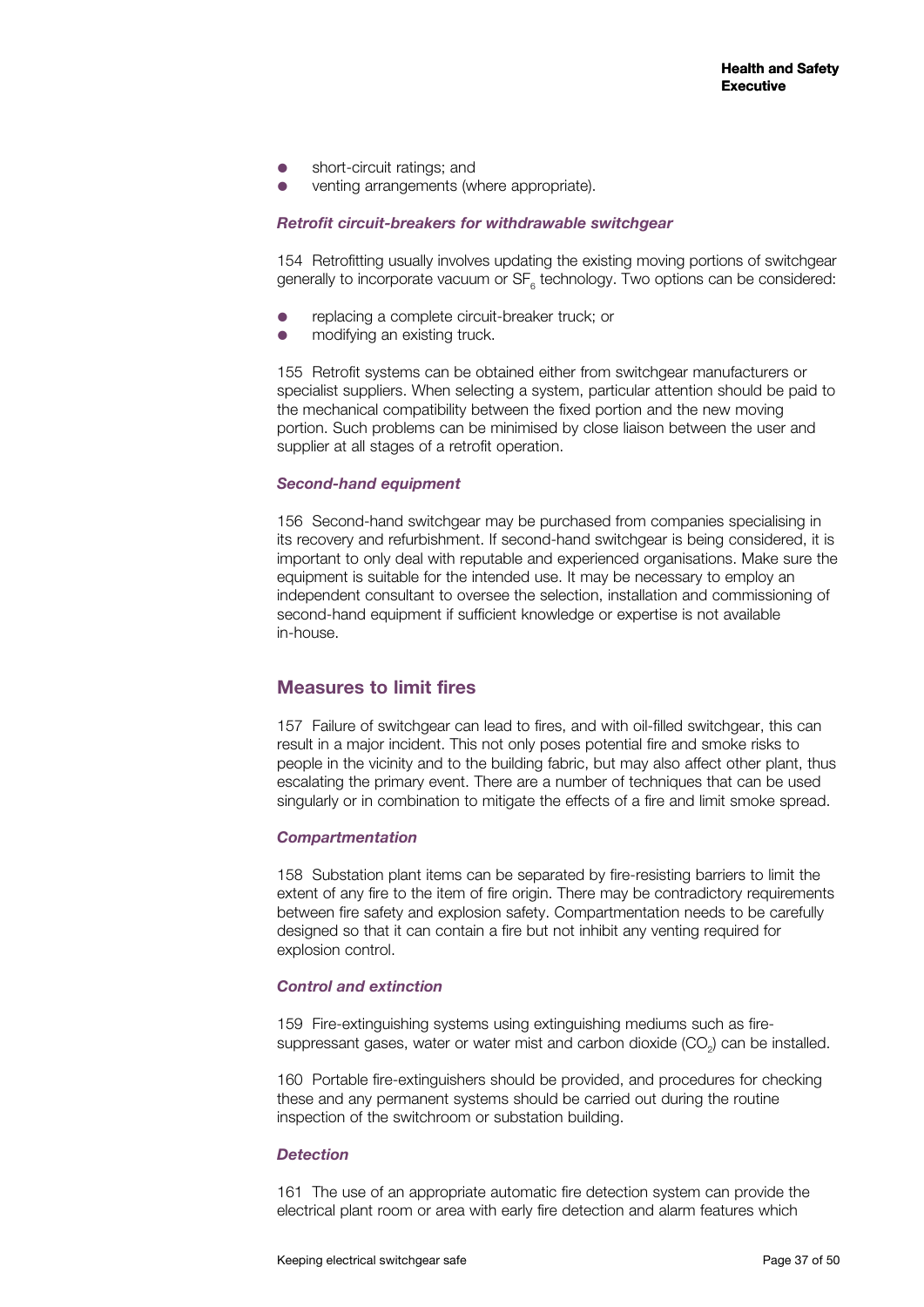- short-circuit ratings; and
- venting arrangements (where appropriate).

### *Retrofit circuit-breakers for withdrawable switchgear*

154 Retrofitting usually involves updating the existing moving portions of switchgear generally to incorporate vacuum or $SF_6$ technology. Two options can be considered:

- replacing a complete circuit-breaker truck; or
- modifying an existing truck.

155 Retrofit systems can be obtained either from switchgear manufacturers or specialist suppliers. When selecting a system, particular attention should be paid to the mechanical compatibility between the fixed portion and the new moving portion. Such problems can be minimised by close liaison between the user and supplier at all stages of a retrofit operation.

### *Second-hand equipment*

156 Second-hand switchgear may be purchased from companies specialising in its recovery and refurbishment. If second-hand switchgear is being considered, it is important to only deal with reputable and experienced organisations. Make sure the equipment is suitable for the intended use. It may be necessary to employ an independent consultant to oversee the selection, installation and commissioning of second-hand equipment if sufficient knowledge or expertise is not available in-house.

## Measures to limit fires

157 Failure of switchgear can lead to fires, and with oil-filled switchgear, this can result in a major incident. This not only poses potential fire and smoke risks to people in the vicinity and to the building fabric, but may also affect other plant, thus escalating the primary event. There are a number of techniques that can be used singularly or in combination to mitigate the effects of a fire and limit smoke spread.

### *Compartmentation*

158 Substation plant items can be separated by fire-resisting barriers to limit the extent of any fire to the item of fire origin. There may be contradictory requirements between fire safety and explosion safety. Compartmentation needs to be carefully designed so that it can contain a fire but not inhibit any venting required for explosion control.

### *Control and extinction*

159 Fire-extinguishing systems using extinguishing mediums such as fire-suppressant gases, water or water mist and carbon dioxide ($CO_2$) can be installed.

160 Portable fire-extinguishers should be provided, and procedures for checking these and any permanent systems should be carried out during the routine inspection of the switchroom or substation building.

### *Detection*

161 The use of an appropriate automatic fire detection system can provide the electrical plant room or area with early fire detection and alarm features which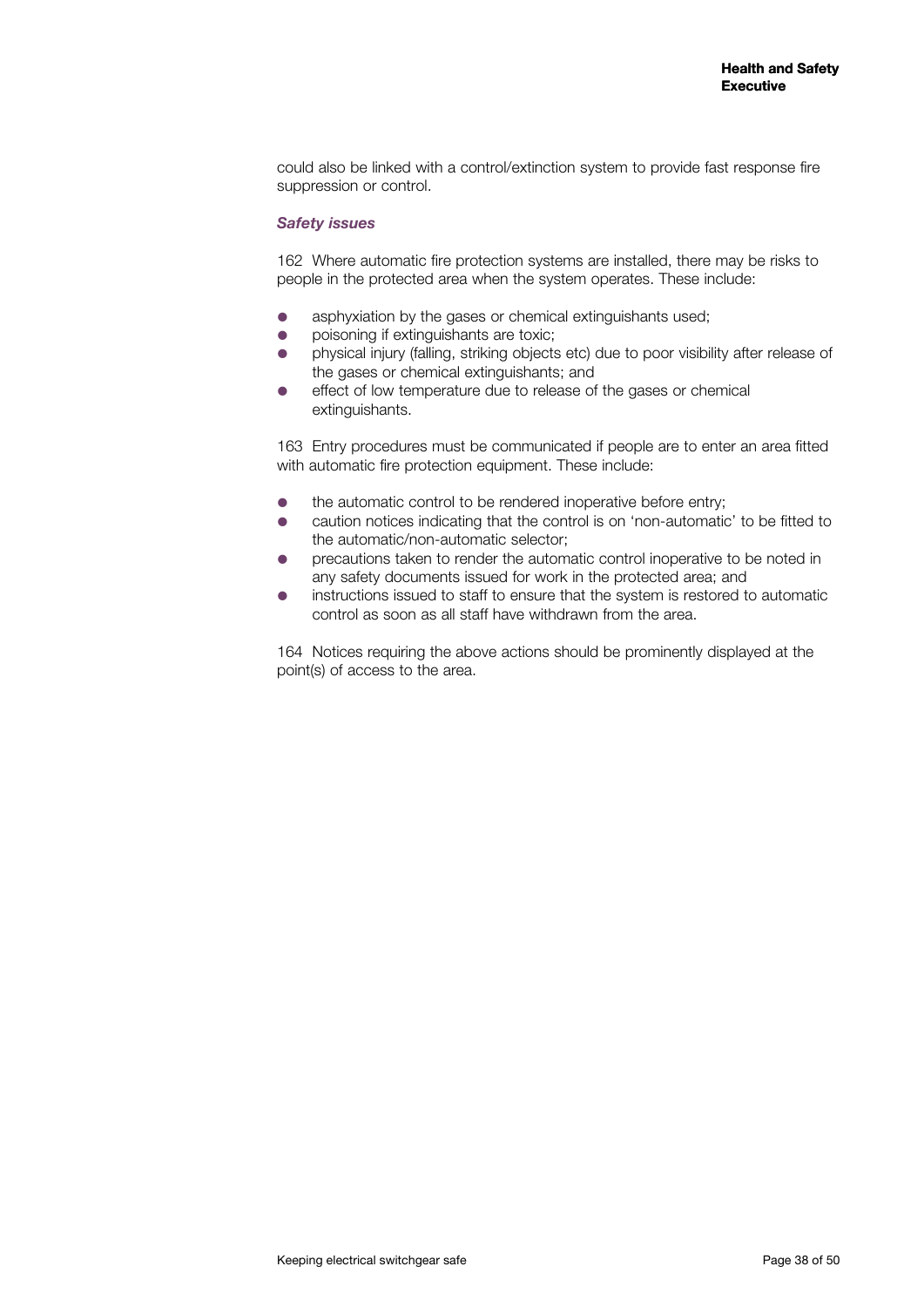could also be linked with a control/extinction system to provide fast response fire suppression or control.

***Safety issues***

162 Where automatic fire protection systems are installed, there may be risks to people in the protected area when the system operates. These include:

- asphyxiation by the gases or chemical extinguishants used;
- poisoning if extinguishants are toxic;
- physical injury (falling, striking objects etc) due to poor visibility after release of the gases or chemical extinguishants; and
- effect of low temperature due to release of the gases or chemical extinguishants.

163 Entry procedures must be communicated if people are to enter an area fitted with automatic fire protection equipment. These include:

- the automatic control to be rendered inoperative before entry;
- caution notices indicating that the control is on 'non-automatic' to be fitted to the automatic/non-automatic selector;
- precautions taken to render the automatic control inoperative to be noted in any safety documents issued for work in the protected area; and
- instructions issued to staff to ensure that the system is restored to automatic control as soon as all staff have withdrawn from the area.

164 Notices requiring the above actions should be prominently displayed at the point(s) of access to the area.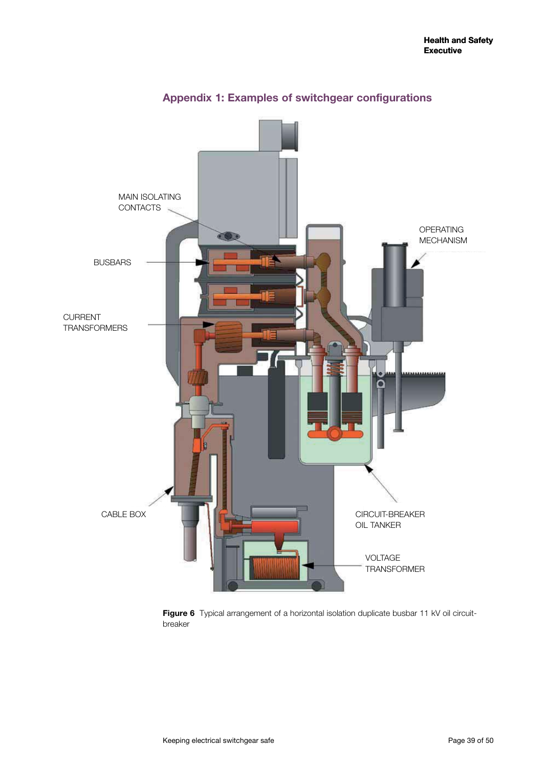# Appendix 1: Examples of switchgear configurations

MAIN ISOLATING CONTACTS

BUSBARS

CURRENT TRANSFORMERS

OPERATING MECHANISM

CABLE BOX

CIRCUIT-BREAKER OIL TANKER

VOLTAGE TRANSFORMER

**Figure 6** Typical arrangement of a horizontal isolation duplicate busbar 11 kV oil circuit-breaker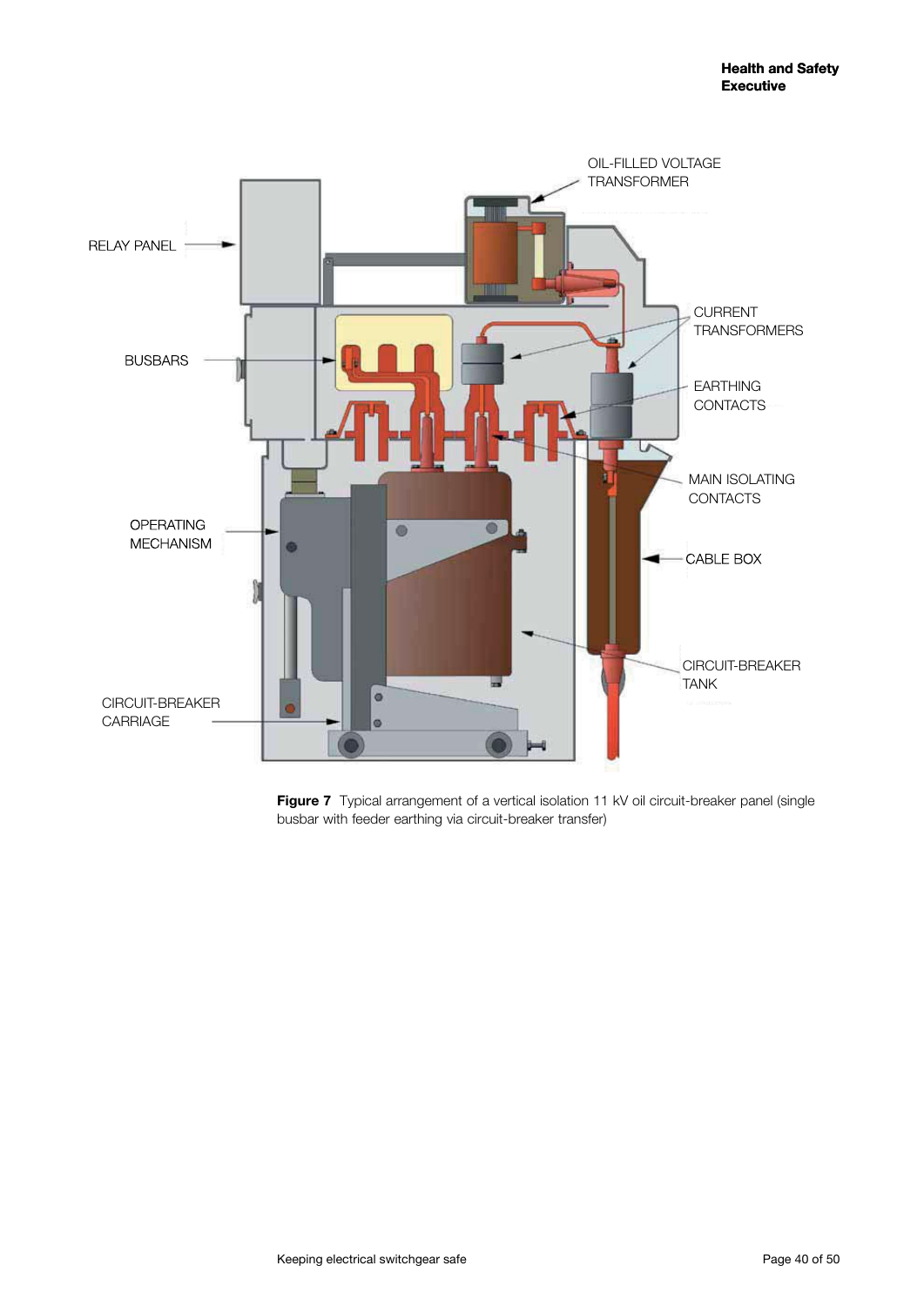RELAY PANEL

BUSBARS

OPERATING MECHANISM

CIRCUIT-BREAKER CARRIAGE

OIL-FILLED VOLTAGE TRANSFORMER

CURRENT TRANSFORMERS

EARTHING CONTACTS

MAIN ISOLATING CONTACTS

CABLE BOX

CIRCUIT-BREAKER TANK

**Figure 7** Typical arrangement of a vertical isolation 11 kV oil circuit-breaker panel (single busbar with feeder earthing via circuit-breaker transfer)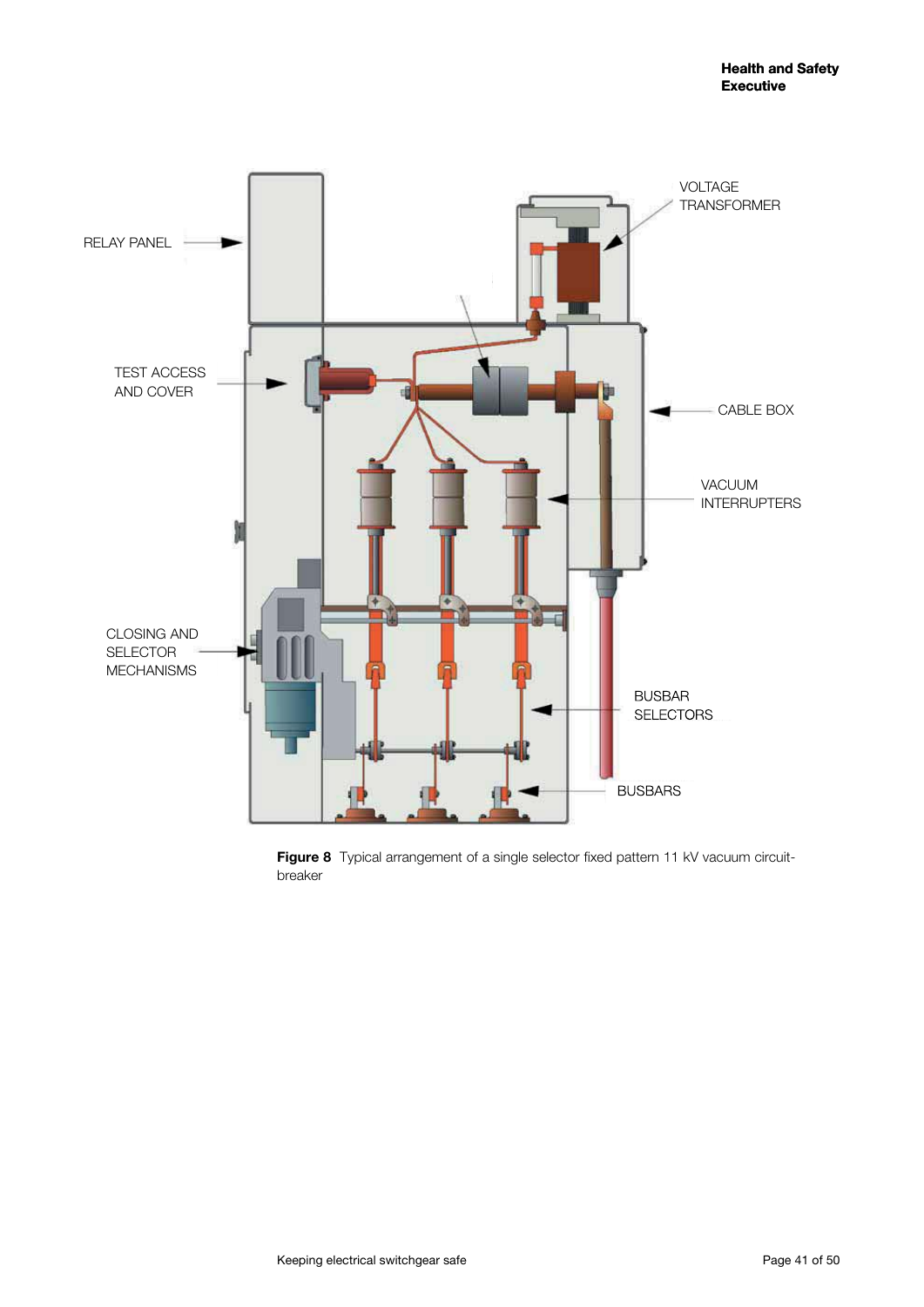**Figure 8** Typical arrangement of a single selector fixed pattern 11 kV vacuum circuit-breaker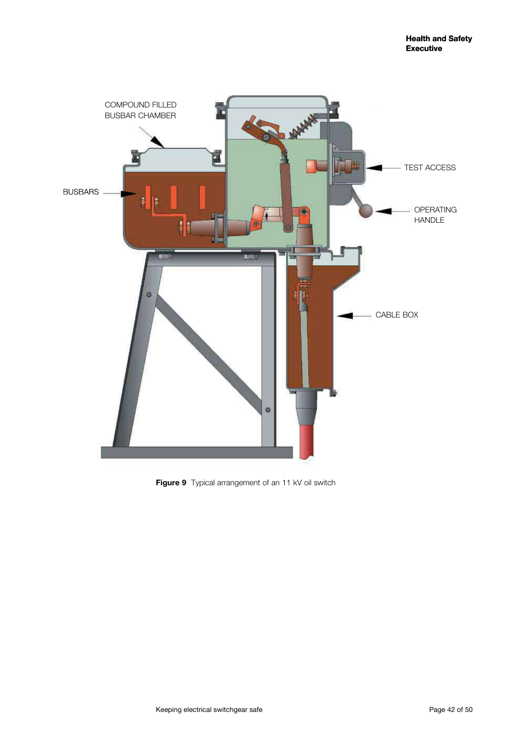COMPOUND FILLED BUSBAR CHAMBER

BUSBARS

TEST ACCESS

OPERATING HANDLE

CABLE BOX

**Figure 9** Typical arrangement of an 11 kV oil switch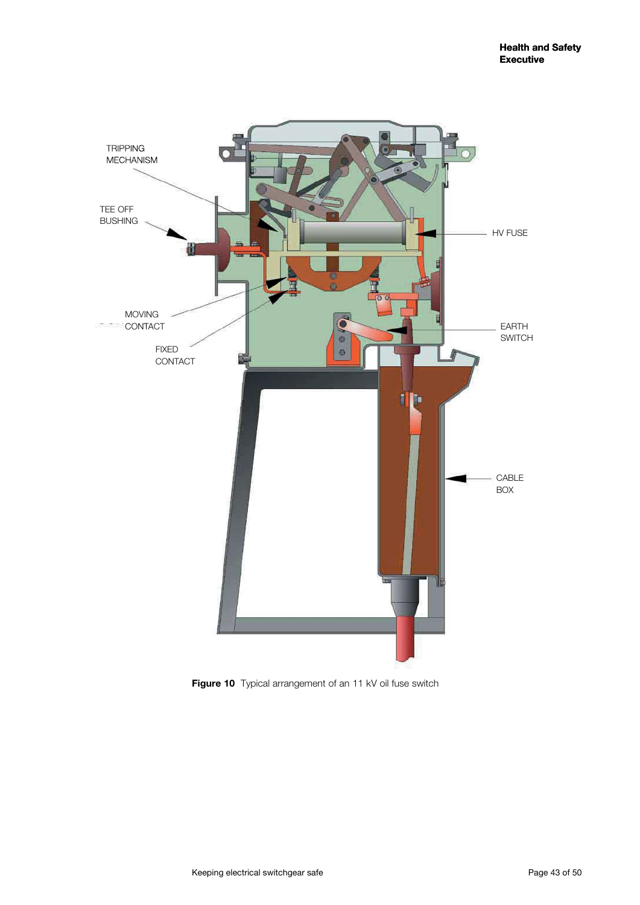TRIPPING MECHANISM

TEE OFF BUSHING

HV FUSE

MOVING CONTACT

FIXED CONTACT

EARTH SWITCH

CABLE BOX

**Figure 10** Typical arrangement of an 11 kV oil fuse switch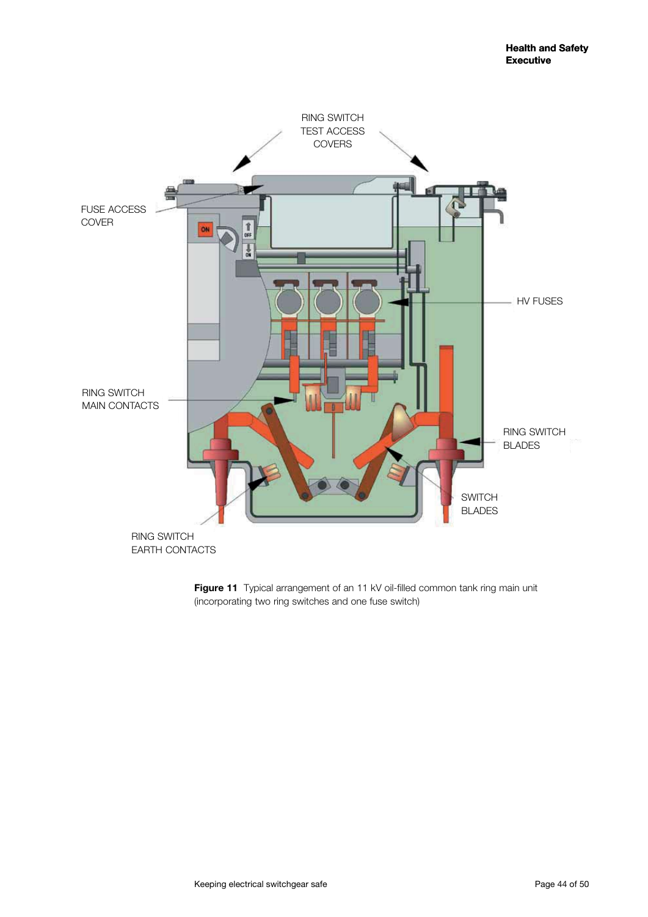**Figure 11** Typical arrangement of an 11 kV oil-filled common tank ring main unit (incorporating two ring switches and one fuse switch)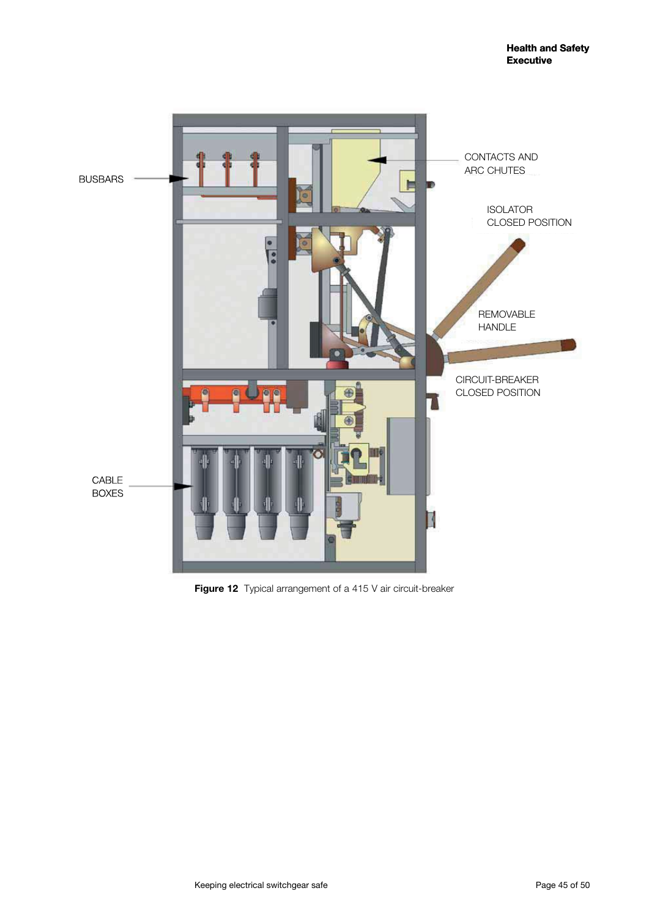BUSBARS

CONTACTS AND ARC CHUTES

ISOLATOR CLOSED POSITION

REMOVABLE HANDLE

CIRCUIT-BREAKER CLOSED POSITION

CABLE BOXES

**Figure 12** Typical arrangement of a 415 V air circuit-breaker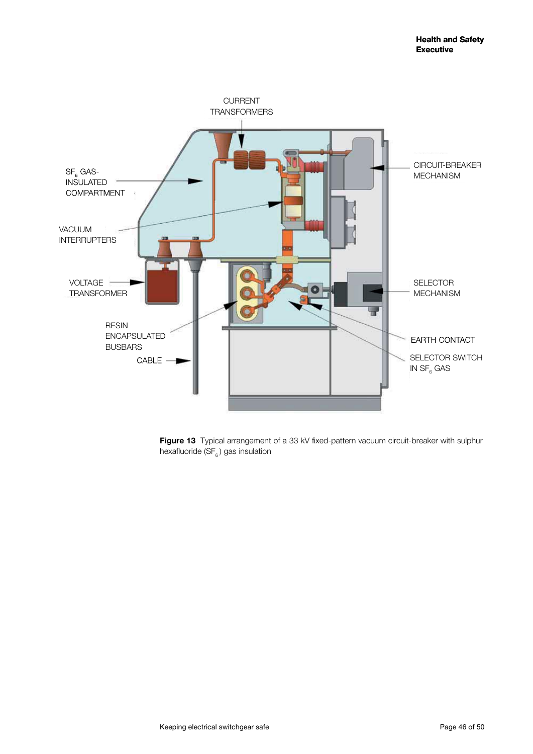**Figure 13** Typical arrangement of a 33 kV fixed-pattern vacuum circuit-breaker with sulphur hexafluoride ($SF_6$) gas insulation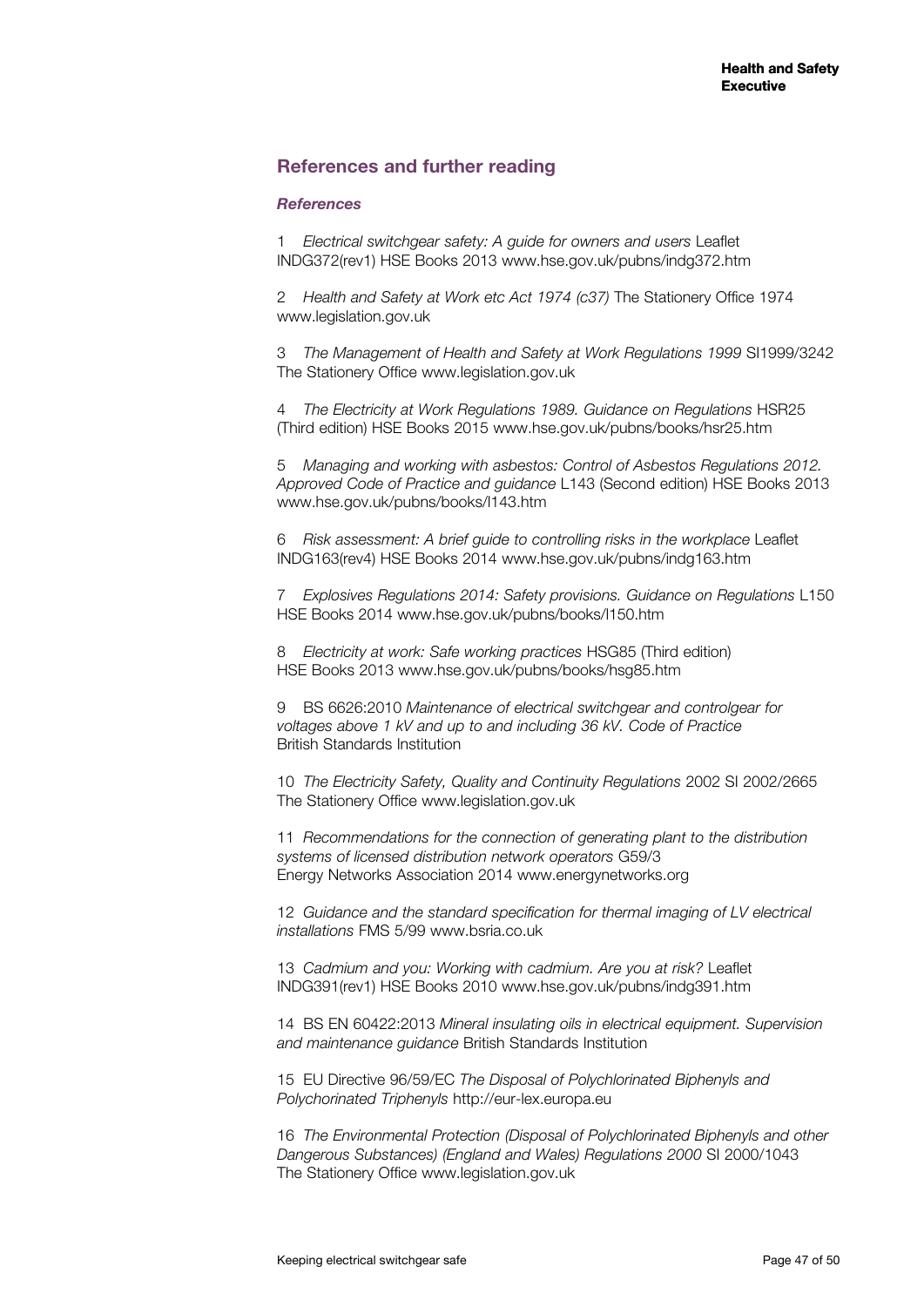## References and further reading

### *References*

1 *Electrical switchgear safety: A guide for owners and users* Leaflet INDG372(rev1) HSE Books 2013 www.hse.gov.uk/pubns/indg372.htm

2 *Health and Safety at Work etc Act 1974 (c37)* The Stationery Office 1974 www.legislation.gov.uk

3 *The Management of Health and Safety at Work Regulations 1999* SI1999/3242 The Stationery Office www.legislation.gov.uk

4 *The Electricity at Work Regulations 1989. Guidance on Regulations* HSR25 (Third edition) HSE Books 2015 www.hse.gov.uk/pubns/books/hsr25.htm

5 *Managing and working with asbestos: Control of Asbestos Regulations 2012. Approved Code of Practice and guidance* L143 (Second edition) HSE Books 2013 www.hse.gov.uk/pubns/books/l143.htm

6 *Risk assessment: A brief guide to controlling risks in the workplace* Leaflet INDG163(rev4) HSE Books 2014 www.hse.gov.uk/pubns/indg163.htm

7 *Explosives Regulations 2014: Safety provisions. Guidance on Regulations* L150 HSE Books 2014 www.hse.gov.uk/pubns/books/l150.htm

8 *Electricity at work: Safe working practices* HSG85 (Third edition) HSE Books 2013 www.hse.gov.uk/pubns/books/hsg85.htm

9 BS 6626:2010 *Maintenance of electrical switchgear and controlgear for voltages above 1 kV and up to and including 36 kV. Code of Practice* British Standards Institution

10 *The Electricity Safety, Quality and Continuity Regulations* 2002 SI 2002/2665 The Stationery Office www.legislation.gov.uk

11 *Recommendations for the connection of generating plant to the distribution systems of licensed distribution network operators* G59/3 Energy Networks Association 2014 www.energynetworks.org

12 *Guidance and the standard specification for thermal imaging of LV electrical installations* FMS 5/99 www.bsria.co.uk

13 *Cadmium and you: Working with cadmium. Are you at risk?* Leaflet INDG391(rev1) HSE Books 2010 www.hse.gov.uk/pubns/indg391.htm

14 BS EN 60422:2013 *Mineral insulating oils in electrical equipment. Supervision and maintenance guidance* British Standards Institution

15 EU Directive 96/59/EC *The Disposal of Polychlorinated Biphenyls and Polychorinated Triphenyls* http://eur-lex.europa.eu

16 *The Environmental Protection (Disposal of Polychlorinated Biphenyls and other Dangerous Substances) (England and Wales) Regulations 2000* SI 2000/1043 The Stationery Office www.legislation.gov.uk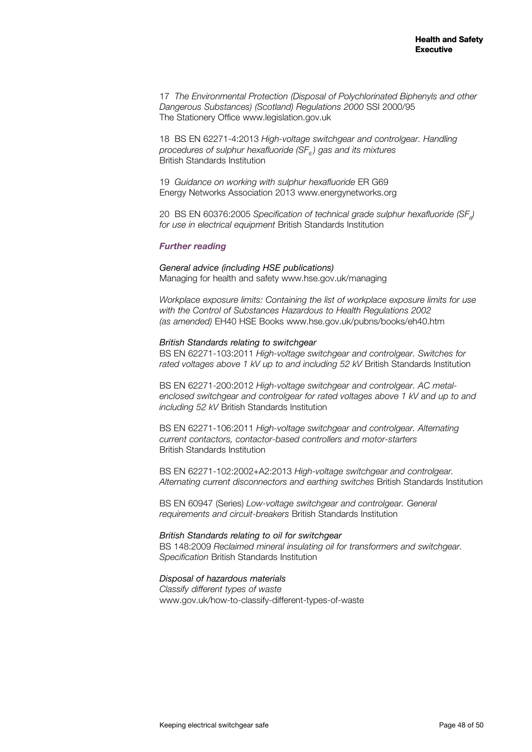17 *The Environmental Protection (Disposal of Polychlorinated Biphenyls and other Dangerous Substances) (Scotland) Regulations 2000* SSI 2000/95 The Stationery Office www.legislation.gov.uk

18 BS EN 62271-4:2013 *High-voltage switchgear and controlgear. Handling procedures of sulphur hexafluoride ($SF_6$) gas and its mixtures* British Standards Institution

19 *Guidance on working with sulphur hexafluoride* ER G69 Energy Networks Association 2013 www.energynetworks.org

20 BS EN 60376:2005 *Specification of technical grade sulphur hexafluoride ($SF_6$) for use in electrical equipment* British Standards Institution

### *Further reading*

*General advice (including HSE publications)*
Managing for health and safety www.hse.gov.uk/managing

*Workplace exposure limits: Containing the list of workplace exposure limits for use with the Control of Substances Hazardous to Health Regulations 2002 (as amended)* EH40 HSE Books www.hse.gov.uk/pubns/books/eh40.htm

*British Standards relating to switchgear*
BS EN 62271-103:2011 *High-voltage switchgear and controlgear. Switches for rated voltages above 1 kV up to and including 52 kV* British Standards Institution

BS EN 62271-200:2012 *High-voltage switchgear and controlgear. AC metal-enclosed switchgear and controlgear for rated voltages above 1 kV and up to and including 52 kV* British Standards Institution

BS EN 62271-106:2011 *High-voltage switchgear and controlgear. Alternating current contactors, contactor-based controllers and motor-starters* British Standards Institution

BS EN 62271-102:2002+A2:2013 *High-voltage switchgear and controlgear. Alternating current disconnectors and earthing switches* British Standards Institution

BS EN 60947 (Series) *Low-voltage switchgear and controlgear. General requirements and circuit-breakers* British Standards Institution

*British Standards relating to oil for switchgear*
BS 148:2009 *Reclaimed mineral insulating oil for transformers and switchgear. Specification* British Standards Institution

*Disposal of hazardous materials*
*Classify different types of waste*
www.gov.uk/how-to-classify-different-types-of-waste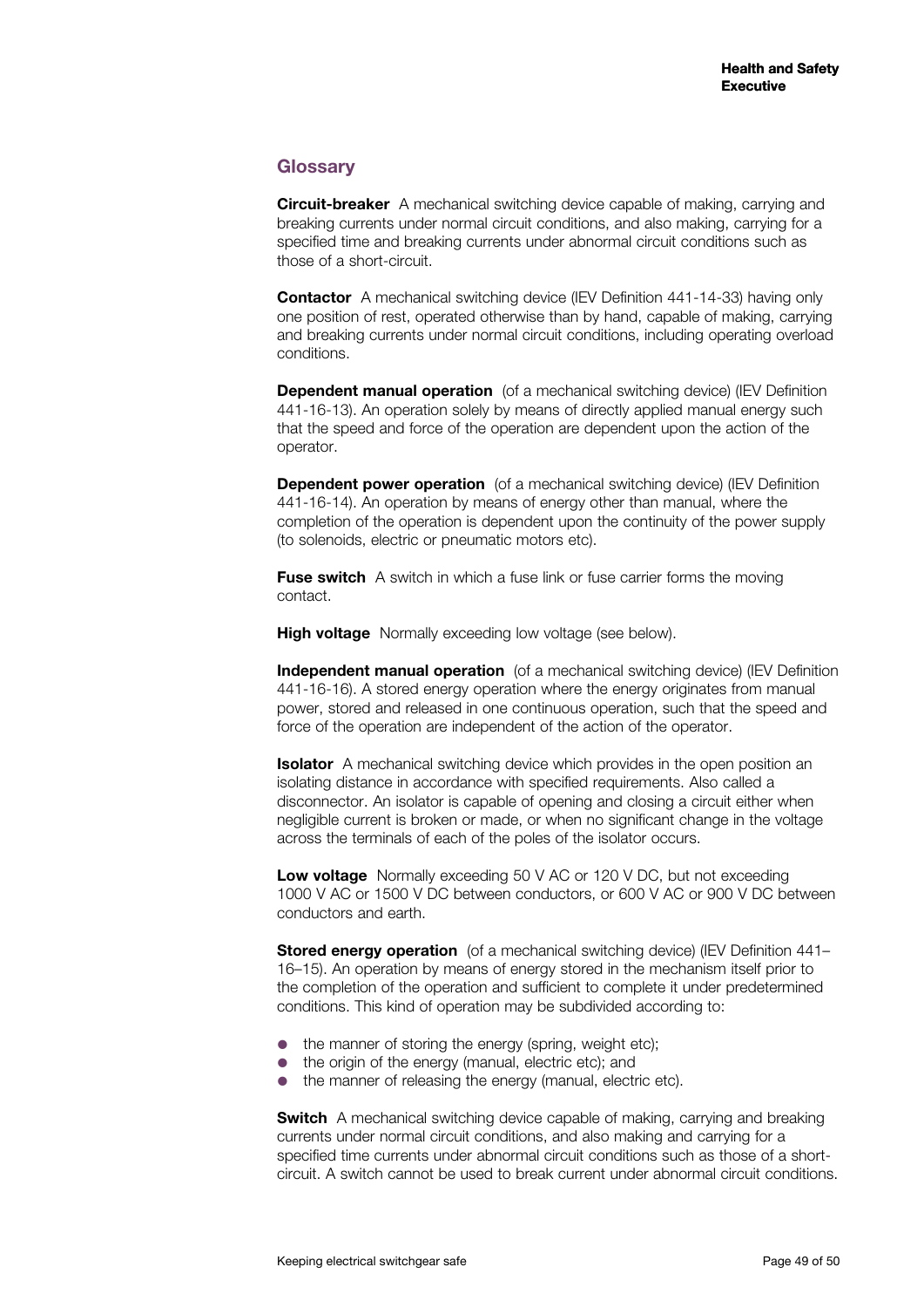## Glossary

**Circuit-breaker** A mechanical switching device capable of making, carrying and breaking currents under normal circuit conditions, and also making, carrying for a specified time and breaking currents under abnormal circuit conditions such as those of a short-circuit.

**Contactor** A mechanical switching device (IEV Definition 441-14-33) having only one position of rest, operated otherwise than by hand, capable of making, carrying and breaking currents under normal circuit conditions, including operating overload conditions.

**Dependent manual operation** (of a mechanical switching device) (IEV Definition 441-16-13). An operation solely by means of directly applied manual energy such that the speed and force of the operation are dependent upon the action of the operator.

**Dependent power operation** (of a mechanical switching device) (IEV Definition 441-16-14). An operation by means of energy other than manual, where the completion of the operation is dependent upon the continuity of the power supply (to solenoids, electric or pneumatic motors etc).

**Fuse switch** A switch in which a fuse link or fuse carrier forms the moving contact.

**High voltage** Normally exceeding low voltage (see below).

**Independent manual operation** (of a mechanical switching device) (IEV Definition 441-16-16). A stored energy operation where the energy originates from manual power, stored and released in one continuous operation, such that the speed and force of the operation are independent of the action of the operator.

**Isolator** A mechanical switching device which provides in the open position an isolating distance in accordance with specified requirements. Also called a disconnector. An isolator is capable of opening and closing a circuit either when negligible current is broken or made, or when no significant change in the voltage across the terminals of each of the poles of the isolator occurs.

**Low voltage** Normally exceeding 50 V AC or 120 V DC, but not exceeding 1000 V AC or 1500 V DC between conductors, or 600 V AC or 900 V DC between conductors and earth.

**Stored energy operation** (of a mechanical switching device) (IEV Definition 441–16–15). An operation by means of energy stored in the mechanism itself prior to the completion of the operation and sufficient to complete it under predetermined conditions. This kind of operation may be subdivided according to:

- the manner of storing the energy (spring, weight etc);
- the origin of the energy (manual, electric etc); and
- the manner of releasing the energy (manual, electric etc).

**Switch** A mechanical switching device capable of making, carrying and breaking currents under normal circuit conditions, and also making and carrying for a specified time currents under abnormal circuit conditions such as those of a short-circuit. A switch cannot be used to break current under abnormal circuit conditions.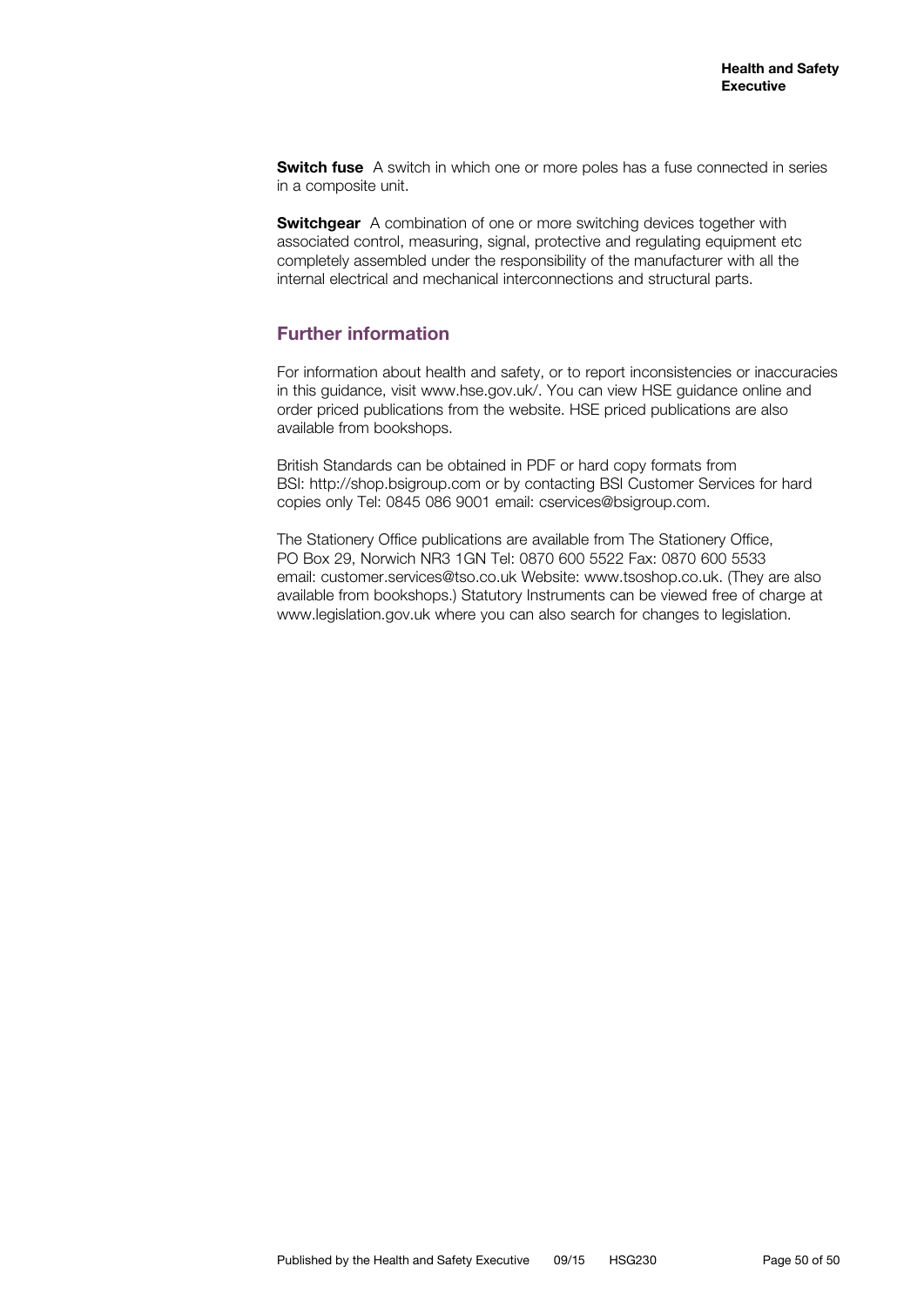**Switch fuse** A switch in which one or more poles has a fuse connected in series in a composite unit.

**Switchgear** A combination of one or more switching devices together with associated control, measuring, signal, protective and regulating equipment etc completely assembled under the responsibility of the manufacturer with all the internal electrical and mechanical interconnections and structural parts.

## Further information

For information about health and safety, or to report inconsistencies or inaccuracies in this guidance, visit www.hse.gov.uk/. You can view HSE guidance online and order priced publications from the website. HSE priced publications are also available from bookshops.

British Standards can be obtained in PDF or hard copy formats from BSI: http://shop.bsigroup.com or by contacting BSI Customer Services for hard copies only Tel: 0845 086 9001 email: cservices@bsigroup.com.

The Stationery Office publications are available from The Stationery Office, PO Box 29, Norwich NR3 1GN Tel: 0870 600 5522 Fax: 0870 600 5533 email: customer.services@tso.co.uk Website: www.tsoshop.co.uk. (They are also available from bookshops.) Statutory Instruments can be viewed free of charge at www.legislation.gov.uk where you can also search for changes to legislation.